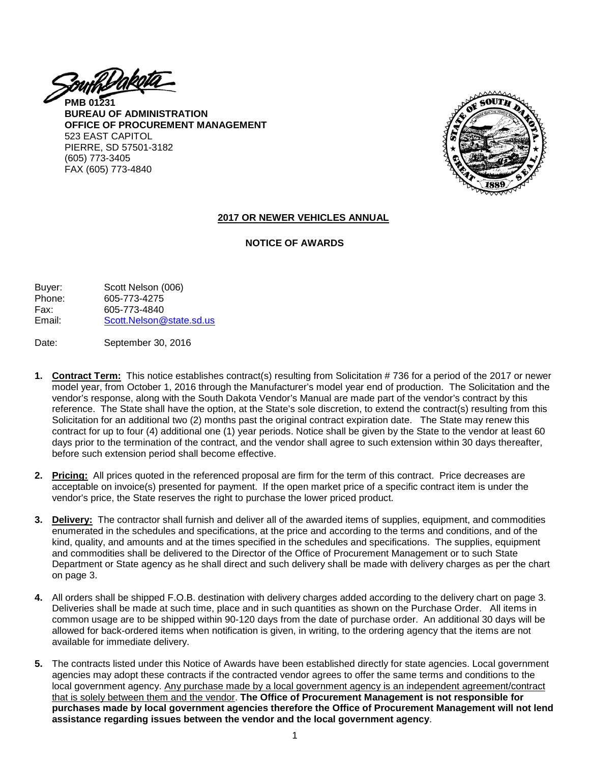**PMB 01231**
**BUREAU OF ADMINISTRATION**
**OFFICE OF PROCUREMENT MANAGEMENT**
523 EAST CAPITOL
PIERRE, SD 57501-3182
(605) 773-3405
FAX (605) 773-4840

## 2017 OR NEWER VEHICLES ANNUAL

## NOTICE OF AWARDS

Buyer: Scott Nelson (006)
Phone: 605-773-4275
Fax: 605-773-4840
Email: Scott.Nelson@state.sd.us

Date: September 30, 2016

1. **Contract Term:** This notice establishes contract(s) resulting from Solicitation # 736 for a period of the 2017 or newer model year, from October 1, 2016 through the Manufacturer's model year end of production. The Solicitation and the vendor's response, along with the South Dakota Vendor's Manual are made part of the vendor's contract by this reference. The State shall have the option, at the State's sole discretion, to extend the contract(s) resulting from this Solicitation for an additional two (2) months past the original contract expiration date. The State may renew this contract for up to four (4) additional one (1) year periods. Notice shall be given by the State to the vendor at least 60 days prior to the termination of the contract, and the vendor shall agree to such extension within 30 days thereafter, before such extension period shall become effective.

2. **Pricing:** All prices quoted in the referenced proposal are firm for the term of this contract. Price decreases are acceptable on invoice(s) presented for payment. If the open market price of a specific contract item is under the vendor's price, the State reserves the right to purchase the lower priced product.

3. **Delivery:** The contractor shall furnish and deliver all of the awarded items of supplies, equipment, and commodities enumerated in the schedules and specifications, at the price and according to the terms and conditions, and of the kind, quality, and amounts and at the times specified in the schedules and specifications. The supplies, equipment and commodities shall be delivered to the Director of the Office of Procurement Management or to such State Department or State agency as he shall direct and such delivery shall be made with delivery charges as per the chart on page 3.

4. All orders shall be shipped F.O.B. destination with delivery charges added according to the delivery chart on page 3. Deliveries shall be made at such time, place and in such quantities as shown on the Purchase Order. All items in common usage are to be shipped within 90-120 days from the date of purchase order. An additional 30 days will be allowed for back-ordered items when notification is given, in writing, to the ordering agency that the items are not available for immediate delivery.

5. The contracts listed under this Notice of Awards have been established directly for state agencies. Local government agencies may adopt these contracts if the contracted vendor agrees to offer the same terms and conditions to the local government agency. Any purchase made by a local government agency is an independent agreement/contract that is solely between them and the vendor. **The Office of Procurement Management is not responsible for purchases made by local government agencies therefore the Office of Procurement Management will not lend assistance regarding issues between the vendor and the local government agency**.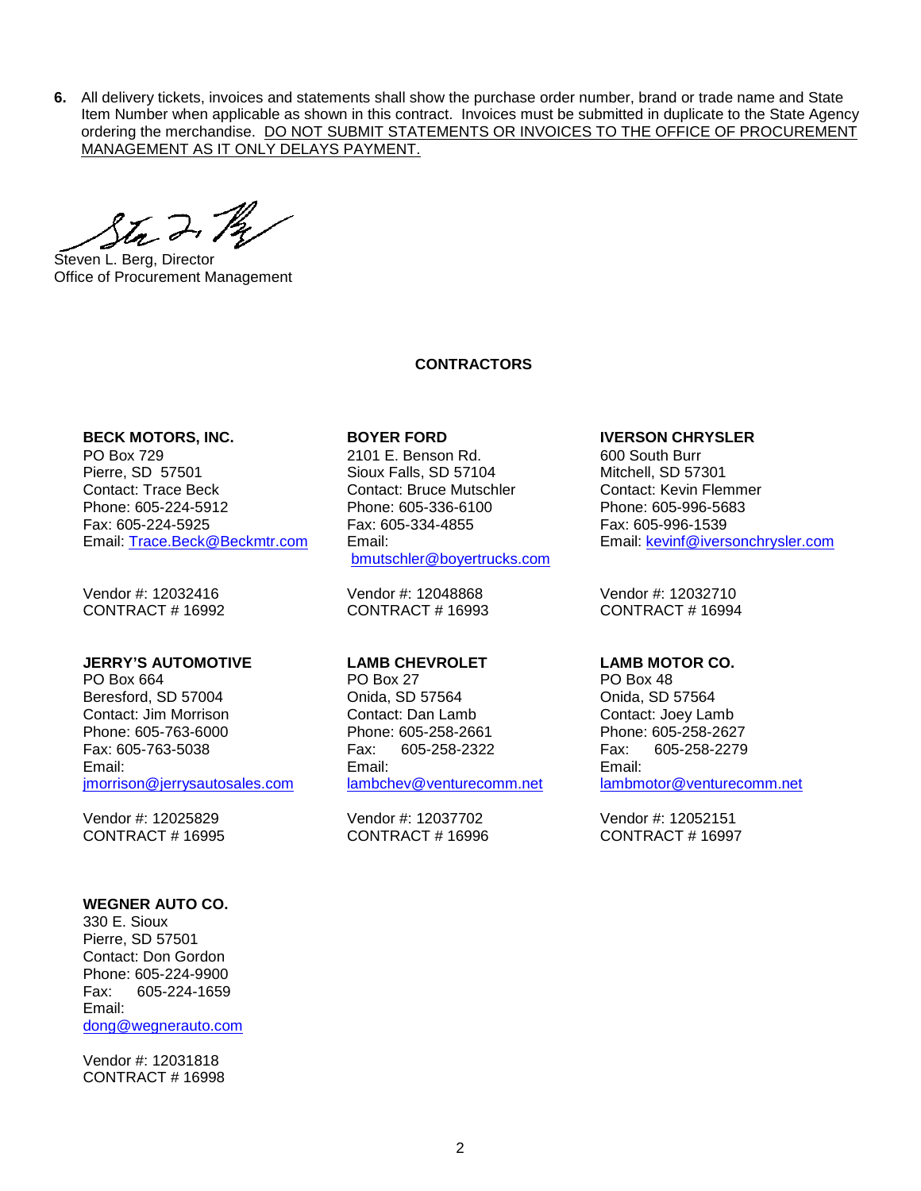6. All delivery tickets, invoices and statements shall show the purchase order number, brand or trade name and State Item Number when applicable as shown in this contract. Invoices must be submitted in duplicate to the State Agency ordering the merchandise. DO NOT SUBMIT STATEMENTS OR INVOICES TO THE OFFICE OF PROCUREMENT MANAGEMENT AS IT ONLY DELAYS PAYMENT.

Steven L. Berg, Director
Office of Procurement Management

**CONTRACTORS**

**BECK MOTORS, INC.**
PO Box 729
Pierre, SD 57501
Contact: Trace Beck
Phone: 605-224-5912
Fax: 605-224-5925
Email: Trace.Beck@Beckmtr.com

Vendor #: 12032416
CONTRACT # 16992

**BOYER FORD**
2101 E. Benson Rd.
Sioux Falls, SD 57104
Contact: Bruce Mutschler
Phone: 605-336-6100
Fax: 605-334-4855
Email: bmutschler@boyertrucks.com

Vendor #: 12048868
CONTRACT # 16993

**IVERSON CHRYSLER**
600 South Burr
Mitchell, SD 57301
Contact: Kevin Flemmer
Phone: 605-996-5683
Fax: 605-996-1539
Email: kevinf@iversonchrysler.com

Vendor #: 12032710
CONTRACT # 16994

**JERRY'S AUTOMOTIVE**
PO Box 664
Beresford, SD 57004
Contact: Jim Morrison
Phone: 605-763-6000
Fax: 605-763-5038
Email: jmorrison@jerrysautosales.com

Vendor #: 12025829
CONTRACT # 16995

**LAMB CHEVROLET**
PO Box 27
Onida, SD 57564
Contact: Dan Lamb
Phone: 605-258-2661
Fax: 605-258-2322
Email: lambchev@venturecomm.net

Vendor #: 12037702
CONTRACT # 16996

**LAMB MOTOR CO.**
PO Box 48
Onida, SD 57564
Contact: Joey Lamb
Phone: 605-258-2627
Fax: 605-258-2279
Email: lambmotor@venturecomm.net

Vendor #: 12052151
CONTRACT # 16997

**WEGNER AUTO CO.**
330 E. Sioux
Pierre, SD 57501
Contact: Don Gordon
Phone: 605-224-9900
Fax: 605-224-1659
Email: dong@wegnerauto.com

Vendor #: 12031818
CONTRACT # 16998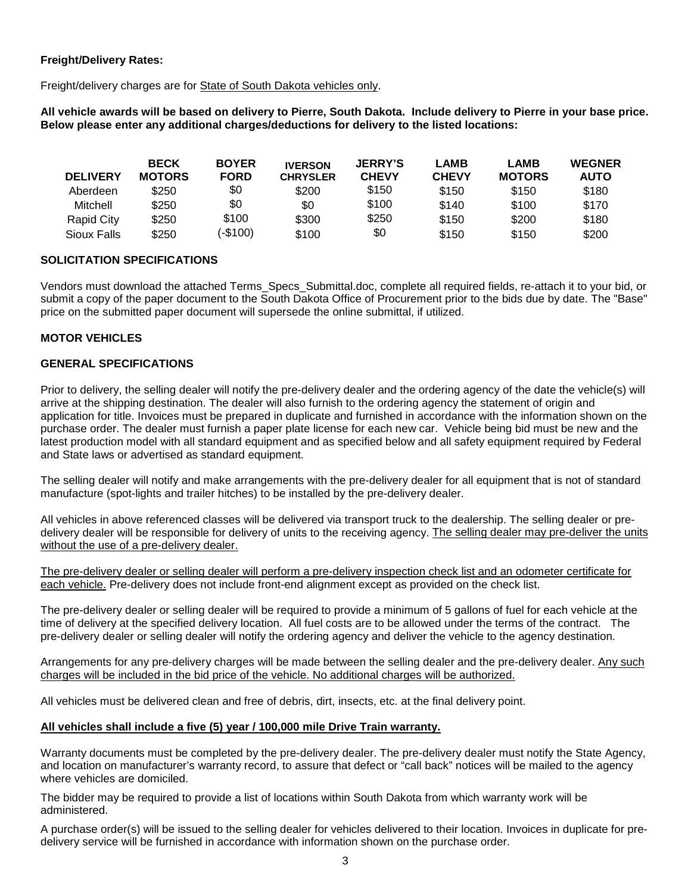**Freight/Delivery Rates:**

Freight/delivery charges are for State of South Dakota vehicles only.

**All vehicle awards will be based on delivery to Pierre, South Dakota. Include delivery to Pierre in your base price. Below please enter any additional charges/deductions for delivery to the listed locations:**

| DELIVERY | BECK MOTORS | BOYER FORD | IVERSON CHRYSLER | JERRY'S CHEVY | LAMB CHEVY | LAMB MOTORS | WEGNER AUTO |
|---|---|---|---|---|---|---|---|
| Aberdeen | $250 | $0 | $200 | $150 | $150 | $150 | $180 |
| Mitchell | $250 | $0 | $0 | $100 | $140 | $100 | $170 |
| Rapid City | $250 | $100 | $300 | $250 | $150 | $200 | $180 |
| Sioux Falls | $250 | (-$100) | $100 | $0 | $150 | $150 | $200 |

**SOLICITATION SPECIFICATIONS**

Vendors must download the attached Terms_Specs_Submittal.doc, complete all required fields, re-attach it to your bid, or submit a copy of the paper document to the South Dakota Office of Procurement prior to the bids due by date. The "Base" price on the submitted paper document will supersede the online submittal, if utilized.

**MOTOR VEHICLES**

**GENERAL SPECIFICATIONS**

Prior to delivery, the selling dealer will notify the pre-delivery dealer and the ordering agency of the date the vehicle(s) will arrive at the shipping destination. The dealer will also furnish to the ordering agency the statement of origin and application for title. Invoices must be prepared in duplicate and furnished in accordance with the information shown on the purchase order. The dealer must furnish a paper plate license for each new car. Vehicle being bid must be new and the latest production model with all standard equipment and as specified below and all safety equipment required by Federal and State laws or advertised as standard equipment.

The selling dealer will notify and make arrangements with the pre-delivery dealer for all equipment that is not of standard manufacture (spot-lights and trailer hitches) to be installed by the pre-delivery dealer.

All vehicles in above referenced classes will be delivered via transport truck to the dealership. The selling dealer or pre-delivery dealer will be responsible for delivery of units to the receiving agency. The selling dealer may pre-deliver the units without the use of a pre-delivery dealer.

The pre-delivery dealer or selling dealer will perform a pre-delivery inspection check list and an odometer certificate for each vehicle. Pre-delivery does not include front-end alignment except as provided on the check list.

The pre-delivery dealer or selling dealer will be required to provide a minimum of 5 gallons of fuel for each vehicle at the time of delivery at the specified delivery location. All fuel costs are to be allowed under the terms of the contract. The pre-delivery dealer or selling dealer will notify the ordering agency and deliver the vehicle to the agency destination.

Arrangements for any pre-delivery charges will be made between the selling dealer and the pre-delivery dealer. Any such charges will be included in the bid price of the vehicle. No additional charges will be authorized.

All vehicles must be delivered clean and free of debris, dirt, insects, etc. at the final delivery point.

**All vehicles shall include a five (5) year / 100,000 mile Drive Train warranty.**

Warranty documents must be completed by the pre-delivery dealer. The pre-delivery dealer must notify the State Agency, and location on manufacturer's warranty record, to assure that defect or "call back" notices will be mailed to the agency where vehicles are domiciled.

The bidder may be required to provide a list of locations within South Dakota from which warranty work will be administered.

A purchase order(s) will be issued to the selling dealer for vehicles delivered to their location. Invoices in duplicate for pre-delivery service will be furnished in accordance with information shown on the purchase order.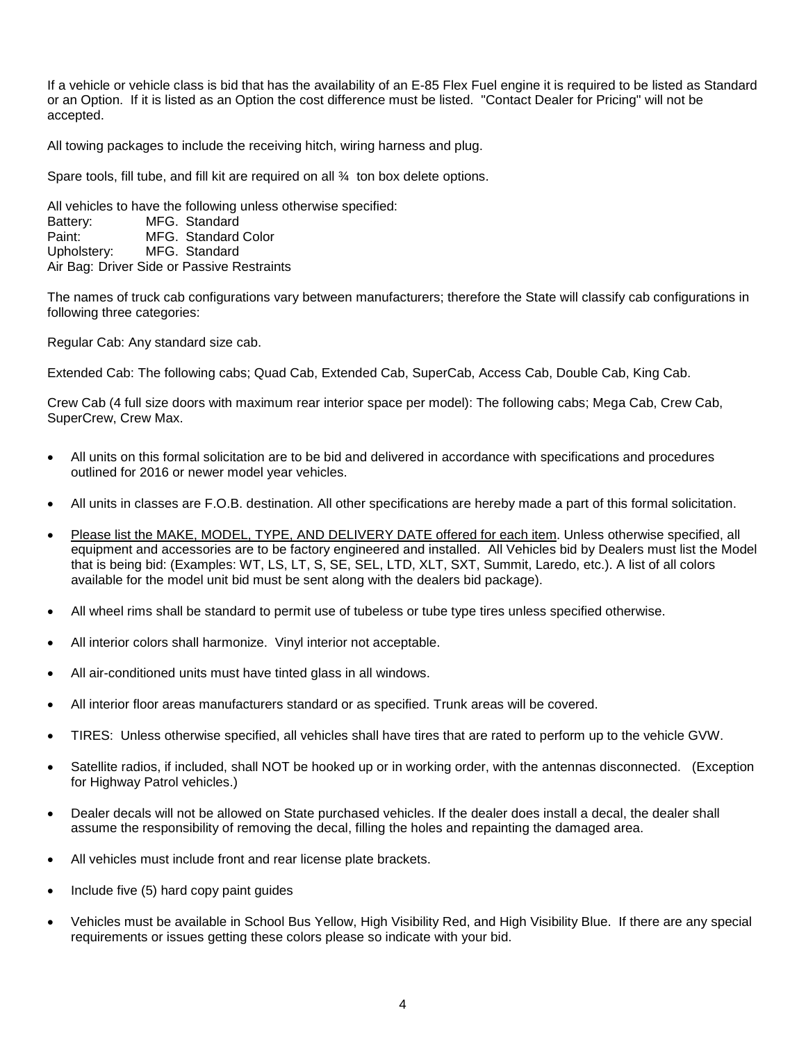If a vehicle or vehicle class is bid that has the availability of an E-85 Flex Fuel engine it is required to be listed as Standard or an Option. If it is listed as an Option the cost difference must be listed. "Contact Dealer for Pricing" will not be accepted.

All towing packages to include the receiving hitch, wiring harness and plug.

Spare tools, fill tube, and fill kit are required on all ¾ ton box delete options.

All vehicles to have the following unless otherwise specified:
Battery: MFG. Standard
Paint: MFG. Standard Color
Upholstery: MFG. Standard
Air Bag: Driver Side or Passive Restraints

The names of truck cab configurations vary between manufacturers; therefore the State will classify cab configurations in following three categories:

Regular Cab: Any standard size cab.

Extended Cab: The following cabs; Quad Cab, Extended Cab, SuperCab, Access Cab, Double Cab, King Cab.

Crew Cab (4 full size doors with maximum rear interior space per model): The following cabs; Mega Cab, Crew Cab, SuperCrew, Crew Max.

- All units on this formal solicitation are to be bid and delivered in accordance with specifications and procedures outlined for 2016 or newer model year vehicles.
- All units in classes are F.O.B. destination. All other specifications are hereby made a part of this formal solicitation.
- Please list the MAKE, MODEL, TYPE, AND DELIVERY DATE offered for each item. Unless otherwise specified, all equipment and accessories are to be factory engineered and installed. All Vehicles bid by Dealers must list the Model that is being bid: (Examples: WT, LS, LT, S, SE, SEL, LTD, XLT, SXT, Summit, Laredo, etc.). A list of all colors available for the model unit bid must be sent along with the dealers bid package).
- All wheel rims shall be standard to permit use of tubeless or tube type tires unless specified otherwise.
- All interior colors shall harmonize. Vinyl interior not acceptable.
- All air-conditioned units must have tinted glass in all windows.
- All interior floor areas manufacturers standard or as specified. Trunk areas will be covered.
- TIRES: Unless otherwise specified, all vehicles shall have tires that are rated to perform up to the vehicle GVW.
- Satellite radios, if included, shall NOT be hooked up or in working order, with the antennas disconnected. (Exception for Highway Patrol vehicles.)
- Dealer decals will not be allowed on State purchased vehicles. If the dealer does install a decal, the dealer shall assume the responsibility of removing the decal, filling the holes and repainting the damaged area.
- All vehicles must include front and rear license plate brackets.
- Include five (5) hard copy paint guides
- Vehicles must be available in School Bus Yellow, High Visibility Red, and High Visibility Blue. If there are any special requirements or issues getting these colors please so indicate with your bid.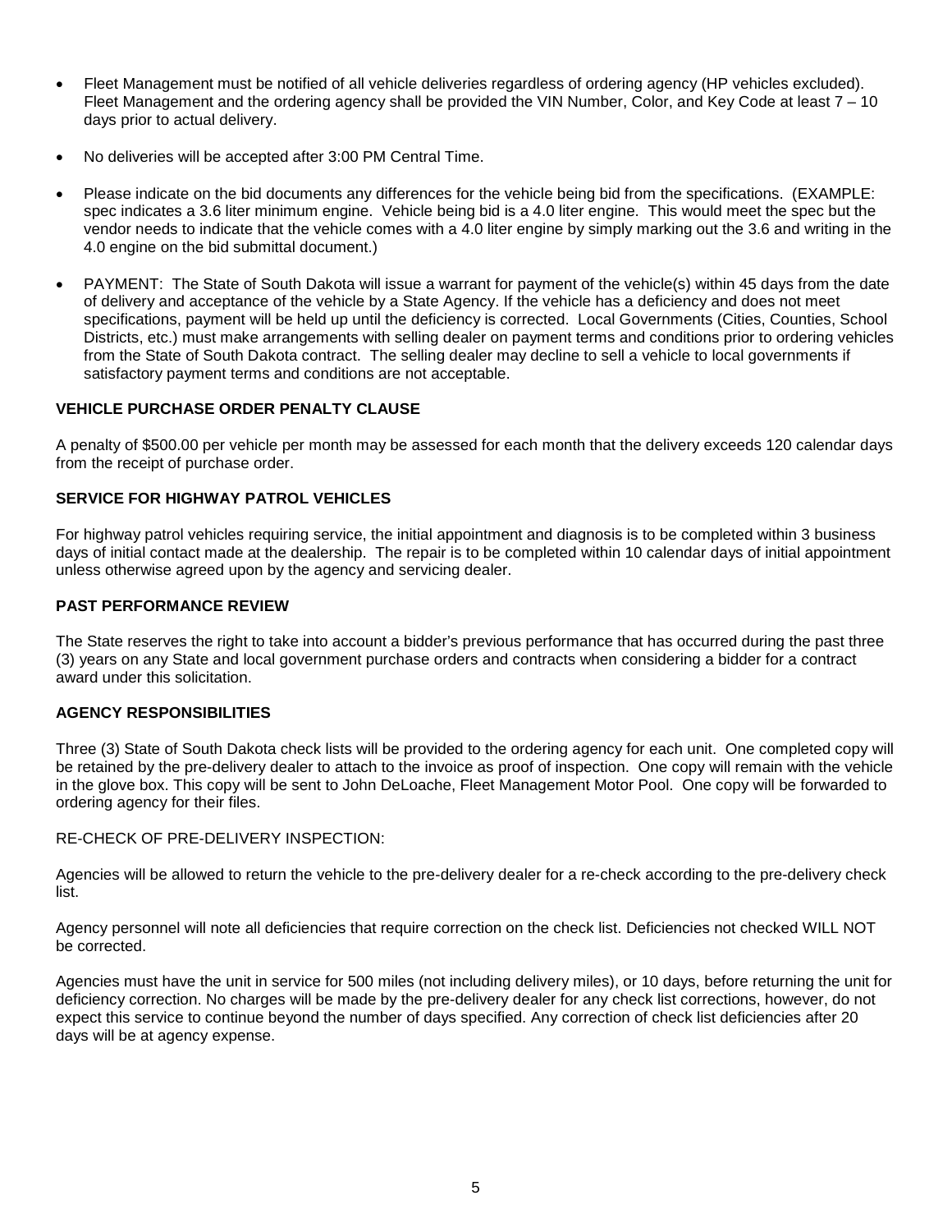- Fleet Management must be notified of all vehicle deliveries regardless of ordering agency (HP vehicles excluded). Fleet Management and the ordering agency shall be provided the VIN Number, Color, and Key Code at least 7 – 10 days prior to actual delivery.
- No deliveries will be accepted after 3:00 PM Central Time.
- Please indicate on the bid documents any differences for the vehicle being bid from the specifications. (EXAMPLE: spec indicates a 3.6 liter minimum engine. Vehicle being bid is a 4.0 liter engine. This would meet the spec but the vendor needs to indicate that the vehicle comes with a 4.0 liter engine by simply marking out the 3.6 and writing in the 4.0 engine on the bid submittal document.)
- PAYMENT: The State of South Dakota will issue a warrant for payment of the vehicle(s) within 45 days from the date of delivery and acceptance of the vehicle by a State Agency. If the vehicle has a deficiency and does not meet specifications, payment will be held up until the deficiency is corrected. Local Governments (Cities, Counties, School Districts, etc.) must make arrangements with selling dealer on payment terms and conditions prior to ordering vehicles from the State of South Dakota contract. The selling dealer may decline to sell a vehicle to local governments if satisfactory payment terms and conditions are not acceptable.

**VEHICLE PURCHASE ORDER PENALTY CLAUSE**

A penalty of $500.00 per vehicle per month may be assessed for each month that the delivery exceeds 120 calendar days from the receipt of purchase order.

**SERVICE FOR HIGHWAY PATROL VEHICLES**

For highway patrol vehicles requiring service, the initial appointment and diagnosis is to be completed within 3 business days of initial contact made at the dealership. The repair is to be completed within 10 calendar days of initial appointment unless otherwise agreed upon by the agency and servicing dealer.

**PAST PERFORMANCE REVIEW**

The State reserves the right to take into account a bidder's previous performance that has occurred during the past three (3) years on any State and local government purchase orders and contracts when considering a bidder for a contract award under this solicitation.

**AGENCY RESPONSIBILITIES**

Three (3) State of South Dakota check lists will be provided to the ordering agency for each unit. One completed copy will be retained by the pre-delivery dealer to attach to the invoice as proof of inspection. One copy will remain with the vehicle in the glove box. This copy will be sent to John DeLoache, Fleet Management Motor Pool. One copy will be forwarded to ordering agency for their files.

RE-CHECK OF PRE-DELIVERY INSPECTION:

Agencies will be allowed to return the vehicle to the pre-delivery dealer for a re-check according to the pre-delivery check list.

Agency personnel will note all deficiencies that require correction on the check list. Deficiencies not checked WILL NOT be corrected.

Agencies must have the unit in service for 500 miles (not including delivery miles), or 10 days, before returning the unit for deficiency correction. No charges will be made by the pre-delivery dealer for any check list corrections, however, do not expect this service to continue beyond the number of days specified. Any correction of check list deficiencies after 20 days will be at agency expense.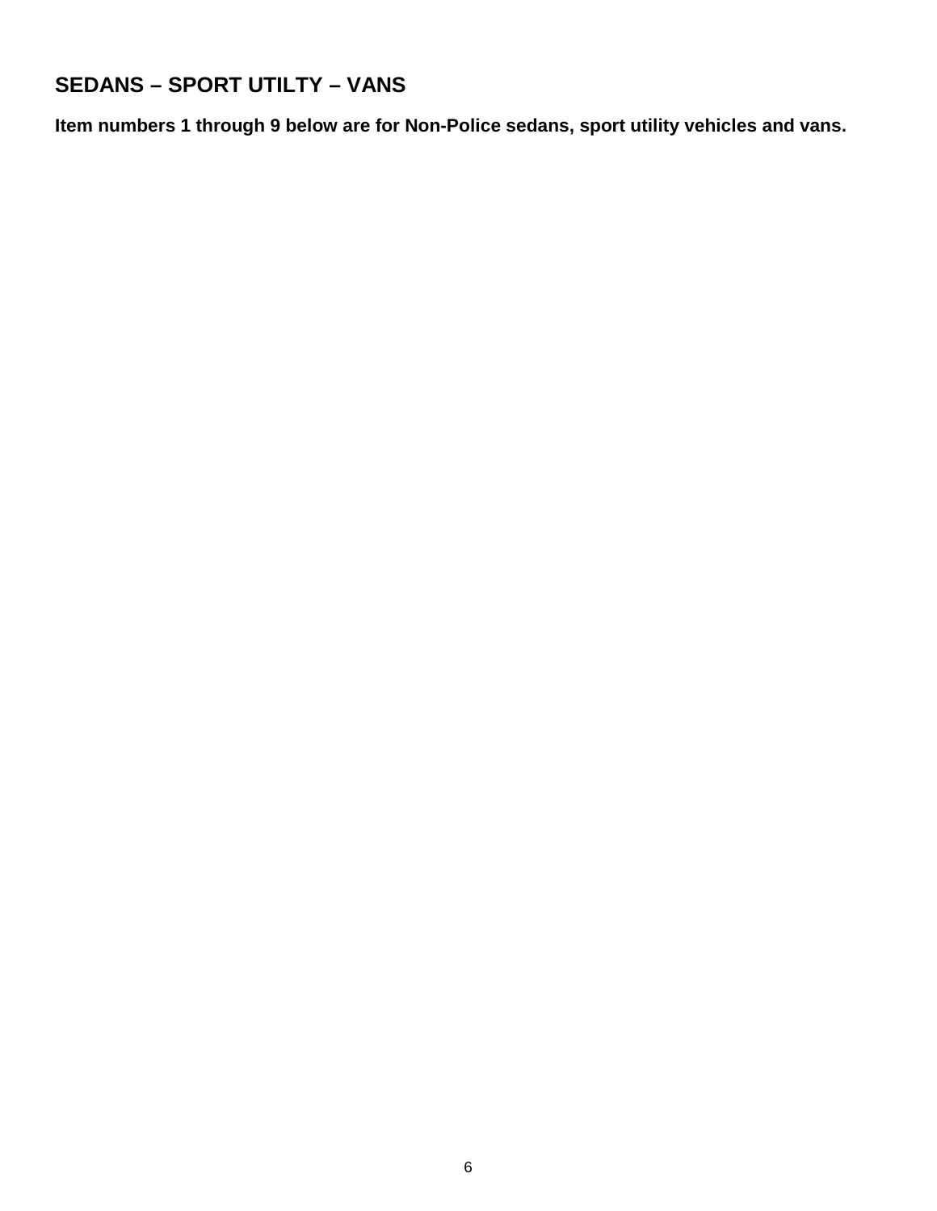## SEDANS – SPORT UTILTY – VANS

**Item numbers 1 through 9 below are for Non-Police sedans, sport utility vehicles and vans.**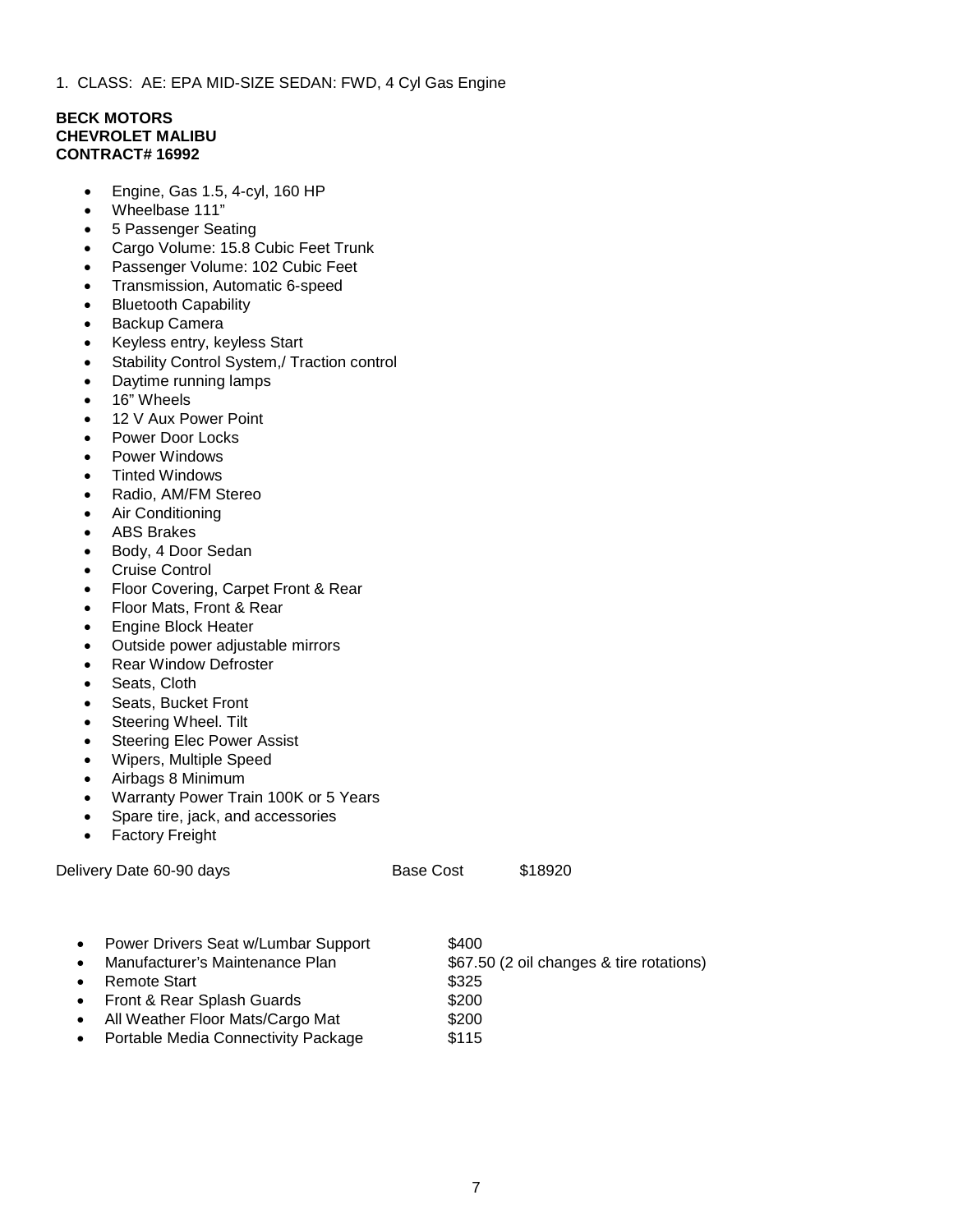1. CLASS: AE: EPA MID-SIZE SEDAN: FWD, 4 Cyl Gas Engine

**BECK MOTORS**
**CHEVROLET MALIBU**
**CONTRACT# 16992**

- Engine, Gas 1.5, 4-cyl, 160 HP
- Wheelbase 111"
- 5 Passenger Seating
- Cargo Volume: 15.8 Cubic Feet Trunk
- Passenger Volume: 102 Cubic Feet
- Transmission, Automatic 6-speed
- Bluetooth Capability
- Backup Camera
- Keyless entry, keyless Start
- Stability Control System,/ Traction control
- Daytime running lamps
- 16" Wheels
- 12 V Aux Power Point
- Power Door Locks
- Power Windows
- Tinted Windows
- Radio, AM/FM Stereo
- Air Conditioning
- ABS Brakes
- Body, 4 Door Sedan
- Cruise Control
- Floor Covering, Carpet Front & Rear
- Floor Mats, Front & Rear
- Engine Block Heater
- Outside power adjustable mirrors
- Rear Window Defroster
- Seats, Cloth
- Seats, Bucket Front
- Steering Wheel. Tilt
- Steering Elec Power Assist
- Wipers, Multiple Speed
- Airbags 8 Minimum
- Warranty Power Train 100K or 5 Years
- Spare tire, jack, and accessories
- Factory Freight

Delivery Date 60-90 days Base Cost $18920

- Power Drivers Seat w/Lumbar Support $400
- Manufacturer's Maintenance Plan $67.50 (2 oil changes & tire rotations)
- Remote Start $325
- Front & Rear Splash Guards $200
- All Weather Floor Mats/Cargo Mat $200
- Portable Media Connectivity Package $115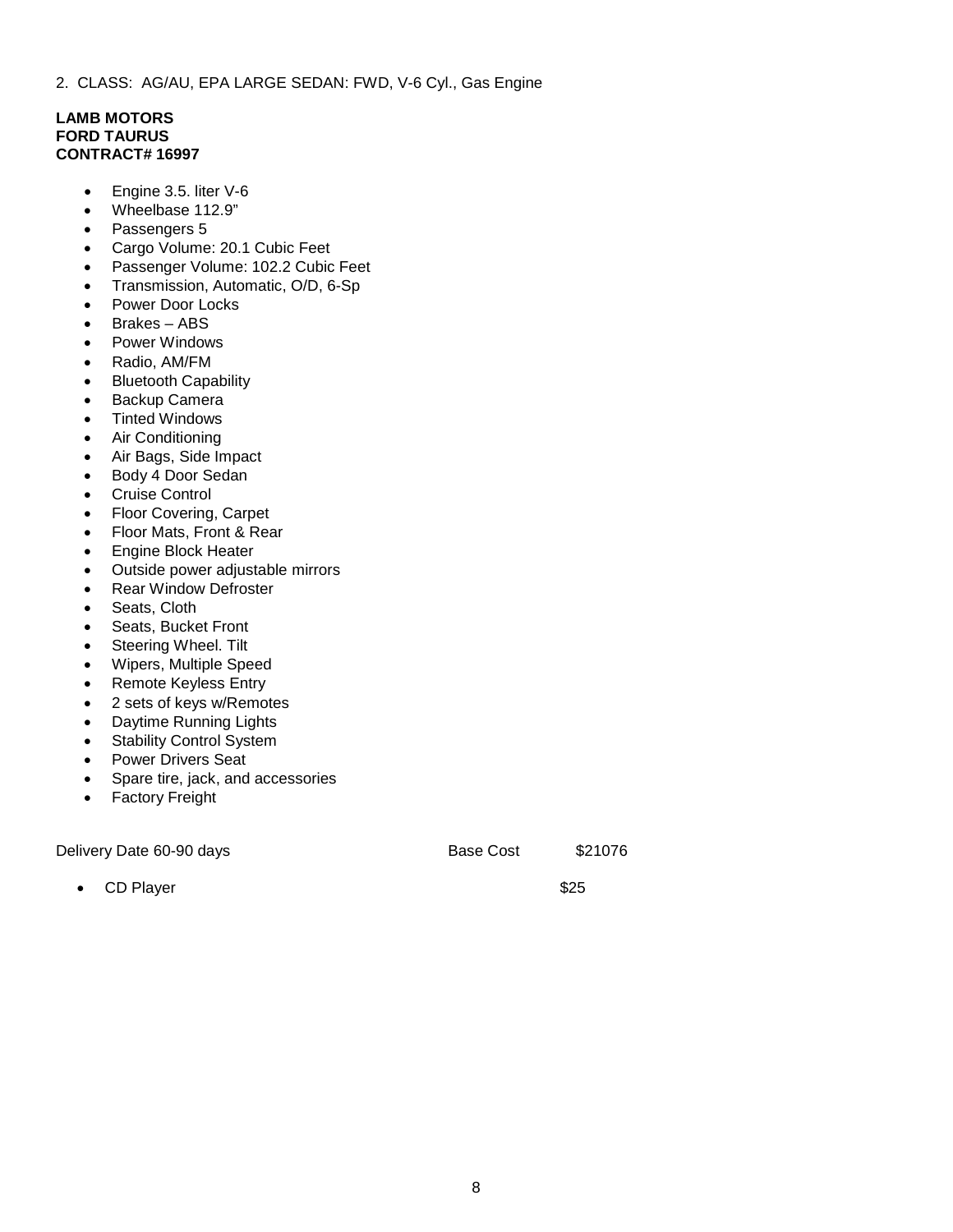2. CLASS: AG/AU, EPA LARGE SEDAN: FWD, V-6 Cyl., Gas Engine

**LAMB MOTORS**
**FORD TAURUS**
**CONTRACT# 16997**

- Engine 3.5. liter V-6
- Wheelbase 112.9"
- Passengers 5
- Cargo Volume: 20.1 Cubic Feet
- Passenger Volume: 102.2 Cubic Feet
- Transmission, Automatic, O/D, 6-Sp
- Power Door Locks
- Brakes – ABS
- Power Windows
- Radio, AM/FM
- Bluetooth Capability
- Backup Camera
- Tinted Windows
- Air Conditioning
- Air Bags, Side Impact
- Body 4 Door Sedan
- Cruise Control
- Floor Covering, Carpet
- Floor Mats, Front & Rear
- Engine Block Heater
- Outside power adjustable mirrors
- Rear Window Defroster
- Seats, Cloth
- Seats, Bucket Front
- Steering Wheel. Tilt
- Wipers, Multiple Speed
- Remote Keyless Entry
- 2 sets of keys w/Remotes
- Daytime Running Lights
- Stability Control System
- Power Drivers Seat
- Spare tire, jack, and accessories
- Factory Freight

Delivery Date 60-90 days    Base Cost    $21076

- CD Player    $25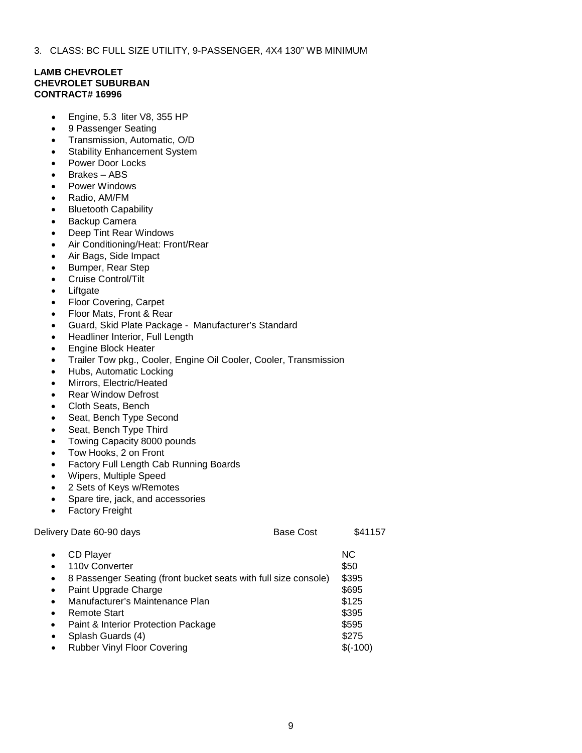3. CLASS: BC FULL SIZE UTILITY, 9-PASSENGER, 4X4 130" WB MINIMUM

**LAMB CHEVROLET**
**CHEVROLET SUBURBAN**
**CONTRACT# 16996**

- Engine, 5.3 liter V8, 355 HP
- 9 Passenger Seating
- Transmission, Automatic, O/D
- Stability Enhancement System
- Power Door Locks
- Brakes – ABS
- Power Windows
- Radio, AM/FM
- Bluetooth Capability
- Backup Camera
- Deep Tint Rear Windows
- Air Conditioning/Heat: Front/Rear
- Air Bags, Side Impact
- Bumper, Rear Step
- Cruise Control/Tilt
- Liftgate
- Floor Covering, Carpet
- Floor Mats, Front & Rear
- Guard, Skid Plate Package - Manufacturer's Standard
- Headliner Interior, Full Length
- Engine Block Heater
- Trailer Tow pkg., Cooler, Engine Oil Cooler, Cooler, Transmission
- Hubs, Automatic Locking
- Mirrors, Electric/Heated
- Rear Window Defrost
- Cloth Seats, Bench
- Seat, Bench Type Second
- Seat, Bench Type Third
- Towing Capacity 8000 pounds
- Tow Hooks, 2 on Front
- Factory Full Length Cab Running Boards
- Wipers, Multiple Speed
- 2 Sets of Keys w/Remotes
- Spare tire, jack, and accessories
- Factory Freight

Delivery Date 60-90 days Base Cost $41157

| Option | Price |
|---|---|
| CD Player | NC |
| 110v Converter | $50 |
| 8 Passenger Seating (front bucket seats with full size console) | $395 |
| Paint Upgrade Charge | $695 |
| Manufacturer's Maintenance Plan | $125 |
| Remote Start | $395 |
| Paint & Interior Protection Package | $595 |
| Splash Guards (4) | $275 |
| Rubber Vinyl Floor Covering | $(-100) |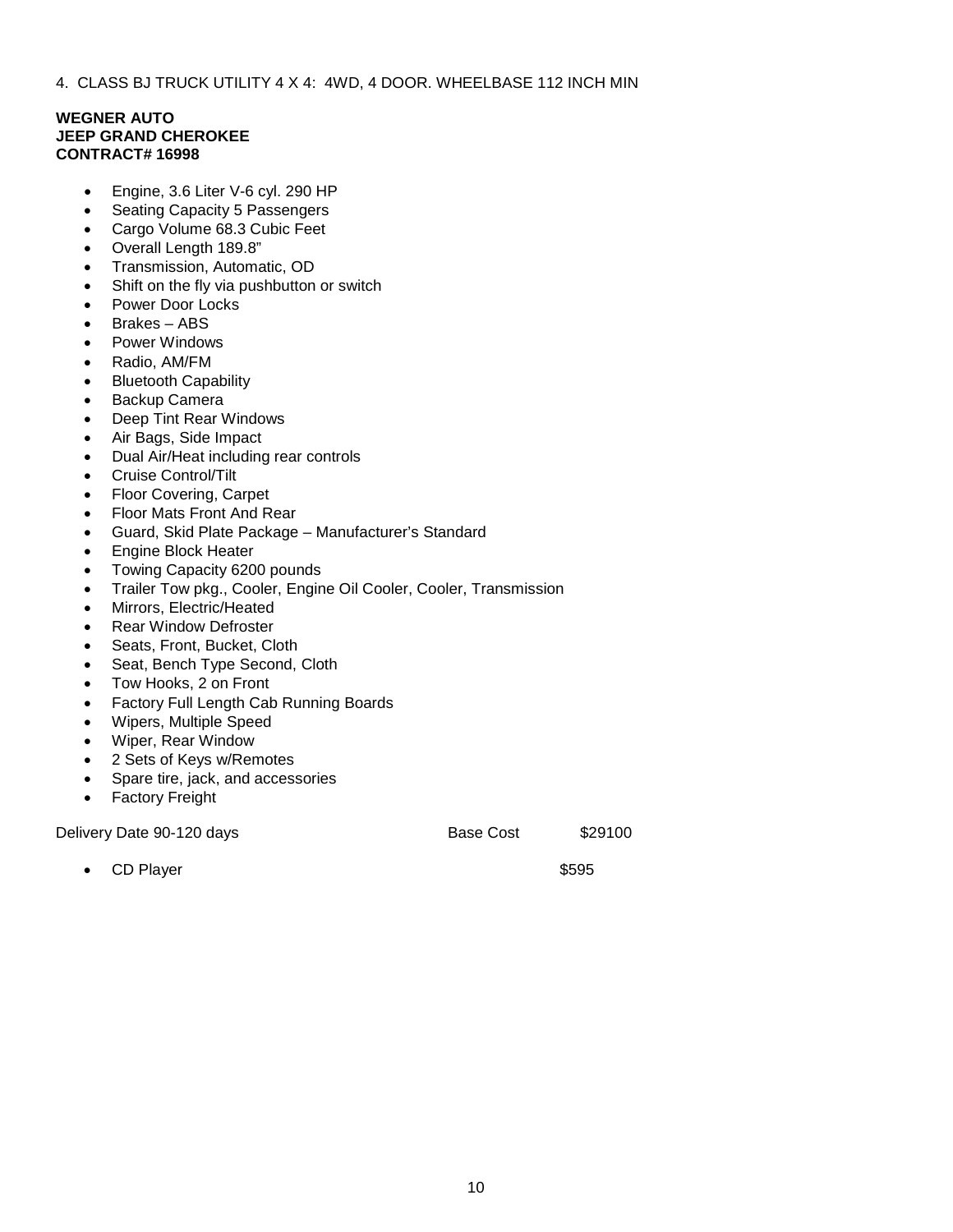4. CLASS BJ TRUCK UTILITY 4 X 4: 4WD, 4 DOOR. WHEELBASE 112 INCH MIN

**WEGNER AUTO**
**JEEP GRAND CHEROKEE**
**CONTRACT# 16998**

- Engine, 3.6 Liter V-6 cyl. 290 HP
- Seating Capacity 5 Passengers
- Cargo Volume 68.3 Cubic Feet
- Overall Length 189.8"
- Transmission, Automatic, OD
- Shift on the fly via pushbutton or switch
- Power Door Locks
- Brakes – ABS
- Power Windows
- Radio, AM/FM
- Bluetooth Capability
- Backup Camera
- Deep Tint Rear Windows
- Air Bags, Side Impact
- Dual Air/Heat including rear controls
- Cruise Control/Tilt
- Floor Covering, Carpet
- Floor Mats Front And Rear
- Guard, Skid Plate Package – Manufacturer's Standard
- Engine Block Heater
- Towing Capacity 6200 pounds
- Trailer Tow pkg., Cooler, Engine Oil Cooler, Cooler, Transmission
- Mirrors, Electric/Heated
- Rear Window Defroster
- Seats, Front, Bucket, Cloth
- Seat, Bench Type Second, Cloth
- Tow Hooks, 2 on Front
- Factory Full Length Cab Running Boards
- Wipers, Multiple Speed
- Wiper, Rear Window
- 2 Sets of Keys w/Remotes
- Spare tire, jack, and accessories
- Factory Freight

Delivery Date 90-120 days Base Cost $29100

- CD Player $595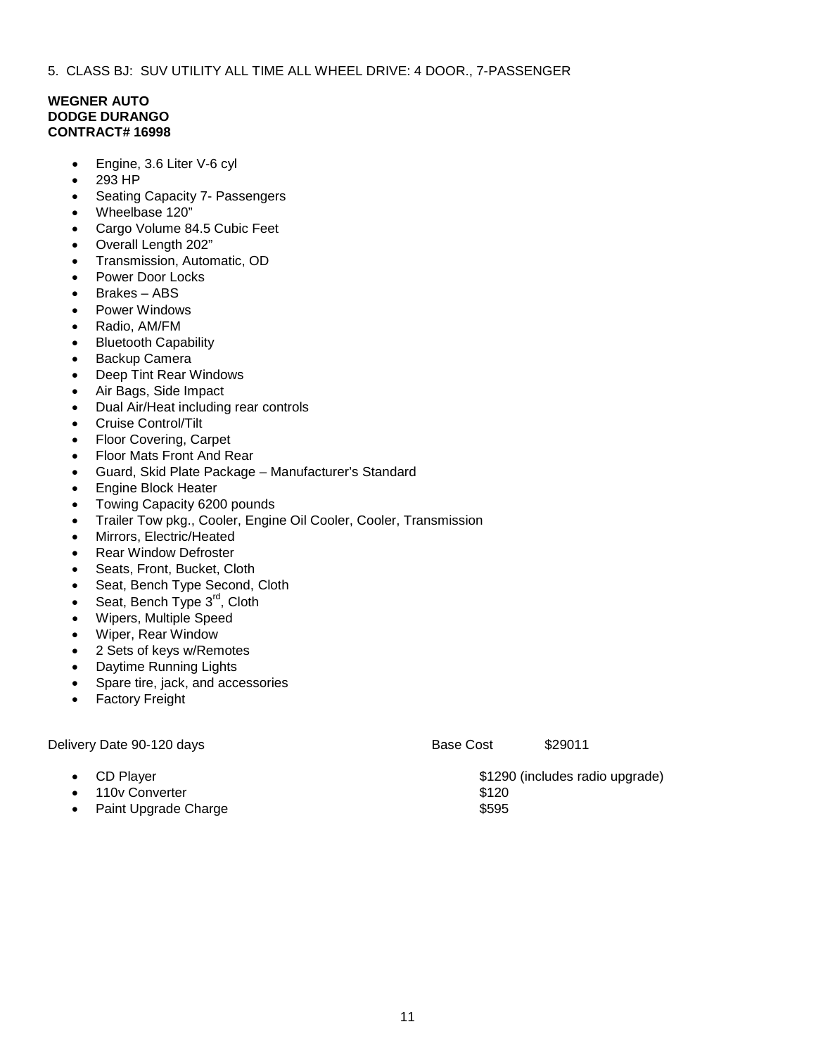5. CLASS BJ: SUV UTILITY ALL TIME ALL WHEEL DRIVE: 4 DOOR., 7-PASSENGER

**WEGNER AUTO**
**DODGE DURANGO**
**CONTRACT# 16998**

- Engine, 3.6 Liter V-6 cyl
- 293 HP
- Seating Capacity 7- Passengers
- Wheelbase 120"
- Cargo Volume 84.5 Cubic Feet
- Overall Length 202"
- Transmission, Automatic, OD
- Power Door Locks
- Brakes – ABS
- Power Windows
- Radio, AM/FM
- Bluetooth Capability
- Backup Camera
- Deep Tint Rear Windows
- Air Bags, Side Impact
- Dual Air/Heat including rear controls
- Cruise Control/Tilt
- Floor Covering, Carpet
- Floor Mats Front And Rear
- Guard, Skid Plate Package – Manufacturer's Standard
- Engine Block Heater
- Towing Capacity 6200 pounds
- Trailer Tow pkg., Cooler, Engine Oil Cooler, Cooler, Transmission
- Mirrors, Electric/Heated
- Rear Window Defroster
- Seats, Front, Bucket, Cloth
- Seat, Bench Type Second, Cloth
- Seat, Bench Type 3rd, Cloth
- Wipers, Multiple Speed
- Wiper, Rear Window
- 2 Sets of keys w/Remotes
- Daytime Running Lights
- Spare tire, jack, and accessories
- Factory Freight

Delivery Date 90-120 days — Base Cost $29011

- CD Player — $1290 (includes radio upgrade)
- 110v Converter — $120
- Paint Upgrade Charge — $595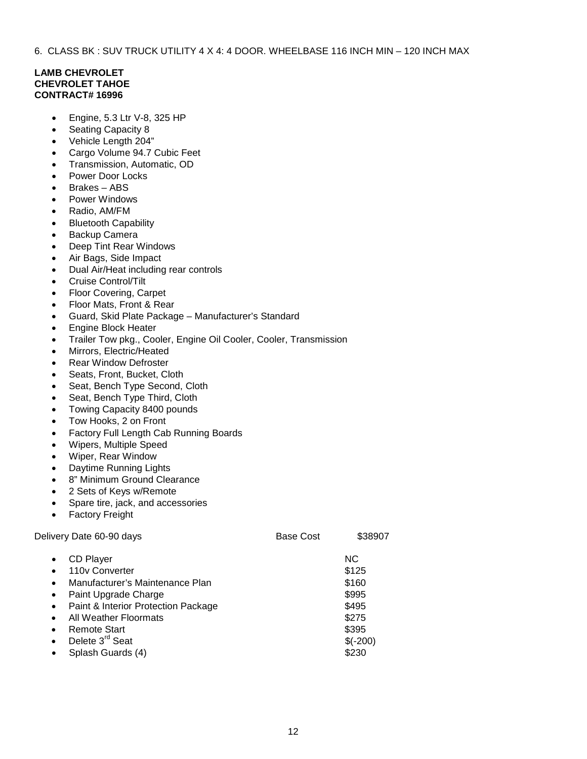6. CLASS BK : SUV TRUCK UTILITY 4 X 4: 4 DOOR. WHEELBASE 116 INCH MIN – 120 INCH MAX

**LAMB CHEVROLET**
**CHEVROLET TAHOE**
**CONTRACT# 16996**

- Engine, 5.3 Ltr V-8, 325 HP
- Seating Capacity 8
- Vehicle Length 204"
- Cargo Volume 94.7 Cubic Feet
- Transmission, Automatic, OD
- Power Door Locks
- Brakes – ABS
- Power Windows
- Radio, AM/FM
- Bluetooth Capability
- Backup Camera
- Deep Tint Rear Windows
- Air Bags, Side Impact
- Dual Air/Heat including rear controls
- Cruise Control/Tilt
- Floor Covering, Carpet
- Floor Mats, Front & Rear
- Guard, Skid Plate Package – Manufacturer's Standard
- Engine Block Heater
- Trailer Tow pkg., Cooler, Engine Oil Cooler, Cooler, Transmission
- Mirrors, Electric/Heated
- Rear Window Defroster
- Seats, Front, Bucket, Cloth
- Seat, Bench Type Second, Cloth
- Seat, Bench Type Third, Cloth
- Towing Capacity 8400 pounds
- Tow Hooks, 2 on Front
- Factory Full Length Cab Running Boards
- Wipers, Multiple Speed
- Wiper, Rear Window
- Daytime Running Lights
- 8" Minimum Ground Clearance
- 2 Sets of Keys w/Remote
- Spare tire, jack, and accessories
- Factory Freight

Delivery Date 60-90 days — Base Cost $38907

| Option | Cost |
|---|---|
| CD Player | NC |
| 110v Converter | $125 |
| Manufacturer's Maintenance Plan | $160 |
| Paint Upgrade Charge | $995 |
| Paint & Interior Protection Package | $495 |
| All Weather Floormats | $275 |
| Remote Start | $395 |
| Delete 3rd Seat | $(-200) |
| Splash Guards (4) | $230 |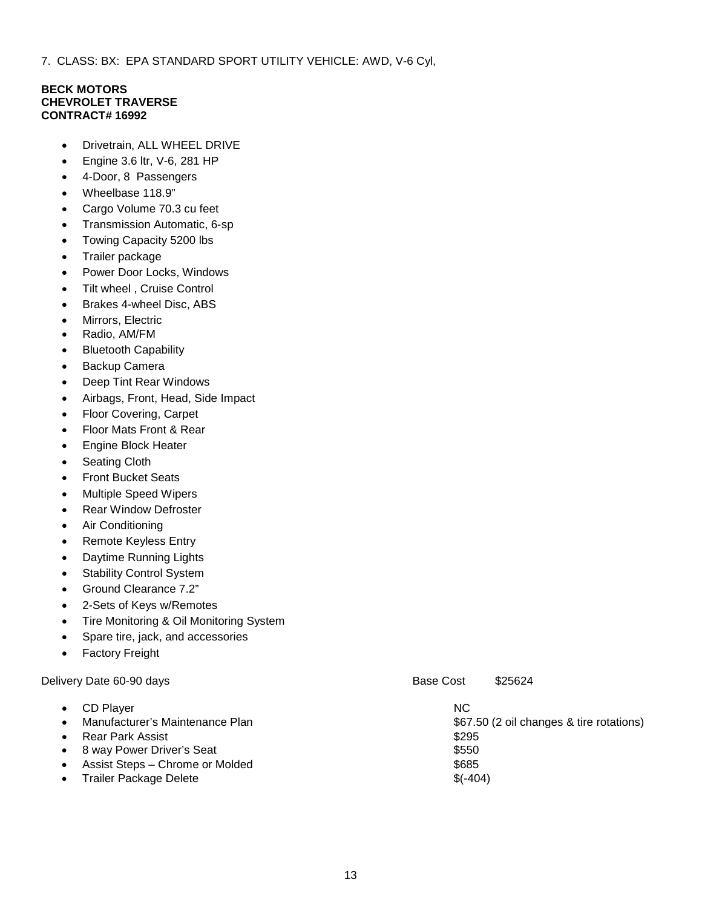7. CLASS: BX: EPA STANDARD SPORT UTILITY VEHICLE: AWD, V-6 Cyl,

**BECK MOTORS**
**CHEVROLET TRAVERSE**
**CONTRACT# 16992**

- Drivetrain, ALL WHEEL DRIVE
- Engine 3.6 ltr, V-6, 281 HP
- 4-Door, 8 Passengers
- Wheelbase 118.9"
- Cargo Volume 70.3 cu feet
- Transmission Automatic, 6-sp
- Towing Capacity 5200 lbs
- Trailer package
- Power Door Locks, Windows
- Tilt wheel , Cruise Control
- Brakes 4-wheel Disc, ABS
- Mirrors, Electric
- Radio, AM/FM
- Bluetooth Capability
- Backup Camera
- Deep Tint Rear Windows
- Airbags, Front, Head, Side Impact
- Floor Covering, Carpet
- Floor Mats Front & Rear
- Engine Block Heater
- Seating Cloth
- Front Bucket Seats
- Multiple Speed Wipers
- Rear Window Defroster
- Air Conditioning
- Remote Keyless Entry
- Daytime Running Lights
- Stability Control System
- Ground Clearance 7.2"
- 2-Sets of Keys w/Remotes
- Tire Monitoring & Oil Monitoring System
- Spare tire, jack, and accessories
- Factory Freight

Delivery Date 60-90 days — Base Cost $25624

| Option | Cost |
|---|---|
| CD Player | NC |
| Manufacturer's Maintenance Plan | $67.50 (2 oil changes & tire rotations) |
| Rear Park Assist | $295 |
| 8 way Power Driver's Seat | $550 |
| Assist Steps – Chrome or Molded | $685 |
| Trailer Package Delete | $(-404) |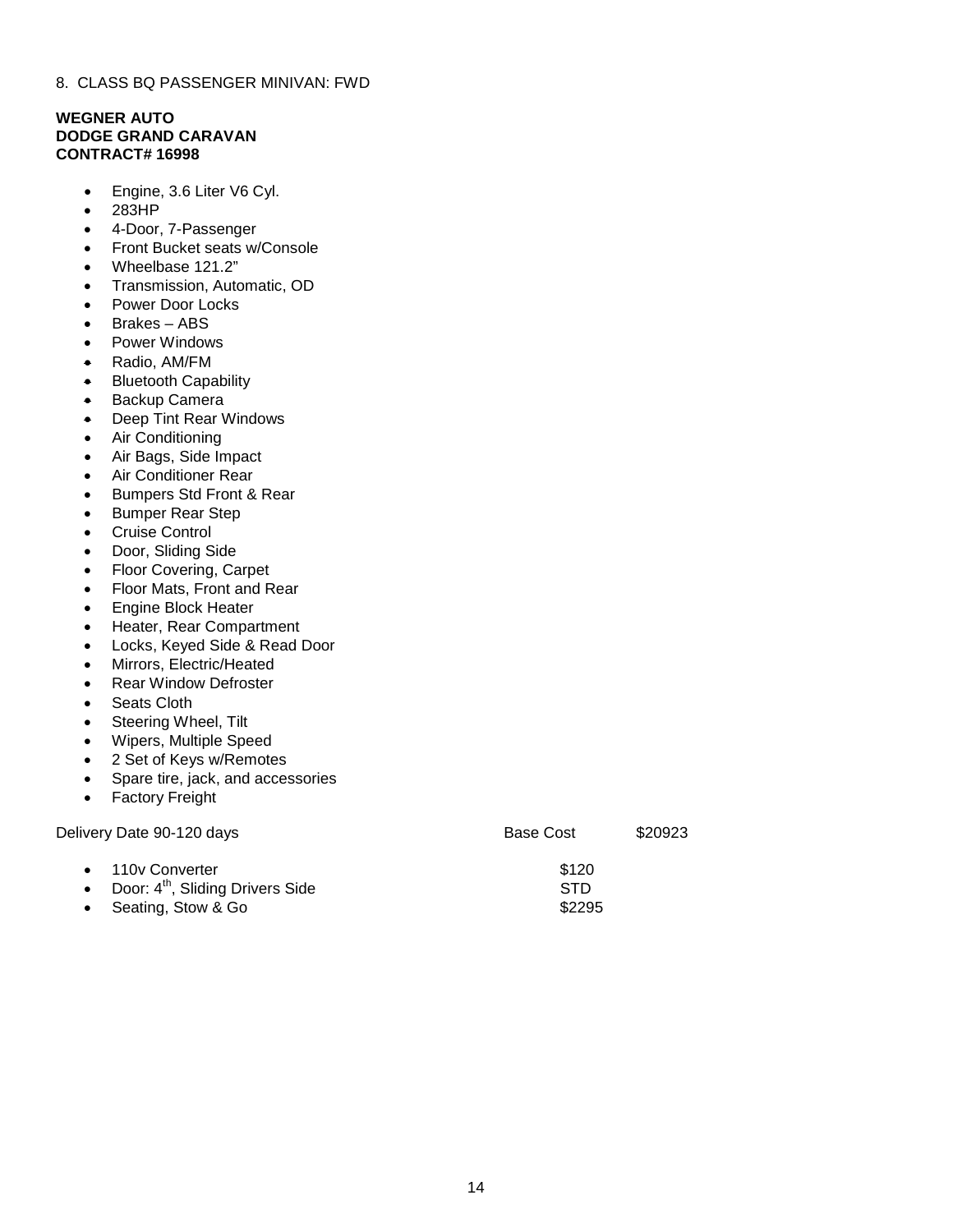8. CLASS BQ PASSENGER MINIVAN: FWD

**WEGNER AUTO**
**DODGE GRAND CARAVAN**
**CONTRACT# 16998**

- Engine, 3.6 Liter V6 Cyl.
- 283HP
- 4-Door, 7-Passenger
- Front Bucket seats w/Console
- Wheelbase 121.2"
- Transmission, Automatic, OD
- Power Door Locks
- Brakes – ABS
- Power Windows
- Radio, AM/FM
- Bluetooth Capability
- Backup Camera
- Deep Tint Rear Windows
- Air Conditioning
- Air Bags, Side Impact
- Air Conditioner Rear
- Bumpers Std Front & Rear
- Bumper Rear Step
- Cruise Control
- Door, Sliding Side
- Floor Covering, Carpet
- Floor Mats, Front and Rear
- Engine Block Heater
- Heater, Rear Compartment
- Locks, Keyed Side & Read Door
- Mirrors, Electric/Heated
- Rear Window Defroster
- Seats Cloth
- Steering Wheel, Tilt
- Wipers, Multiple Speed
- 2 Set of Keys w/Remotes
- Spare tire, jack, and accessories
- Factory Freight

Delivery Date 90-120 days Base Cost $20923

| | |
|---|---|
| 110v Converter | $120 |
| Door: 4th, Sliding Drivers Side | STD |
| Seating, Stow & Go | $2295 |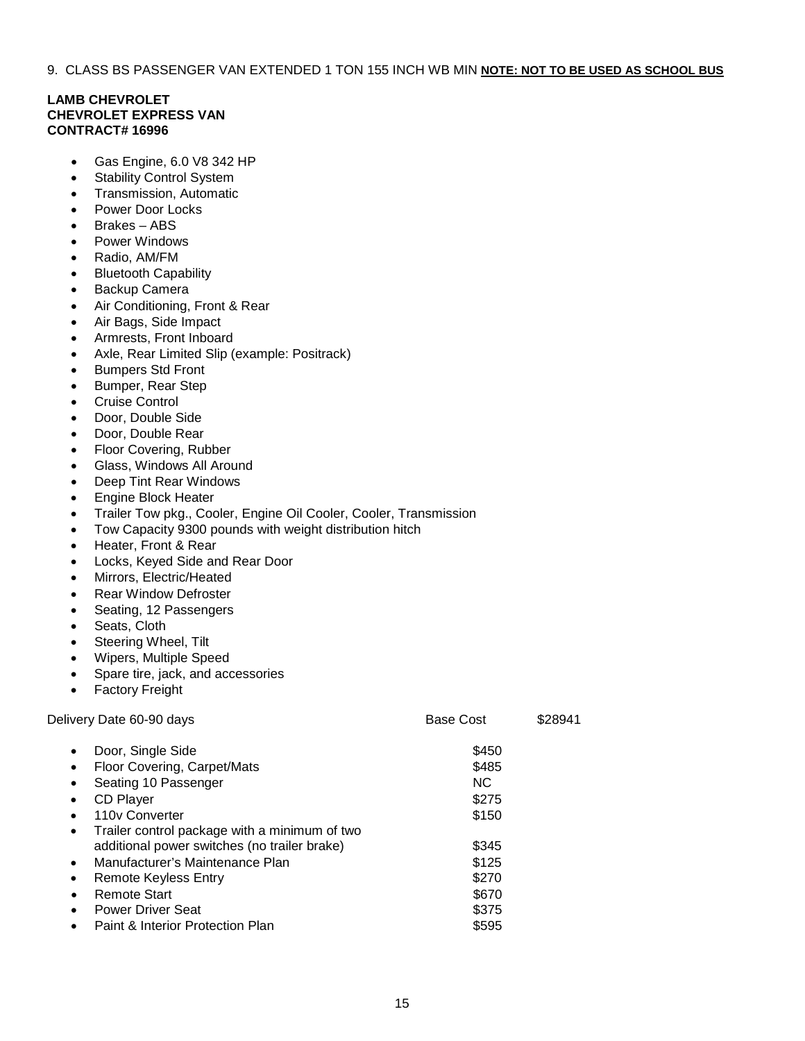9. CLASS BS PASSENGER VAN EXTENDED 1 TON 155 INCH WB MIN **NOTE: NOT TO BE USED AS SCHOOL BUS**

**LAMB CHEVROLET**
**CHEVROLET EXPRESS VAN**
**CONTRACT# 16996**

- Gas Engine, 6.0 V8 342 HP
- Stability Control System
- Transmission, Automatic
- Power Door Locks
- Brakes – ABS
- Power Windows
- Radio, AM/FM
- Bluetooth Capability
- Backup Camera
- Air Conditioning, Front & Rear
- Air Bags, Side Impact
- Armrests, Front Inboard
- Axle, Rear Limited Slip (example: Positrack)
- Bumpers Std Front
- Bumper, Rear Step
- Cruise Control
- Door, Double Side
- Door, Double Rear
- Floor Covering, Rubber
- Glass, Windows All Around
- Deep Tint Rear Windows
- Engine Block Heater
- Trailer Tow pkg., Cooler, Engine Oil Cooler, Cooler, Transmission
- Tow Capacity 9300 pounds with weight distribution hitch
- Heater, Front & Rear
- Locks, Keyed Side and Rear Door
- Mirrors, Electric/Heated
- Rear Window Defroster
- Seating, 12 Passengers
- Seats, Cloth
- Steering Wheel, Tilt
- Wipers, Multiple Speed
- Spare tire, jack, and accessories
- Factory Freight

Delivery Date 60-90 days | Base Cost $28941

| Option | Cost |
|---|---|
| Door, Single Side | $450 |
| Floor Covering, Carpet/Mats | $485 |
| Seating 10 Passenger | NC |
| CD Player | $275 |
| 110v Converter | $150 |
| Trailer control package with a minimum of two additional power switches (no trailer brake) | $345 |
| Manufacturer's Maintenance Plan | $125 |
| Remote Keyless Entry | $270 |
| Remote Start | $670 |
| Power Driver Seat | $375 |
| Paint & Interior Protection Plan | $595 |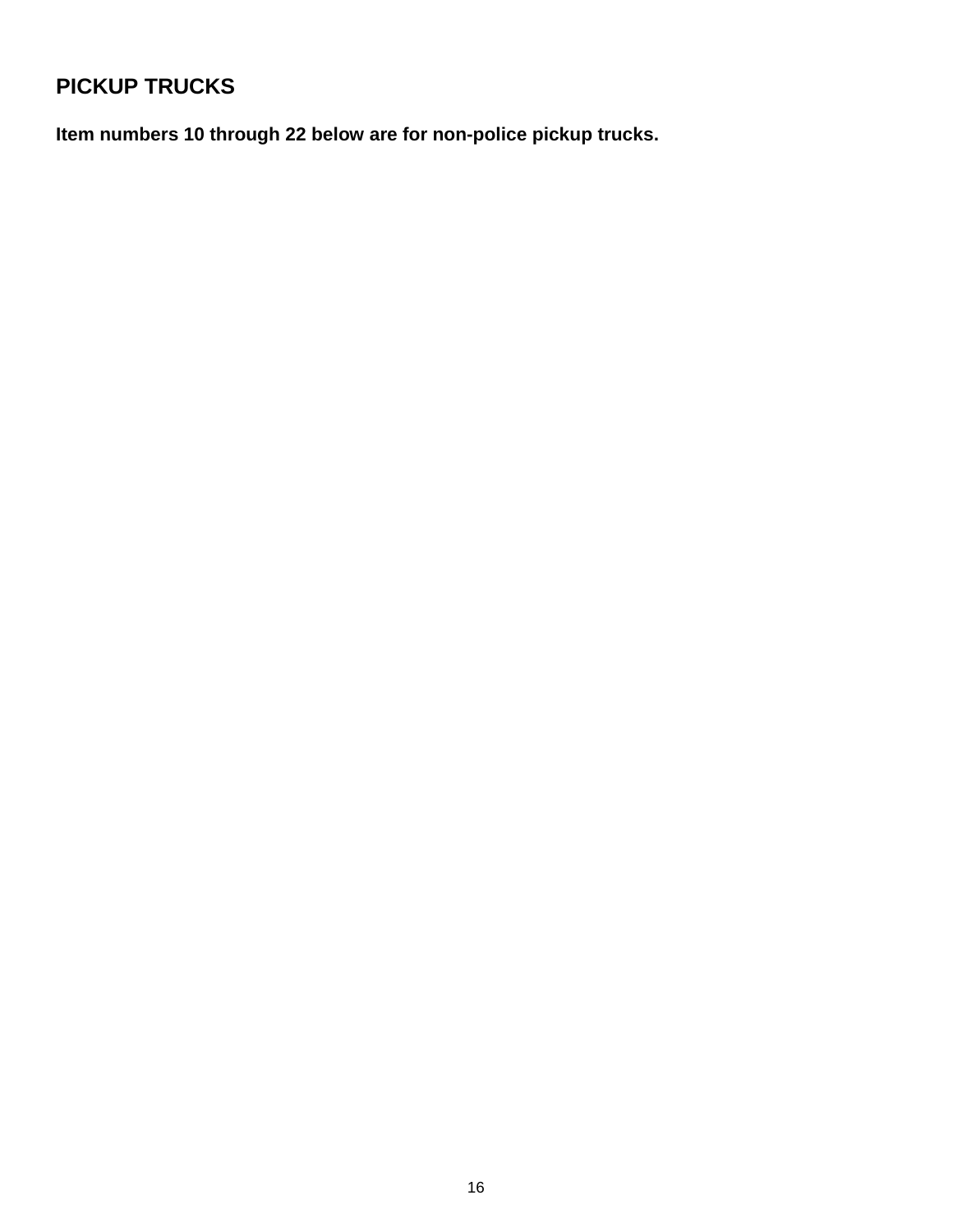## PICKUP TRUCKS

**Item numbers 10 through 22 below are for non-police pickup trucks.**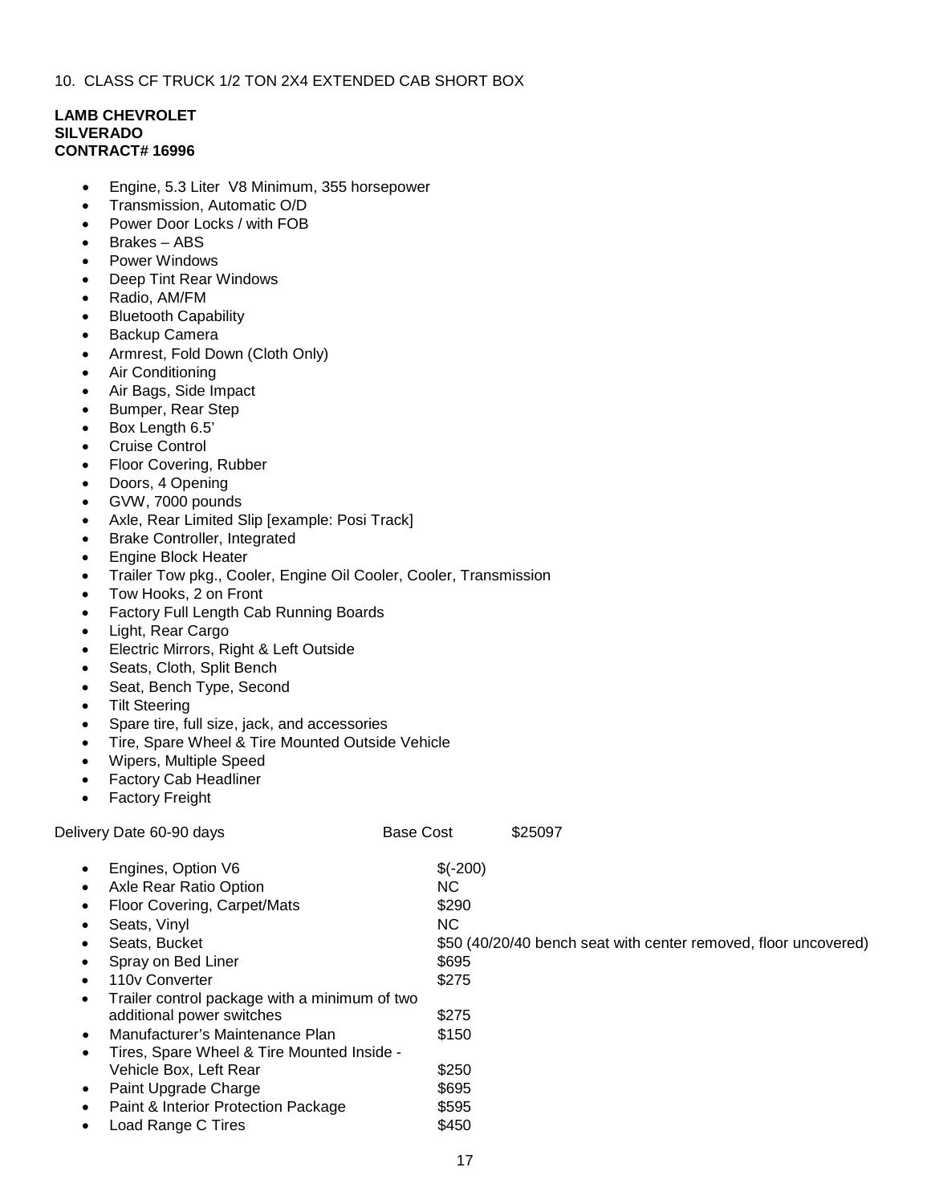10. CLASS CF TRUCK 1/2 TON 2X4 EXTENDED CAB SHORT BOX

**LAMB CHEVROLET**
**SILVERADO**
**CONTRACT# 16996**

- Engine, 5.3 Liter V8 Minimum, 355 horsepower
- Transmission, Automatic O/D
- Power Door Locks / with FOB
- Brakes – ABS
- Power Windows
- Deep Tint Rear Windows
- Radio, AM/FM
- Bluetooth Capability
- Backup Camera
- Armrest, Fold Down (Cloth Only)
- Air Conditioning
- Air Bags, Side Impact
- Bumper, Rear Step
- Box Length 6.5'
- Cruise Control
- Floor Covering, Rubber
- Doors, 4 Opening
- GVW, 7000 pounds
- Axle, Rear Limited Slip [example: Posi Track]
- Brake Controller, Integrated
- Engine Block Heater
- Trailer Tow pkg., Cooler, Engine Oil Cooler, Cooler, Transmission
- Tow Hooks, 2 on Front
- Factory Full Length Cab Running Boards
- Light, Rear Cargo
- Electric Mirrors, Right & Left Outside
- Seats, Cloth, Split Bench
- Seat, Bench Type, Second
- Tilt Steering
- Spare tire, full size, jack, and accessories
- Tire, Spare Wheel & Tire Mounted Outside Vehicle
- Wipers, Multiple Speed
- Factory Cab Headliner
- Factory Freight

Delivery Date 60-90 days Base Cost $25097

- Engines, Option V6 $(-200)
- Axle Rear Ratio Option NC
- Floor Covering, Carpet/Mats $290
- Seats, Vinyl NC
- Seats, Bucket $50 (40/20/40 bench seat with center removed, floor uncovered)
- Spray on Bed Liner $695
- 110v Converter $275
- Trailer control package with a minimum of two additional power switches $275
- Manufacturer's Maintenance Plan $150
- Tires, Spare Wheel & Tire Mounted Inside - Vehicle Box, Left Rear $250
- Paint Upgrade Charge $695
- Paint & Interior Protection Package $595
- Load Range C Tires $450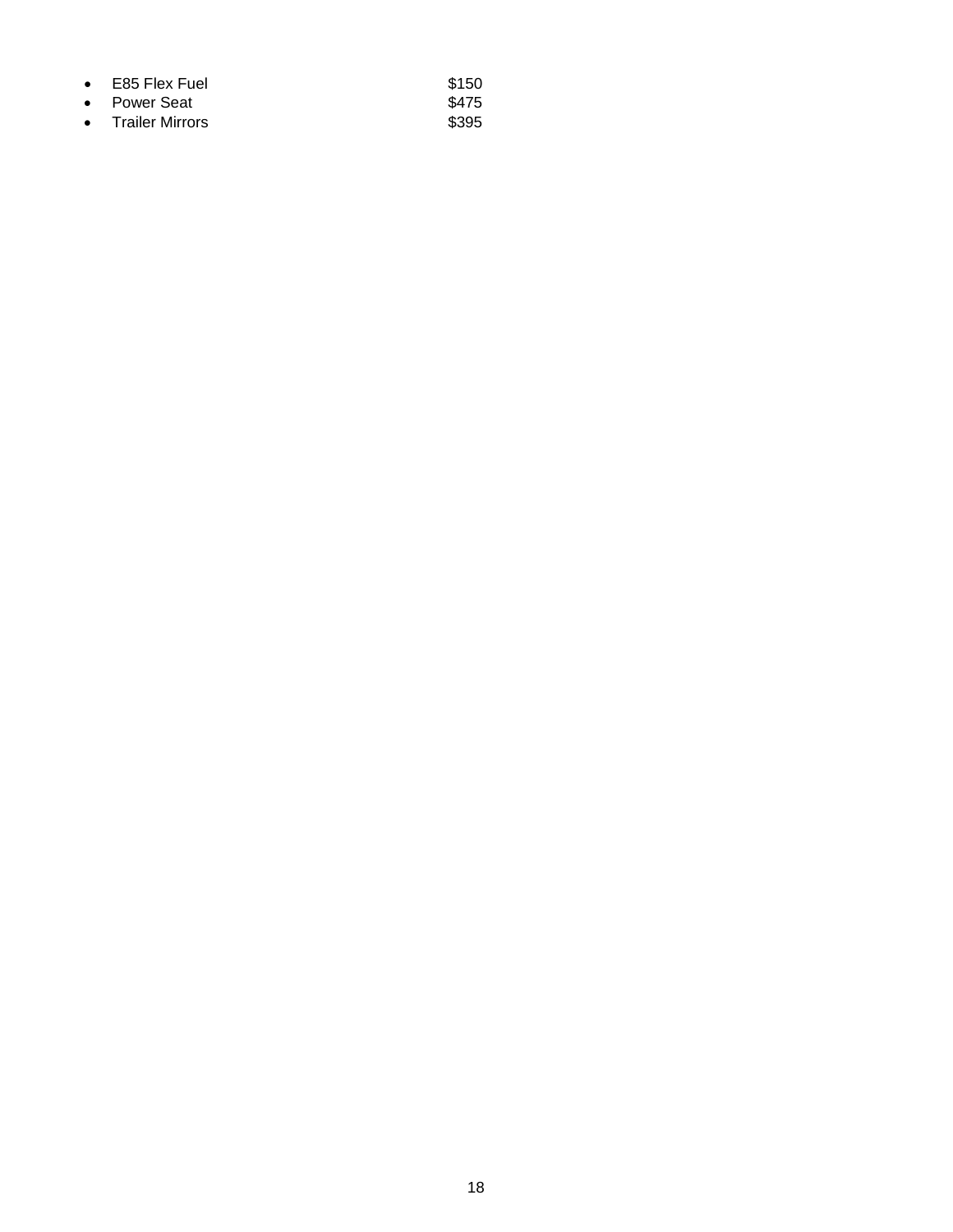- E85 Flex Fuel $150
- Power Seat $475
- Trailer Mirrors $395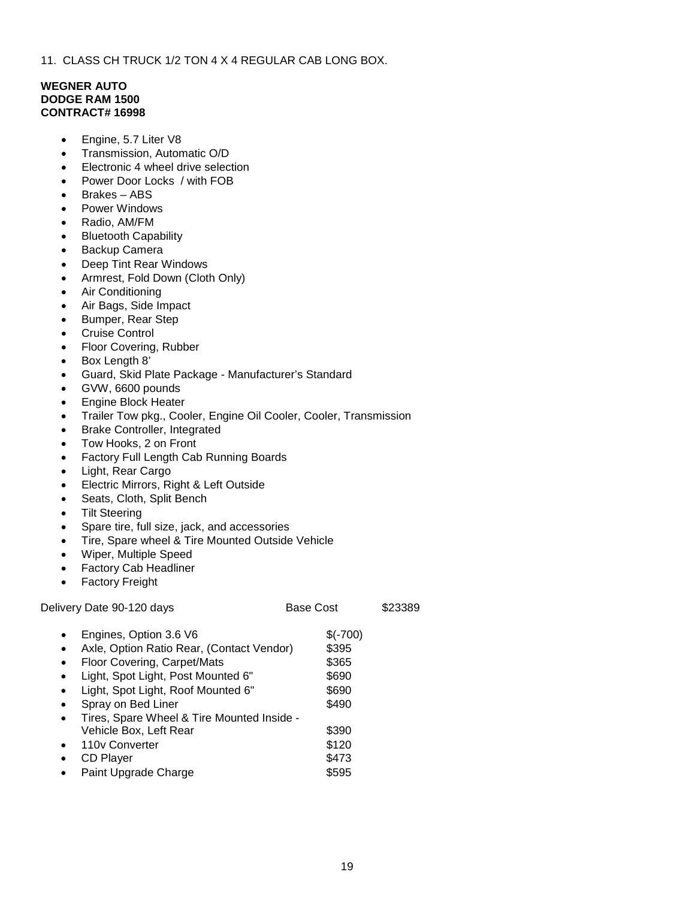11. CLASS CH TRUCK 1/2 TON 4 X 4 REGULAR CAB LONG BOX.

**WEGNER AUTO**
**DODGE RAM 1500**
**CONTRACT# 16998**

- Engine, 5.7 Liter V8
- Transmission, Automatic O/D
- Electronic 4 wheel drive selection
- Power Door Locks / with FOB
- Brakes – ABS
- Power Windows
- Radio, AM/FM
- Bluetooth Capability
- Backup Camera
- Deep Tint Rear Windows
- Armrest, Fold Down (Cloth Only)
- Air Conditioning
- Air Bags, Side Impact
- Bumper, Rear Step
- Cruise Control
- Floor Covering, Rubber
- Box Length 8'
- Guard, Skid Plate Package - Manufacturer's Standard
- GVW, 6600 pounds
- Engine Block Heater
- Trailer Tow pkg., Cooler, Engine Oil Cooler, Cooler, Transmission
- Brake Controller, Integrated
- Tow Hooks, 2 on Front
- Factory Full Length Cab Running Boards
- Light, Rear Cargo
- Electric Mirrors, Right & Left Outside
- Seats, Cloth, Split Bench
- Tilt Steering
- Spare tire, full size, jack, and accessories
- Tire, Spare wheel & Tire Mounted Outside Vehicle
- Wiper, Multiple Speed
- Factory Cab Headliner
- Factory Freight

Delivery Date 90-120 days    Base Cost    $23389

| Option | Cost |
|---|---|
| Engines, Option 3.6 V6 | $(-700) |
| Axle, Option Ratio Rear, (Contact Vendor) | $395 |
| Floor Covering, Carpet/Mats | $365 |
| Light, Spot Light, Post Mounted 6" | $690 |
| Light, Spot Light, Roof Mounted 6" | $690 |
| Spray on Bed Liner | $490 |
| Tires, Spare Wheel & Tire Mounted Inside - Vehicle Box, Left Rear | $390 |
| 110v Converter | $120 |
| CD Player | $473 |
| Paint Upgrade Charge | $595 |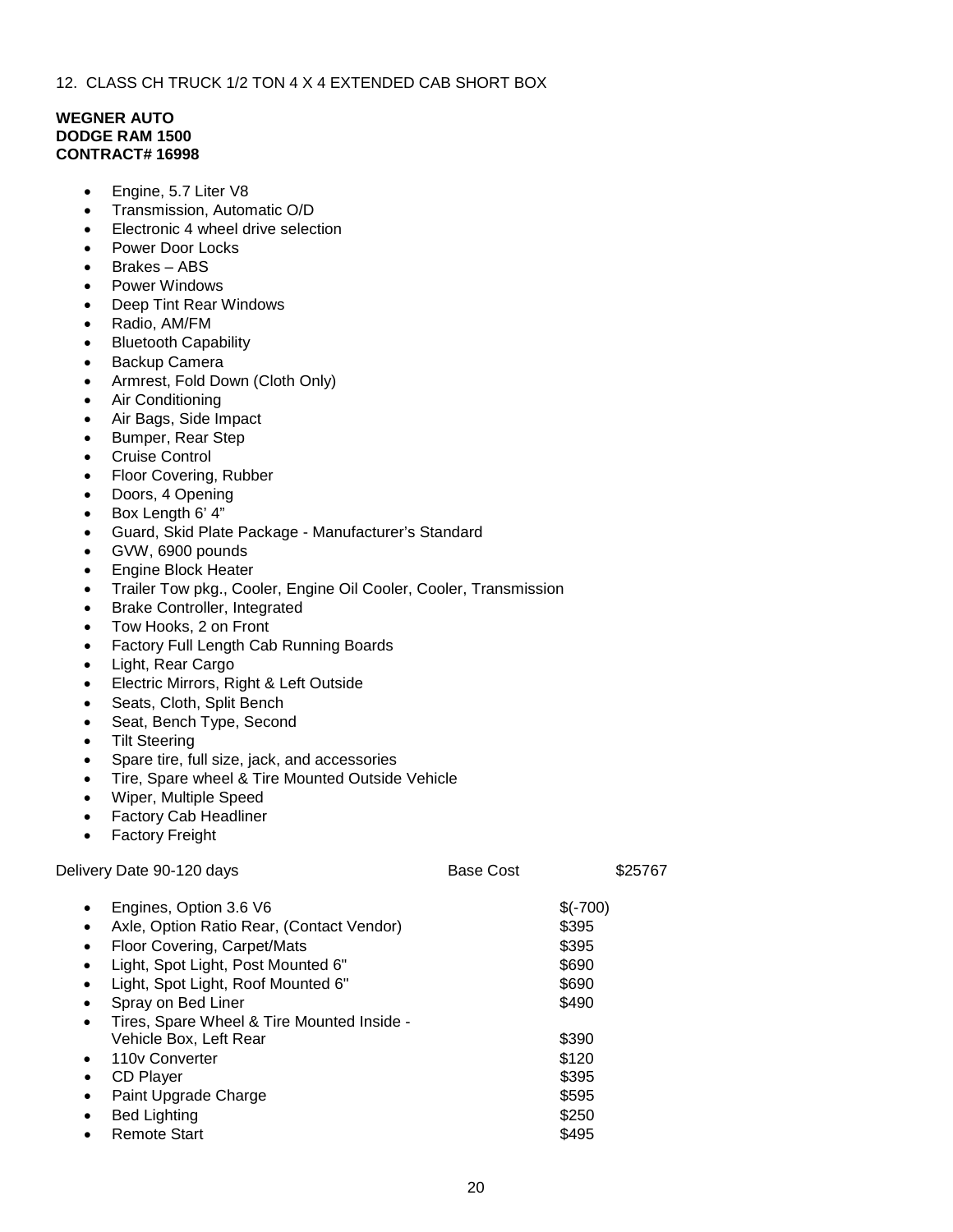12. CLASS CH TRUCK 1/2 TON 4 X 4 EXTENDED CAB SHORT BOX

**WEGNER AUTO**
**DODGE RAM 1500**
**CONTRACT# 16998**

- Engine, 5.7 Liter V8
- Transmission, Automatic O/D
- Electronic 4 wheel drive selection
- Power Door Locks
- Brakes – ABS
- Power Windows
- Deep Tint Rear Windows
- Radio, AM/FM
- Bluetooth Capability
- Backup Camera
- Armrest, Fold Down (Cloth Only)
- Air Conditioning
- Air Bags, Side Impact
- Bumper, Rear Step
- Cruise Control
- Floor Covering, Rubber
- Doors, 4 Opening
- Box Length 6' 4"
- Guard, Skid Plate Package - Manufacturer's Standard
- GVW, 6900 pounds
- Engine Block Heater
- Trailer Tow pkg., Cooler, Engine Oil Cooler, Cooler, Transmission
- Brake Controller, Integrated
- Tow Hooks, 2 on Front
- Factory Full Length Cab Running Boards
- Light, Rear Cargo
- Electric Mirrors, Right & Left Outside
- Seats, Cloth, Split Bench
- Seat, Bench Type, Second
- Tilt Steering
- Spare tire, full size, jack, and accessories
- Tire, Spare wheel & Tire Mounted Outside Vehicle
- Wiper, Multiple Speed
- Factory Cab Headliner
- Factory Freight

Delivery Date 90-120 days Base Cost $25767

| Option | Cost |
|---|---|
| Engines, Option 3.6 V6 | $(-700) |
| Axle, Option Ratio Rear, (Contact Vendor) | $395 |
| Floor Covering, Carpet/Mats | $395 |
| Light, Spot Light, Post Mounted 6" | $690 |
| Light, Spot Light, Roof Mounted 6" | $690 |
| Spray on Bed Liner | $490 |
| Tires, Spare Wheel & Tire Mounted Inside - Vehicle Box, Left Rear | $390 |
| 110v Converter | $120 |
| CD Player | $395 |
| Paint Upgrade Charge | $595 |
| Bed Lighting | $250 |
| Remote Start | $495 |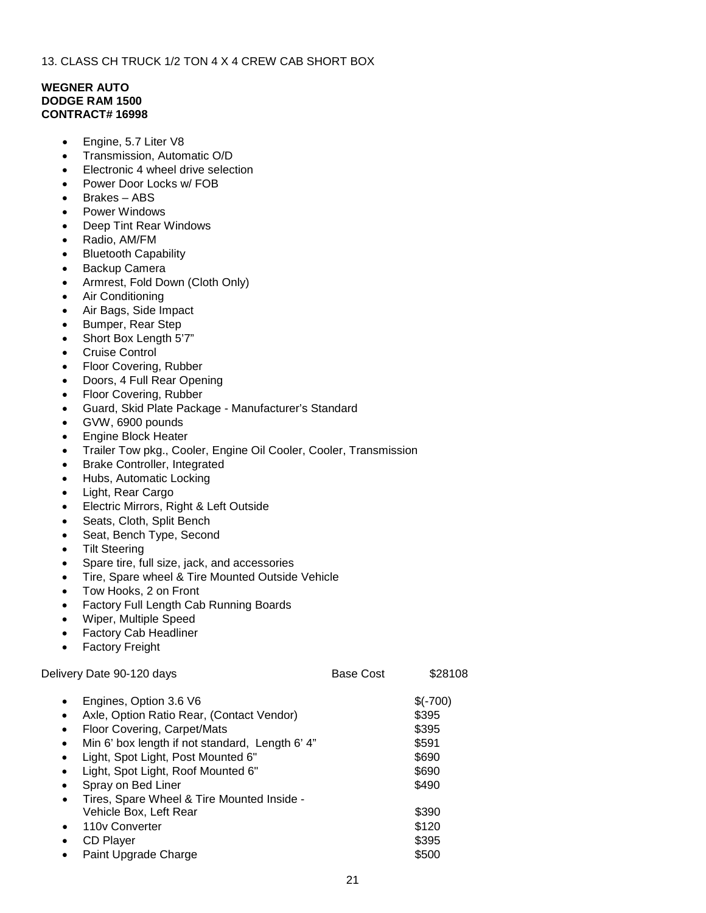13. CLASS CH TRUCK 1/2 TON 4 X 4 CREW CAB SHORT BOX

**WEGNER AUTO**
**DODGE RAM 1500**
**CONTRACT# 16998**

- Engine, 5.7 Liter V8
- Transmission, Automatic O/D
- Electronic 4 wheel drive selection
- Power Door Locks w/ FOB
- Brakes – ABS
- Power Windows
- Deep Tint Rear Windows
- Radio, AM/FM
- Bluetooth Capability
- Backup Camera
- Armrest, Fold Down (Cloth Only)
- Air Conditioning
- Air Bags, Side Impact
- Bumper, Rear Step
- Short Box Length 5'7"
- Cruise Control
- Floor Covering, Rubber
- Doors, 4 Full Rear Opening
- Floor Covering, Rubber
- Guard, Skid Plate Package - Manufacturer's Standard
- GVW, 6900 pounds
- Engine Block Heater
- Trailer Tow pkg., Cooler, Engine Oil Cooler, Cooler, Transmission
- Brake Controller, Integrated
- Hubs, Automatic Locking
- Light, Rear Cargo
- Electric Mirrors, Right & Left Outside
- Seats, Cloth, Split Bench
- Seat, Bench Type, Second
- Tilt Steering
- Spare tire, full size, jack, and accessories
- Tire, Spare wheel & Tire Mounted Outside Vehicle
- Tow Hooks, 2 on Front
- Factory Full Length Cab Running Boards
- Wiper, Multiple Speed
- Factory Cab Headliner
- Factory Freight

| Delivery Date 90-120 days | Base Cost | $28108 |
|---|---|---|

| Option | Cost |
|---|---|
| Engines, Option 3.6 V6 | $(-700) |
| Axle, Option Ratio Rear, (Contact Vendor) | $395 |
| Floor Covering, Carpet/Mats | $395 |
| Min 6' box length if not standard, Length 6' 4" | $591 |
| Light, Spot Light, Post Mounted 6" | $690 |
| Light, Spot Light, Roof Mounted 6" | $690 |
| Spray on Bed Liner | $490 |
| Tires, Spare Wheel & Tire Mounted Inside - Vehicle Box, Left Rear | $390 |
| 110v Converter | $120 |
| CD Player | $395 |
| Paint Upgrade Charge | $500 |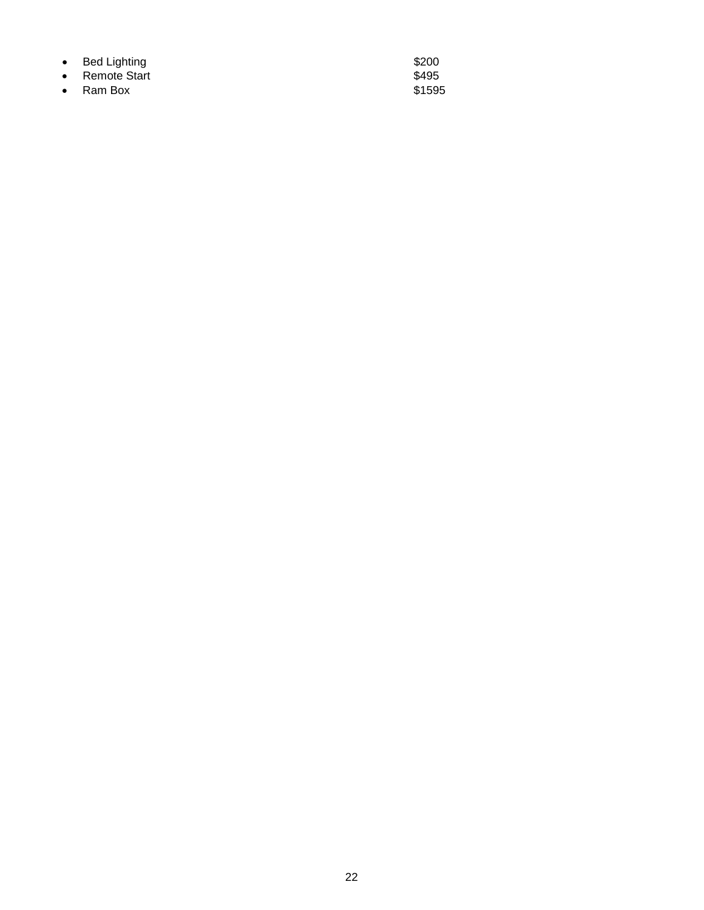- Bed Lighting $200
- Remote Start $495
- Ram Box $1595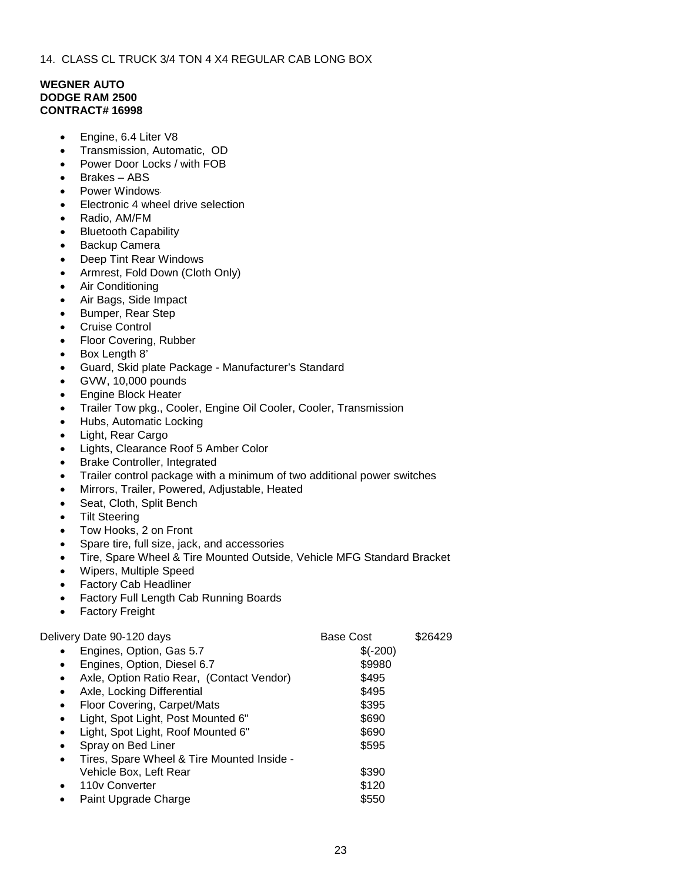14. CLASS CL TRUCK 3/4 TON 4 X4 REGULAR CAB LONG BOX

**WEGNER AUTO**
**DODGE RAM 2500**
**CONTRACT# 16998**

- Engine, 6.4 Liter V8
- Transmission, Automatic, OD
- Power Door Locks / with FOB
- Brakes – ABS
- Power Windows
- Electronic 4 wheel drive selection
- Radio, AM/FM
- Bluetooth Capability
- Backup Camera
- Deep Tint Rear Windows
- Armrest, Fold Down (Cloth Only)
- Air Conditioning
- Air Bags, Side Impact
- Bumper, Rear Step
- Cruise Control
- Floor Covering, Rubber
- Box Length 8'
- Guard, Skid plate Package - Manufacturer's Standard
- GVW, 10,000 pounds
- Engine Block Heater
- Trailer Tow pkg., Cooler, Engine Oil Cooler, Cooler, Transmission
- Hubs, Automatic Locking
- Light, Rear Cargo
- Lights, Clearance Roof 5 Amber Color
- Brake Controller, Integrated
- Trailer control package with a minimum of two additional power switches
- Mirrors, Trailer, Powered, Adjustable, Heated
- Seat, Cloth, Split Bench
- Tilt Steering
- Tow Hooks, 2 on Front
- Spare tire, full size, jack, and accessories
- Tire, Spare Wheel & Tire Mounted Outside, Vehicle MFG Standard Bracket
- Wipers, Multiple Speed
- Factory Cab Headliner
- Factory Full Length Cab Running Boards
- Factory Freight

| Delivery Date 90-120 days | Base Cost | $26429 |
|---|---|---|
| • Engines, Option, Gas 5.7 | $(-200) | |
| • Engines, Option, Diesel 6.7 | $9980 | |
| • Axle, Option Ratio Rear, (Contact Vendor) | $495 | |
| • Axle, Locking Differential | $495 | |
| • Floor Covering, Carpet/Mats | $395 | |
| • Light, Spot Light, Post Mounted 6" | $690 | |
| • Light, Spot Light, Roof Mounted 6" | $690 | |
| • Spray on Bed Liner | $595 | |
| • Tires, Spare Wheel & Tire Mounted Inside - Vehicle Box, Left Rear | $390 | |
| • 110v Converter | $120 | |
| • Paint Upgrade Charge | $550 | |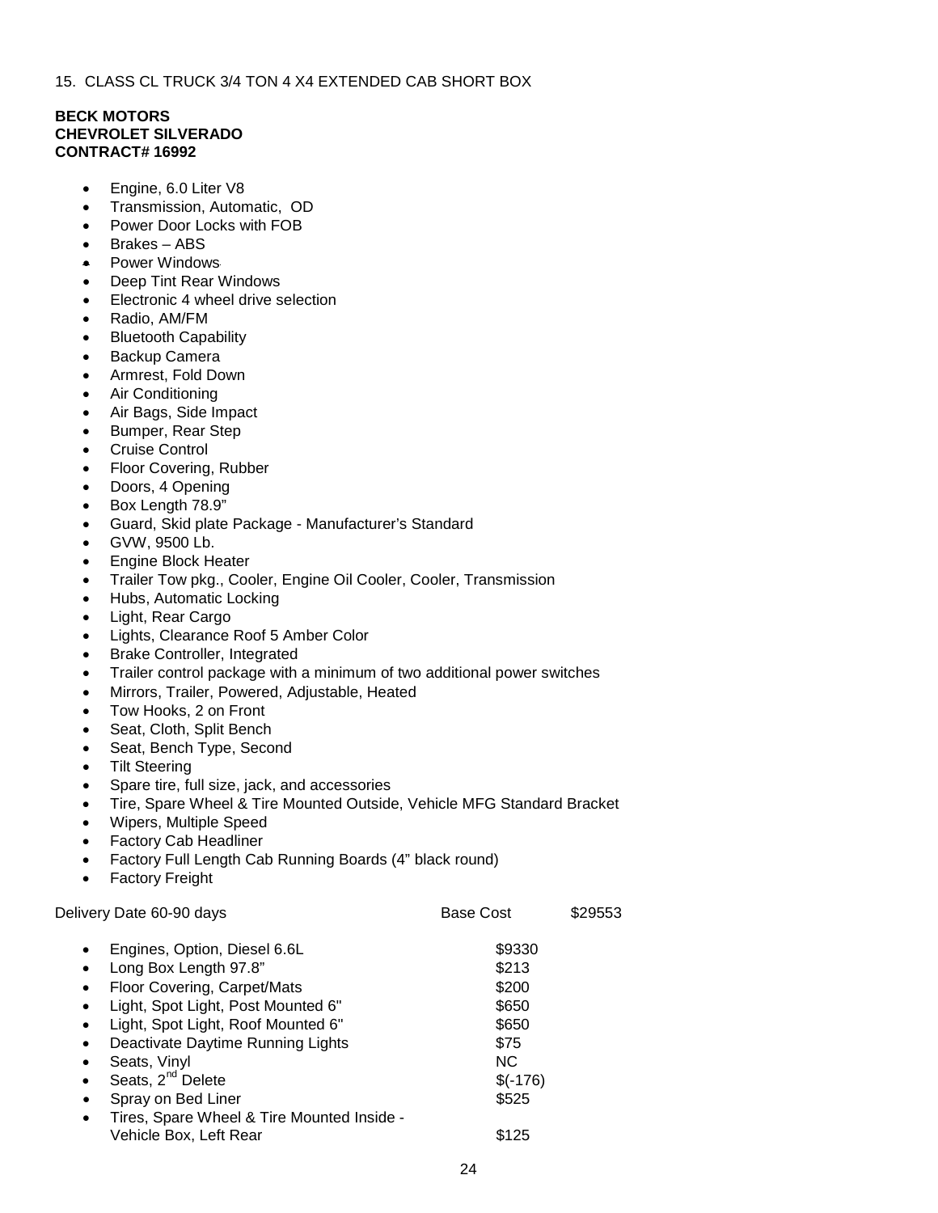15. CLASS CL TRUCK 3/4 TON 4 X4 EXTENDED CAB SHORT BOX

**BECK MOTORS**
**CHEVROLET SILVERADO**
**CONTRACT# 16992**

- Engine, 6.0 Liter V8
- Transmission, Automatic, OD
- Power Door Locks with FOB
- Brakes – ABS
- Power Windows
- Deep Tint Rear Windows
- Electronic 4 wheel drive selection
- Radio, AM/FM
- Bluetooth Capability
- Backup Camera
- Armrest, Fold Down
- Air Conditioning
- Air Bags, Side Impact
- Bumper, Rear Step
- Cruise Control
- Floor Covering, Rubber
- Doors, 4 Opening
- Box Length 78.9"
- Guard, Skid plate Package - Manufacturer's Standard
- GVW, 9500 Lb.
- Engine Block Heater
- Trailer Tow pkg., Cooler, Engine Oil Cooler, Cooler, Transmission
- Hubs, Automatic Locking
- Light, Rear Cargo
- Lights, Clearance Roof 5 Amber Color
- Brake Controller, Integrated
- Trailer control package with a minimum of two additional power switches
- Mirrors, Trailer, Powered, Adjustable, Heated
- Tow Hooks, 2 on Front
- Seat, Cloth, Split Bench
- Seat, Bench Type, Second
- Tilt Steering
- Spare tire, full size, jack, and accessories
- Tire, Spare Wheel & Tire Mounted Outside, Vehicle MFG Standard Bracket
- Wipers, Multiple Speed
- Factory Cab Headliner
- Factory Full Length Cab Running Boards (4" black round)
- Factory Freight

Delivery Date 60-90 days Base Cost $29553

| Option | Cost |
|---|---|
| Engines, Option, Diesel 6.6L | $9330 |
| Long Box Length 97.8" | $213 |
| Floor Covering, Carpet/Mats | $200 |
| Light, Spot Light, Post Mounted 6" | $650 |
| Light, Spot Light, Roof Mounted 6" | $650 |
| Deactivate Daytime Running Lights | $75 |
| Seats, Vinyl | NC |
| Seats, 2nd Delete | $(-176) |
| Spray on Bed Liner | $525 |
| Tires, Spare Wheel & Tire Mounted Inside - Vehicle Box, Left Rear | $125 |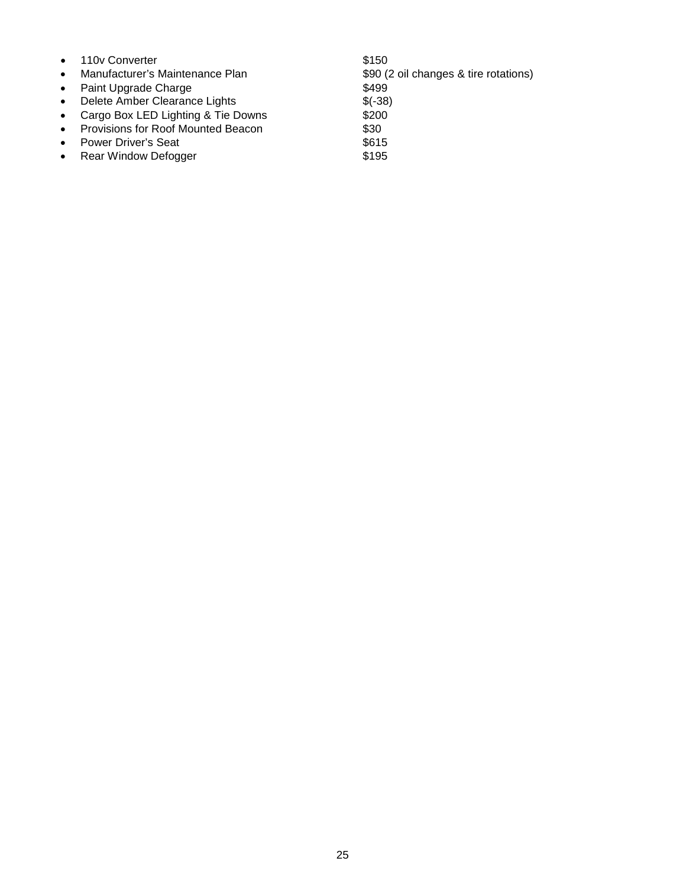- 110v Converter $150
- Manufacturer's Maintenance Plan $90 (2 oil changes & tire rotations)
- Paint Upgrade Charge $499
- Delete Amber Clearance Lights $(-38)
- Cargo Box LED Lighting & Tie Downs $200
- Provisions for Roof Mounted Beacon $30
- Power Driver's Seat $615
- Rear Window Defogger $195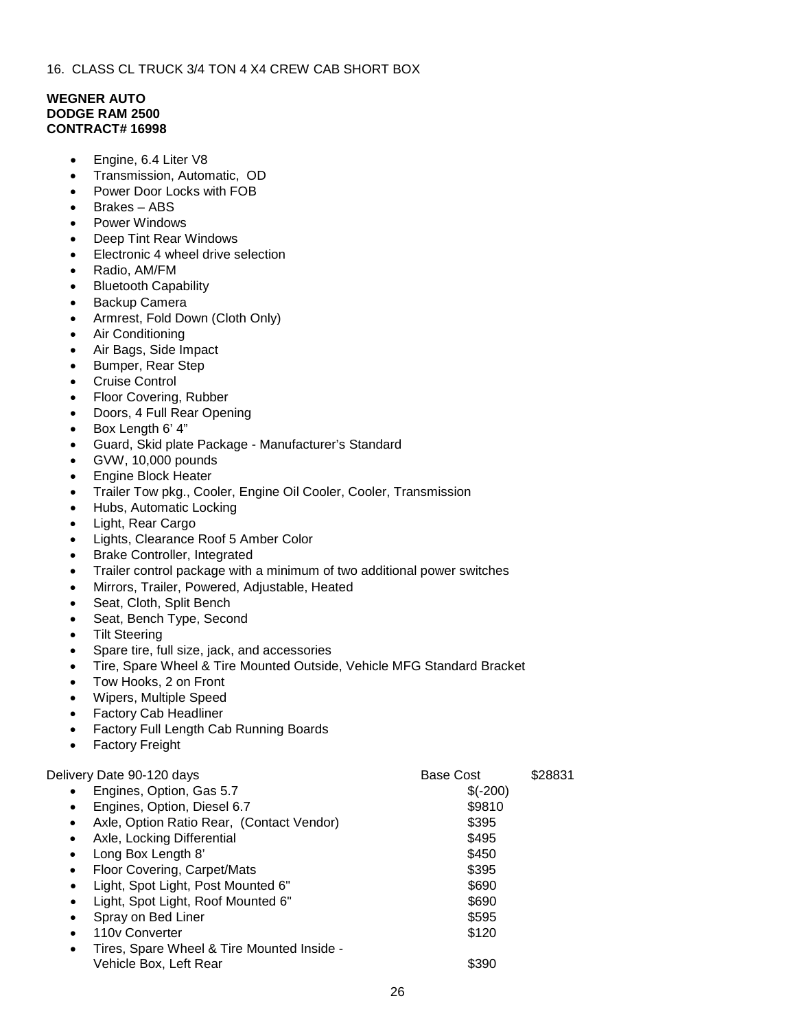16. CLASS CL TRUCK 3/4 TON 4 X4 CREW CAB SHORT BOX

**WEGNER AUTO**
**DODGE RAM 2500**
**CONTRACT# 16998**

- Engine, 6.4 Liter V8
- Transmission, Automatic, OD
- Power Door Locks with FOB
- Brakes – ABS
- Power Windows
- Deep Tint Rear Windows
- Electronic 4 wheel drive selection
- Radio, AM/FM
- Bluetooth Capability
- Backup Camera
- Armrest, Fold Down (Cloth Only)
- Air Conditioning
- Air Bags, Side Impact
- Bumper, Rear Step
- Cruise Control
- Floor Covering, Rubber
- Doors, 4 Full Rear Opening
- Box Length 6' 4"
- Guard, Skid plate Package - Manufacturer's Standard
- GVW, 10,000 pounds
- Engine Block Heater
- Trailer Tow pkg., Cooler, Engine Oil Cooler, Cooler, Transmission
- Hubs, Automatic Locking
- Light, Rear Cargo
- Lights, Clearance Roof 5 Amber Color
- Brake Controller, Integrated
- Trailer control package with a minimum of two additional power switches
- Mirrors, Trailer, Powered, Adjustable, Heated
- Seat, Cloth, Split Bench
- Seat, Bench Type, Second
- Tilt Steering
- Spare tire, full size, jack, and accessories
- Tire, Spare Wheel & Tire Mounted Outside, Vehicle MFG Standard Bracket
- Tow Hooks, 2 on Front
- Wipers, Multiple Speed
- Factory Cab Headliner
- Factory Full Length Cab Running Boards
- Factory Freight

| Delivery Date 90-120 days | Base Cost | $28831 |
|---|---|---|
| • Engines, Option, Gas 5.7 | $(-200) | |
| • Engines, Option, Diesel 6.7 | $9810 | |
| • Axle, Option Ratio Rear, (Contact Vendor) | $395 | |
| • Axle, Locking Differential | $495 | |
| • Long Box Length 8' | $450 | |
| • Floor Covering, Carpet/Mats | $395 | |
| • Light, Spot Light, Post Mounted 6" | $690 | |
| • Light, Spot Light, Roof Mounted 6" | $690 | |
| • Spray on Bed Liner | $595 | |
| • 110v Converter | $120 | |
| • Tires, Spare Wheel & Tire Mounted Inside - Vehicle Box, Left Rear | $390 | |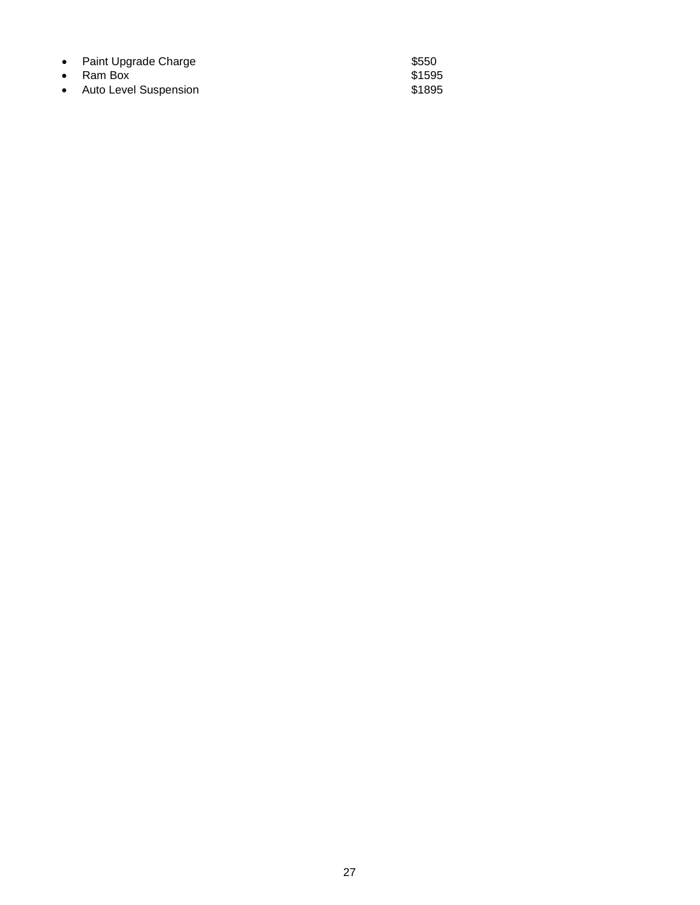- Paint Upgrade Charge $550
- Ram Box $1595
- Auto Level Suspension $1895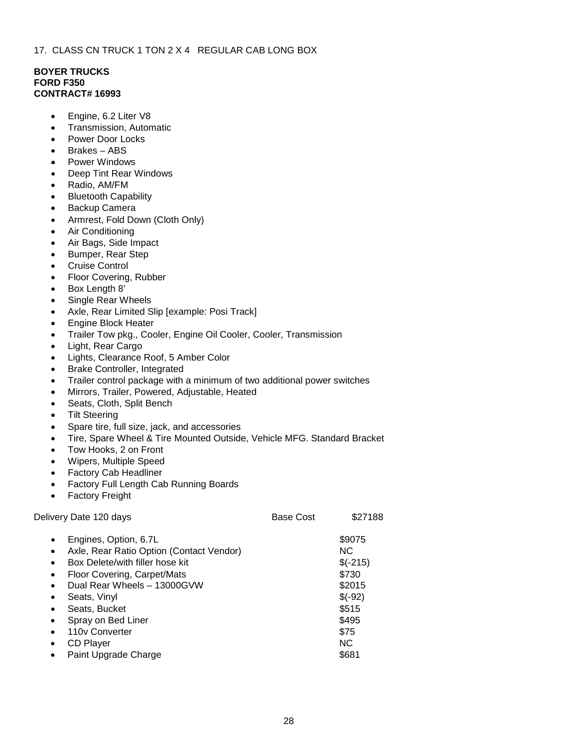17. CLASS CN TRUCK 1 TON 2 X 4 REGULAR CAB LONG BOX

**BOYER TRUCKS**
**FORD F350**
**CONTRACT# 16993**

- Engine, 6.2 Liter V8
- Transmission, Automatic
- Power Door Locks
- Brakes – ABS
- Power Windows
- Deep Tint Rear Windows
- Radio, AM/FM
- Bluetooth Capability
- Backup Camera
- Armrest, Fold Down (Cloth Only)
- Air Conditioning
- Air Bags, Side Impact
- Bumper, Rear Step
- Cruise Control
- Floor Covering, Rubber
- Box Length 8'
- Single Rear Wheels
- Axle, Rear Limited Slip [example: Posi Track]
- Engine Block Heater
- Trailer Tow pkg., Cooler, Engine Oil Cooler, Cooler, Transmission
- Light, Rear Cargo
- Lights, Clearance Roof, 5 Amber Color
- Brake Controller, Integrated
- Trailer control package with a minimum of two additional power switches
- Mirrors, Trailer, Powered, Adjustable, Heated
- Seats, Cloth, Split Bench
- Tilt Steering
- Spare tire, full size, jack, and accessories
- Tire, Spare Wheel & Tire Mounted Outside, Vehicle MFG. Standard Bracket
- Tow Hooks, 2 on Front
- Wipers, Multiple Speed
- Factory Cab Headliner
- Factory Full Length Cab Running Boards
- Factory Freight

Delivery Date 120 days    Base Cost    $27188

| Option | Cost |
|---|---|
| Engines, Option, 6.7L | $9075 |
| Axle, Rear Ratio Option (Contact Vendor) | NC |
| Box Delete/with filler hose kit | $(-215) |
| Floor Covering, Carpet/Mats | $730 |
| Dual Rear Wheels – 13000GVW | $2015 |
| Seats, Vinyl | $(-92) |
| Seats, Bucket | $515 |
| Spray on Bed Liner | $495 |
| 110v Converter | $75 |
| CD Player | NC |
| Paint Upgrade Charge | $681 |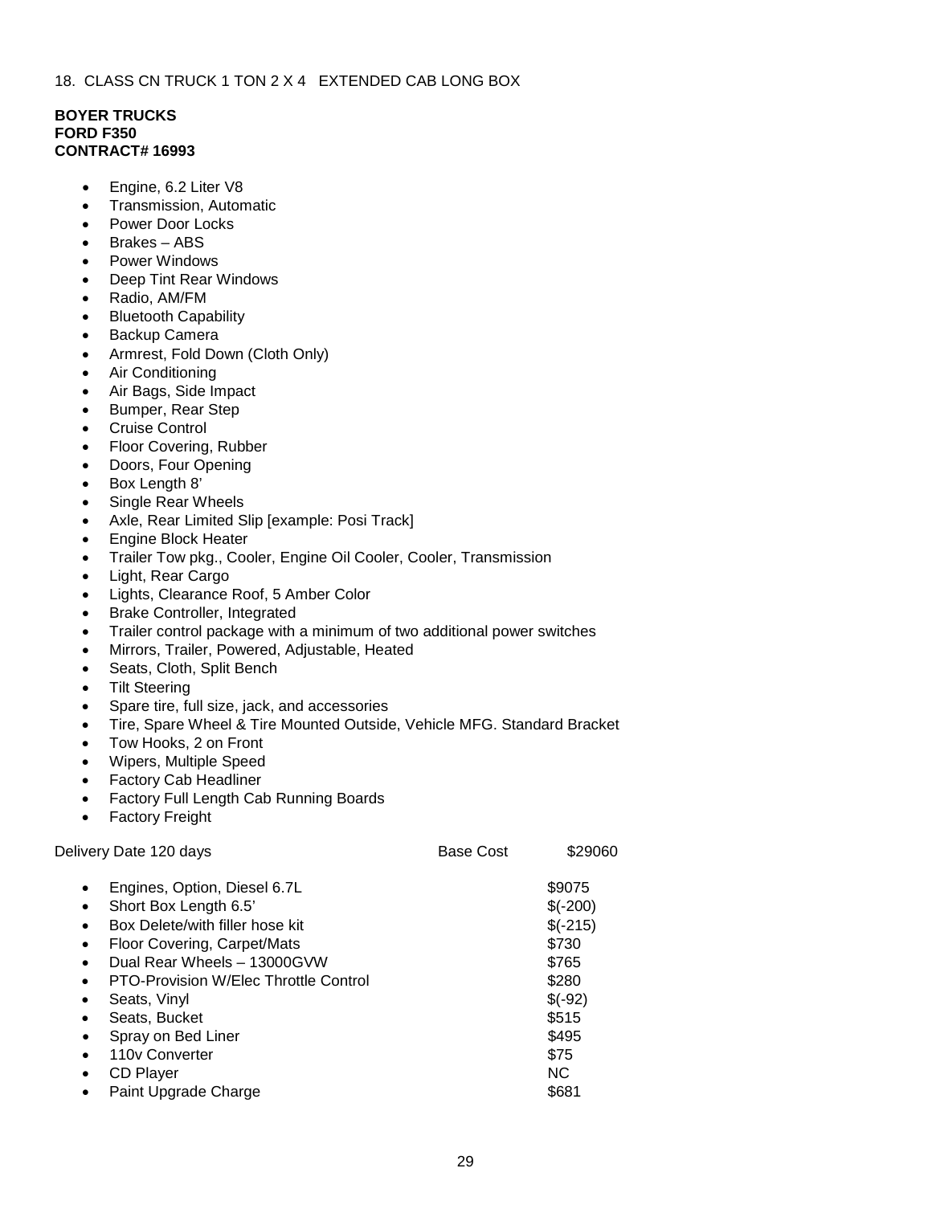18. CLASS CN TRUCK 1 TON 2 X 4 EXTENDED CAB LONG BOX

**BOYER TRUCKS**
**FORD F350**
**CONTRACT# 16993**

- Engine, 6.2 Liter V8
- Transmission, Automatic
- Power Door Locks
- Brakes – ABS
- Power Windows
- Deep Tint Rear Windows
- Radio, AM/FM
- Bluetooth Capability
- Backup Camera
- Armrest, Fold Down (Cloth Only)
- Air Conditioning
- Air Bags, Side Impact
- Bumper, Rear Step
- Cruise Control
- Floor Covering, Rubber
- Doors, Four Opening
- Box Length 8'
- Single Rear Wheels
- Axle, Rear Limited Slip [example: Posi Track]
- Engine Block Heater
- Trailer Tow pkg., Cooler, Engine Oil Cooler, Cooler, Transmission
- Light, Rear Cargo
- Lights, Clearance Roof, 5 Amber Color
- Brake Controller, Integrated
- Trailer control package with a minimum of two additional power switches
- Mirrors, Trailer, Powered, Adjustable, Heated
- Seats, Cloth, Split Bench
- Tilt Steering
- Spare tire, full size, jack, and accessories
- Tire, Spare Wheel & Tire Mounted Outside, Vehicle MFG. Standard Bracket
- Tow Hooks, 2 on Front
- Wipers, Multiple Speed
- Factory Cab Headliner
- Factory Full Length Cab Running Boards
- Factory Freight

Delivery Date 120 days — Base Cost $29060

| Option | Cost |
|---|---|
| Engines, Option, Diesel 6.7L | $9075 |
| Short Box Length 6.5' | $(-200) |
| Box Delete/with filler hose kit | $(-215) |
| Floor Covering, Carpet/Mats | $730 |
| Dual Rear Wheels – 13000GVW | $765 |
| PTO-Provision W/Elec Throttle Control | $280 |
| Seats, Vinyl | $(-92) |
| Seats, Bucket | $515 |
| Spray on Bed Liner | $495 |
| 110v Converter | $75 |
| CD Player | NC |
| Paint Upgrade Charge | $681 |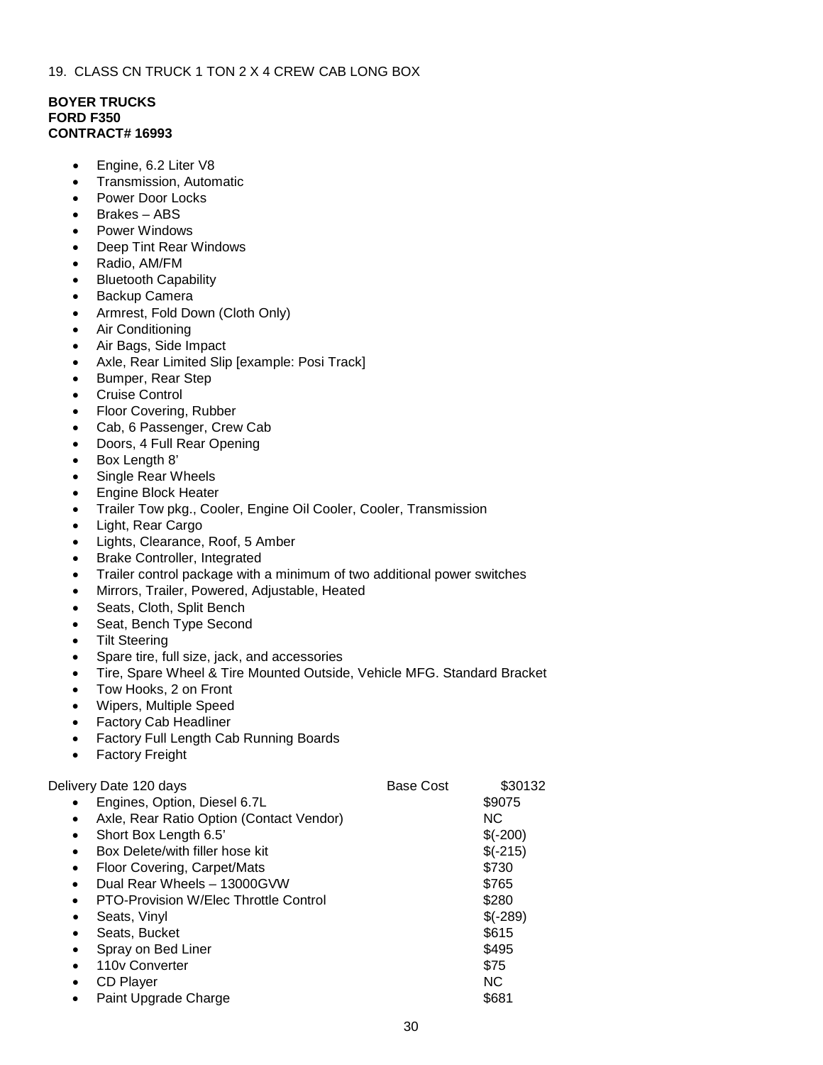19. CLASS CN TRUCK 1 TON 2 X 4 CREW CAB LONG BOX

**BOYER TRUCKS**
**FORD F350**
**CONTRACT# 16993**

- Engine, 6.2 Liter V8
- Transmission, Automatic
- Power Door Locks
- Brakes – ABS
- Power Windows
- Deep Tint Rear Windows
- Radio, AM/FM
- Bluetooth Capability
- Backup Camera
- Armrest, Fold Down (Cloth Only)
- Air Conditioning
- Air Bags, Side Impact
- Axle, Rear Limited Slip [example: Posi Track]
- Bumper, Rear Step
- Cruise Control
- Floor Covering, Rubber
- Cab, 6 Passenger, Crew Cab
- Doors, 4 Full Rear Opening
- Box Length 8'
- Single Rear Wheels
- Engine Block Heater
- Trailer Tow pkg., Cooler, Engine Oil Cooler, Cooler, Transmission
- Light, Rear Cargo
- Lights, Clearance, Roof, 5 Amber
- Brake Controller, Integrated
- Trailer control package with a minimum of two additional power switches
- Mirrors, Trailer, Powered, Adjustable, Heated
- Seats, Cloth, Split Bench
- Seat, Bench Type Second
- Tilt Steering
- Spare tire, full size, jack, and accessories
- Tire, Spare Wheel & Tire Mounted Outside, Vehicle MFG. Standard Bracket
- Tow Hooks, 2 on Front
- Wipers, Multiple Speed
- Factory Cab Headliner
- Factory Full Length Cab Running Boards
- Factory Freight

| Delivery Date 120 days | Base Cost | $30132 |
|---|---|---|
| • Engines, Option, Diesel 6.7L | | $9075 |
| • Axle, Rear Ratio Option (Contact Vendor) | | NC |
| • Short Box Length 6.5' | | $(-200) |
| • Box Delete/with filler hose kit | | $(-215) |
| • Floor Covering, Carpet/Mats | | $730 |
| • Dual Rear Wheels – 13000GVW | | $765 |
| • PTO-Provision W/Elec Throttle Control | | $280 |
| • Seats, Vinyl | | $(-289) |
| • Seats, Bucket | | $615 |
| • Spray on Bed Liner | | $495 |
| • 110v Converter | | $75 |
| • CD Player | | NC |
| • Paint Upgrade Charge | | $681 |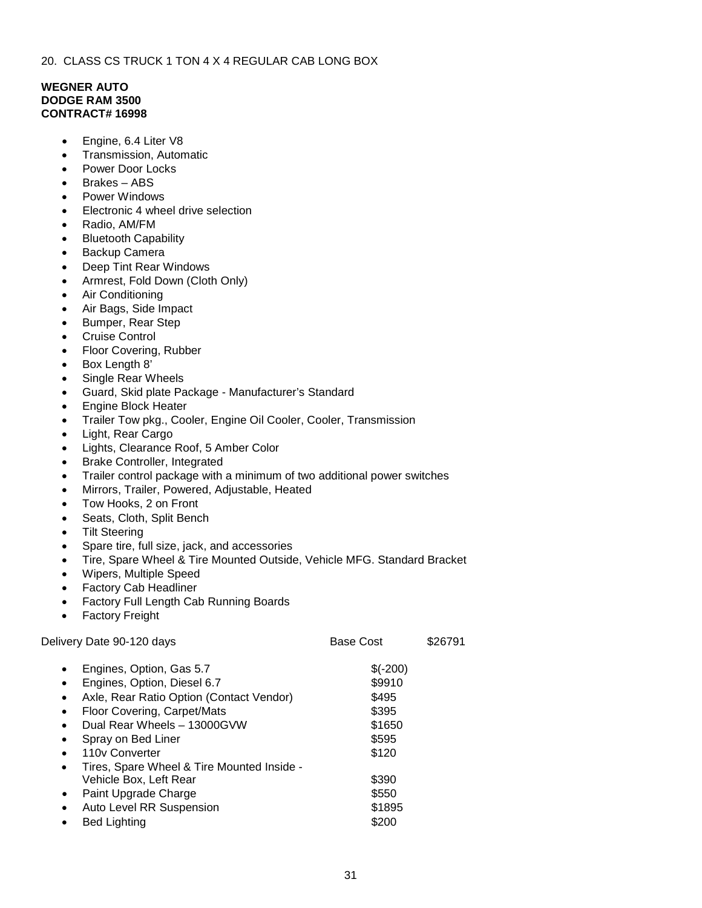20. CLASS CS TRUCK 1 TON 4 X 4 REGULAR CAB LONG BOX

**WEGNER AUTO**
**DODGE RAM 3500**
**CONTRACT# 16998**

- Engine, 6.4 Liter V8
- Transmission, Automatic
- Power Door Locks
- Brakes – ABS
- Power Windows
- Electronic 4 wheel drive selection
- Radio, AM/FM
- Bluetooth Capability
- Backup Camera
- Deep Tint Rear Windows
- Armrest, Fold Down (Cloth Only)
- Air Conditioning
- Air Bags, Side Impact
- Bumper, Rear Step
- Cruise Control
- Floor Covering, Rubber
- Box Length 8'
- Single Rear Wheels
- Guard, Skid plate Package - Manufacturer's Standard
- Engine Block Heater
- Trailer Tow pkg., Cooler, Engine Oil Cooler, Cooler, Transmission
- Light, Rear Cargo
- Lights, Clearance Roof, 5 Amber Color
- Brake Controller, Integrated
- Trailer control package with a minimum of two additional power switches
- Mirrors, Trailer, Powered, Adjustable, Heated
- Tow Hooks, 2 on Front
- Seats, Cloth, Split Bench
- Tilt Steering
- Spare tire, full size, jack, and accessories
- Tire, Spare Wheel & Tire Mounted Outside, Vehicle MFG. Standard Bracket
- Wipers, Multiple Speed
- Factory Cab Headliner
- Factory Full Length Cab Running Boards
- Factory Freight

| Delivery Date 90-120 days | Base Cost | $26791 |
|---|---|---|

| Option | Cost |
|---|---|
| Engines, Option, Gas 5.7 | $(-200) |
| Engines, Option, Diesel 6.7 | $9910 |
| Axle, Rear Ratio Option (Contact Vendor) | $495 |
| Floor Covering, Carpet/Mats | $395 |
| Dual Rear Wheels – 13000GVW | $1650 |
| Spray on Bed Liner | $595 |
| 110v Converter | $120 |
| Tires, Spare Wheel & Tire Mounted Inside - Vehicle Box, Left Rear | $390 |
| Paint Upgrade Charge | $550 |
| Auto Level RR Suspension | $1895 |
| Bed Lighting | $200 |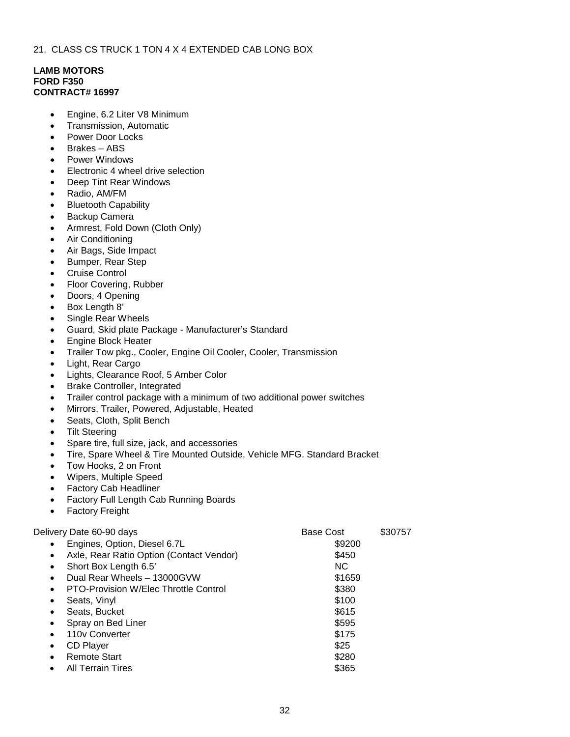21. CLASS CS TRUCK 1 TON 4 X 4 EXTENDED CAB LONG BOX

**LAMB MOTORS**
**FORD F350**
**CONTRACT# 16997**

- Engine, 6.2 Liter V8 Minimum
- Transmission, Automatic
- Power Door Locks
- Brakes – ABS
- Power Windows
- Electronic 4 wheel drive selection
- Deep Tint Rear Windows
- Radio, AM/FM
- Bluetooth Capability
- Backup Camera
- Armrest, Fold Down (Cloth Only)
- Air Conditioning
- Air Bags, Side Impact
- Bumper, Rear Step
- Cruise Control
- Floor Covering, Rubber
- Doors, 4 Opening
- Box Length 8’
- Single Rear Wheels
- Guard, Skid plate Package - Manufacturer’s Standard
- Engine Block Heater
- Trailer Tow pkg., Cooler, Engine Oil Cooler, Cooler, Transmission
- Light, Rear Cargo
- Lights, Clearance Roof, 5 Amber Color
- Brake Controller, Integrated
- Trailer control package with a minimum of two additional power switches
- Mirrors, Trailer, Powered, Adjustable, Heated
- Seats, Cloth, Split Bench
- Tilt Steering
- Spare tire, full size, jack, and accessories
- Tire, Spare Wheel & Tire Mounted Outside, Vehicle MFG. Standard Bracket
- Tow Hooks, 2 on Front
- Wipers, Multiple Speed
- Factory Cab Headliner
- Factory Full Length Cab Running Boards
- Factory Freight

| Delivery Date 60-90 days | Base Cost | $30757 |
|---|---|---|
| • Engines, Option, Diesel 6.7L | $9200 | |
| • Axle, Rear Ratio Option (Contact Vendor) | $450 | |
| • Short Box Length 6.5’ | NC | |
| • Dual Rear Wheels – 13000GVW | $1659 | |
| • PTO-Provision W/Elec Throttle Control | $380 | |
| • Seats, Vinyl | $100 | |
| • Seats, Bucket | $615 | |
| • Spray on Bed Liner | $595 | |
| • 110v Converter | $175 | |
| • CD Player | $25 | |
| • Remote Start | $280 | |
| • All Terrain Tires | $365 | |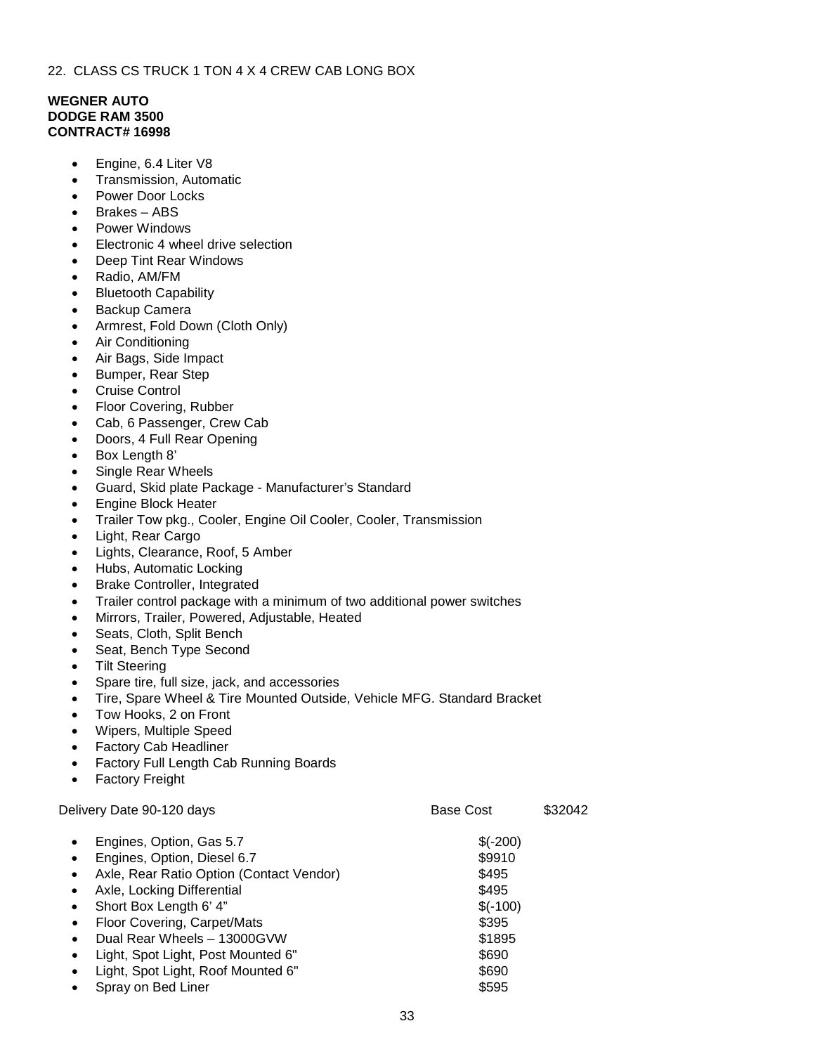22. CLASS CS TRUCK 1 TON 4 X 4 CREW CAB LONG BOX

**WEGNER AUTO**
**DODGE RAM 3500**
**CONTRACT# 16998**

- Engine, 6.4 Liter V8
- Transmission, Automatic
- Power Door Locks
- Brakes – ABS
- Power Windows
- Electronic 4 wheel drive selection
- Deep Tint Rear Windows
- Radio, AM/FM
- Bluetooth Capability
- Backup Camera
- Armrest, Fold Down (Cloth Only)
- Air Conditioning
- Air Bags, Side Impact
- Bumper, Rear Step
- Cruise Control
- Floor Covering, Rubber
- Cab, 6 Passenger, Crew Cab
- Doors, 4 Full Rear Opening
- Box Length 8'
- Single Rear Wheels
- Guard, Skid plate Package - Manufacturer's Standard
- Engine Block Heater
- Trailer Tow pkg., Cooler, Engine Oil Cooler, Cooler, Transmission
- Light, Rear Cargo
- Lights, Clearance, Roof, 5 Amber
- Hubs, Automatic Locking
- Brake Controller, Integrated
- Trailer control package with a minimum of two additional power switches
- Mirrors, Trailer, Powered, Adjustable, Heated
- Seats, Cloth, Split Bench
- Seat, Bench Type Second
- Tilt Steering
- Spare tire, full size, jack, and accessories
- Tire, Spare Wheel & Tire Mounted Outside, Vehicle MFG. Standard Bracket
- Tow Hooks, 2 on Front
- Wipers, Multiple Speed
- Factory Cab Headliner
- Factory Full Length Cab Running Boards
- Factory Freight

Delivery Date 90-120 days — Base Cost $32042

| Option | Cost |
|---|---|
| Engines, Option, Gas 5.7 | $(-200) |
| Engines, Option, Diesel 6.7 | $9910 |
| Axle, Rear Ratio Option (Contact Vendor) | $495 |
| Axle, Locking Differential | $495 |
| Short Box Length 6' 4" | $(-100) |
| Floor Covering, Carpet/Mats | $395 |
| Dual Rear Wheels – 13000GVW | $1895 |
| Light, Spot Light, Post Mounted 6" | $690 |
| Light, Spot Light, Roof Mounted 6" | $690 |
| Spray on Bed Liner | $595 |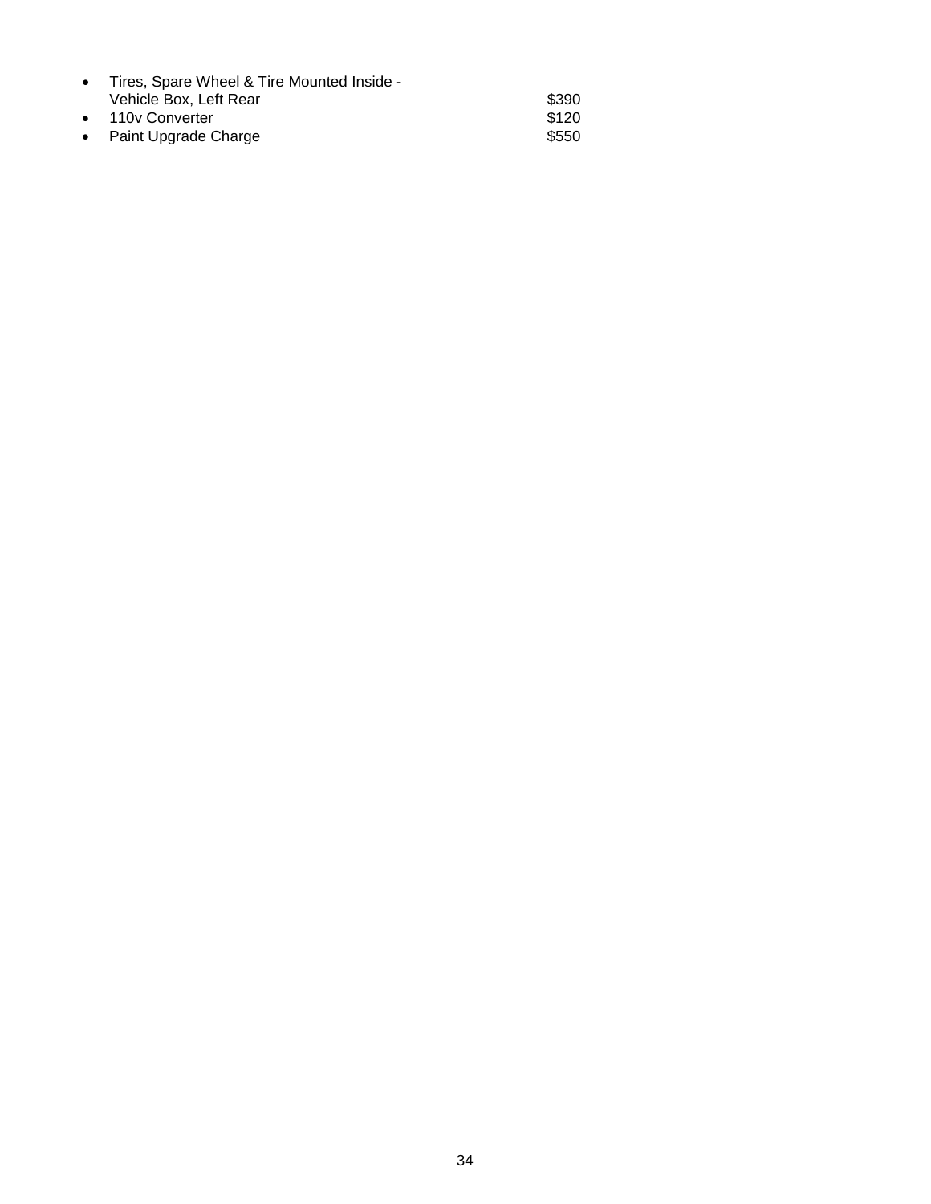- Tires, Spare Wheel & Tire Mounted Inside - Vehicle Box, Left Rear $390
- 110v Converter $120
- Paint Upgrade Charge $550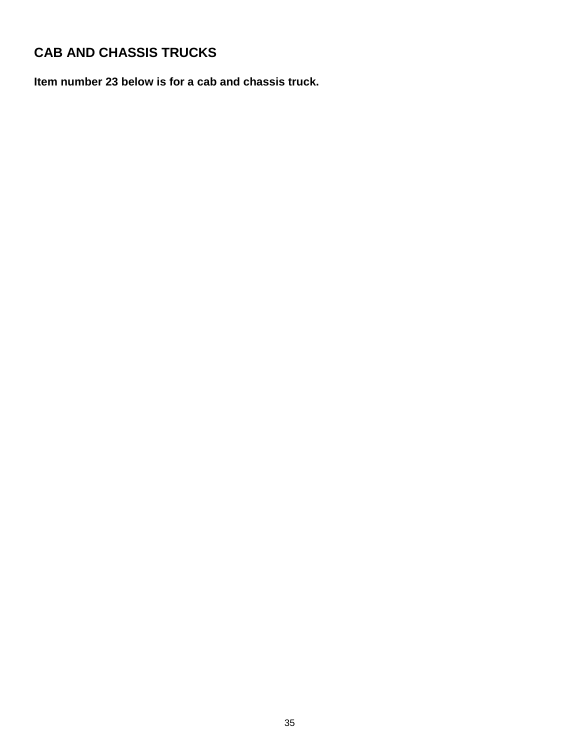## CAB AND CHASSIS TRUCKS

**Item number 23 below is for a cab and chassis truck.**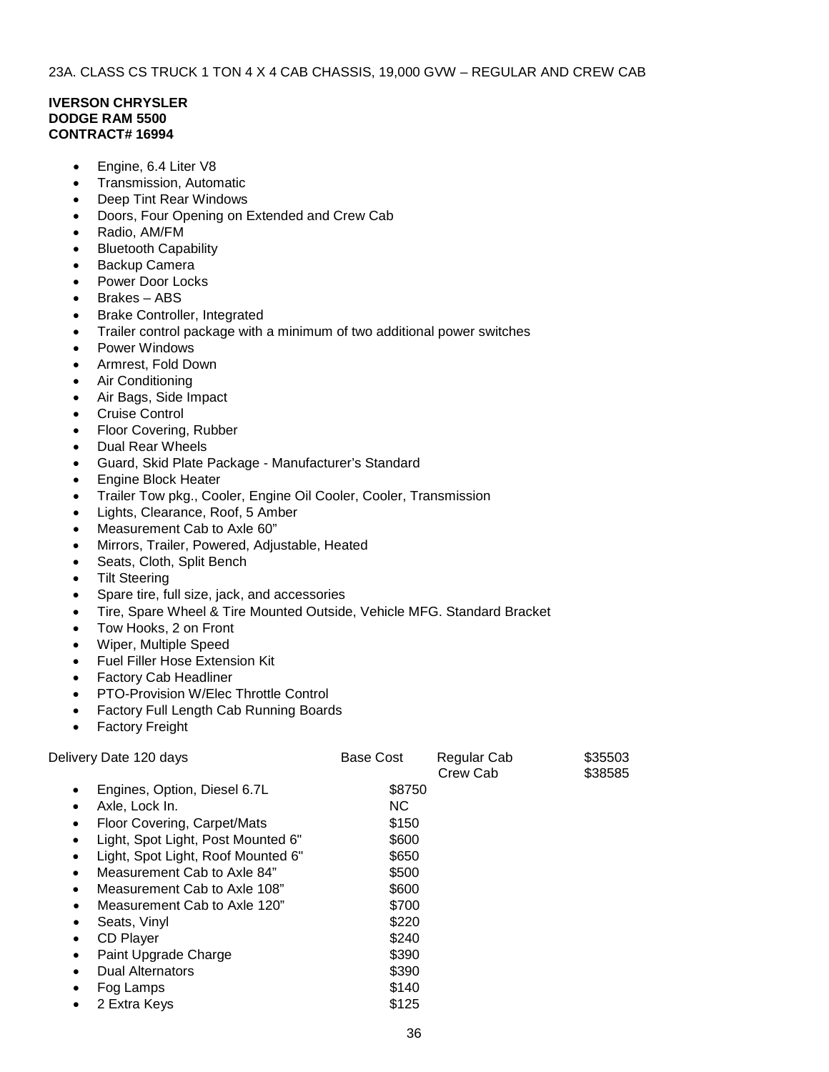23A. CLASS CS TRUCK 1 TON 4 X 4 CAB CHASSIS, 19,000 GVW – REGULAR AND CREW CAB

**IVERSON CHRYSLER**
**DODGE RAM 5500**
**CONTRACT# 16994**

- Engine, 6.4 Liter V8
- Transmission, Automatic
- Deep Tint Rear Windows
- Doors, Four Opening on Extended and Crew Cab
- Radio, AM/FM
- Bluetooth Capability
- Backup Camera
- Power Door Locks
- Brakes – ABS
- Brake Controller, Integrated
- Trailer control package with a minimum of two additional power switches
- Power Windows
- Armrest, Fold Down
- Air Conditioning
- Air Bags, Side Impact
- Cruise Control
- Floor Covering, Rubber
- Dual Rear Wheels
- Guard, Skid Plate Package - Manufacturer's Standard
- Engine Block Heater
- Trailer Tow pkg., Cooler, Engine Oil Cooler, Cooler, Transmission
- Lights, Clearance, Roof, 5 Amber
- Measurement Cab to Axle 60"
- Mirrors, Trailer, Powered, Adjustable, Heated
- Seats, Cloth, Split Bench
- Tilt Steering
- Spare tire, full size, jack, and accessories
- Tire, Spare Wheel & Tire Mounted Outside, Vehicle MFG. Standard Bracket
- Tow Hooks, 2 on Front
- Wiper, Multiple Speed
- Fuel Filler Hose Extension Kit
- Factory Cab Headliner
- PTO-Provision W/Elec Throttle Control
- Factory Full Length Cab Running Boards
- Factory Freight

| Delivery Date 120 days | Base Cost | Regular Cab | $35503 |
|---|---|---|---|
| | | Crew Cab | $38585 |
| • Engines, Option, Diesel 6.7L | $8750 | | |
| • Axle, Lock In. | NC | | |
| • Floor Covering, Carpet/Mats | $150 | | |
| • Light, Spot Light, Post Mounted 6" | $600 | | |
| • Light, Spot Light, Roof Mounted 6" | $650 | | |
| • Measurement Cab to Axle 84" | $500 | | |
| • Measurement Cab to Axle 108" | $600 | | |
| • Measurement Cab to Axle 120" | $700 | | |
| • Seats, Vinyl | $220 | | |
| • CD Player | $240 | | |
| • Paint Upgrade Charge | $390 | | |
| • Dual Alternators | $390 | | |
| • Fog Lamps | $140 | | |
| • 2 Extra Keys | $125 | | |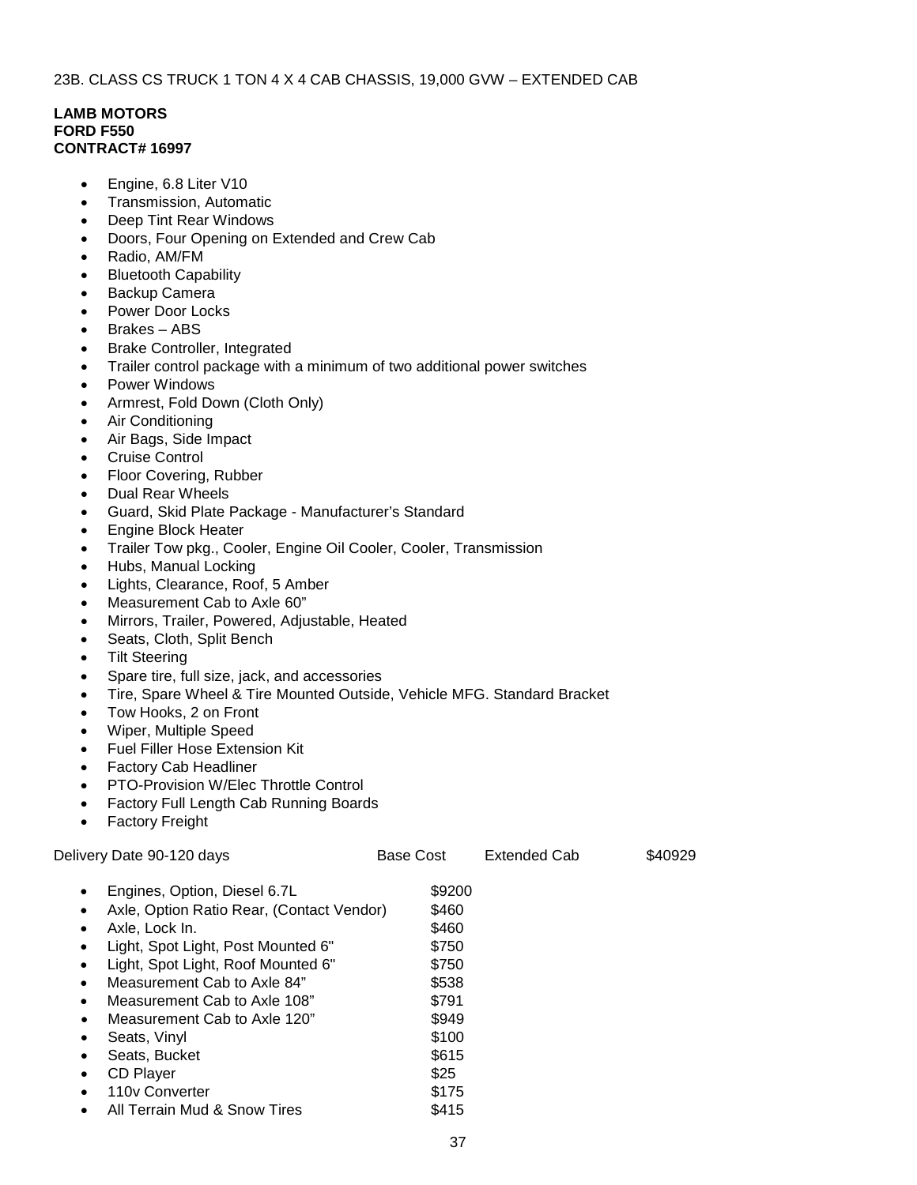23B. CLASS CS TRUCK 1 TON 4 X 4 CAB CHASSIS, 19,000 GVW – EXTENDED CAB

**LAMB MOTORS**
**FORD F550**
**CONTRACT# 16997**

- Engine, 6.8 Liter V10
- Transmission, Automatic
- Deep Tint Rear Windows
- Doors, Four Opening on Extended and Crew Cab
- Radio, AM/FM
- Bluetooth Capability
- Backup Camera
- Power Door Locks
- Brakes – ABS
- Brake Controller, Integrated
- Trailer control package with a minimum of two additional power switches
- Power Windows
- Armrest, Fold Down (Cloth Only)
- Air Conditioning
- Air Bags, Side Impact
- Cruise Control
- Floor Covering, Rubber
- Dual Rear Wheels
- Guard, Skid Plate Package - Manufacturer's Standard
- Engine Block Heater
- Trailer Tow pkg., Cooler, Engine Oil Cooler, Cooler, Transmission
- Hubs, Manual Locking
- Lights, Clearance, Roof, 5 Amber
- Measurement Cab to Axle 60"
- Mirrors, Trailer, Powered, Adjustable, Heated
- Seats, Cloth, Split Bench
- Tilt Steering
- Spare tire, full size, jack, and accessories
- Tire, Spare Wheel & Tire Mounted Outside, Vehicle MFG. Standard Bracket
- Tow Hooks, 2 on Front
- Wiper, Multiple Speed
- Fuel Filler Hose Extension Kit
- Factory Cab Headliner
- PTO-Provision W/Elec Throttle Control
- Factory Full Length Cab Running Boards
- Factory Freight

| Delivery Date 90-120 days | Base Cost | Extended Cab | $40929 |
|---|---|---|---|

| Option | Cost |
|---|---|
| Engines, Option, Diesel 6.7L | $9200 |
| Axle, Option Ratio Rear, (Contact Vendor) | $460 |
| Axle, Lock In. | $460 |
| Light, Spot Light, Post Mounted 6" | $750 |
| Light, Spot Light, Roof Mounted 6" | $750 |
| Measurement Cab to Axle 84" | $538 |
| Measurement Cab to Axle 108" | $791 |
| Measurement Cab to Axle 120" | $949 |
| Seats, Vinyl | $100 |
| Seats, Bucket | $615 |
| CD Player | $25 |
| 110v Converter | $175 |
| All Terrain Mud & Snow Tires | $415 |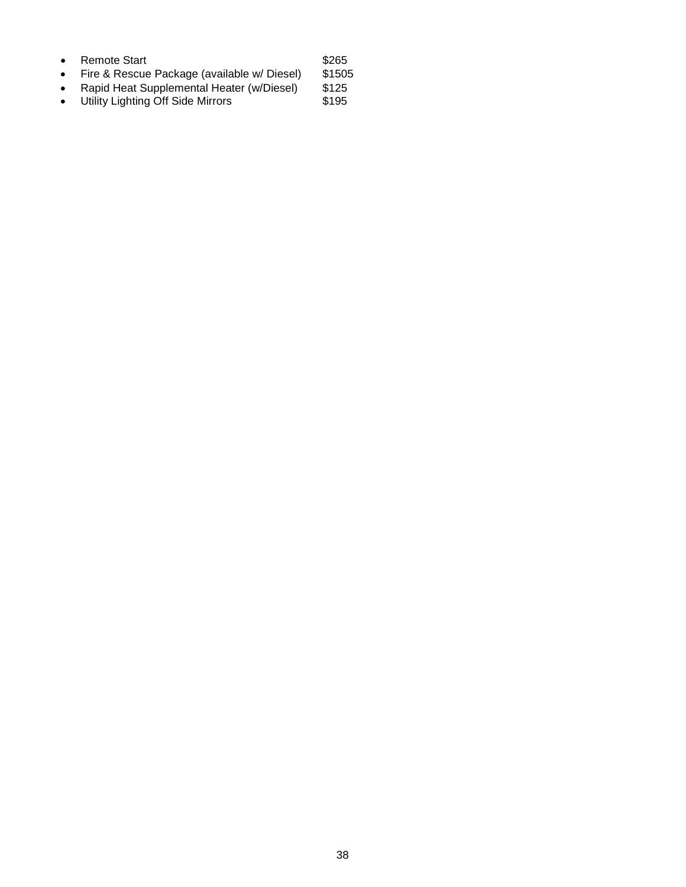- Remote Start $265
- Fire & Rescue Package (available w/ Diesel) $1505
- Rapid Heat Supplemental Heater (w/Diesel) $125
- Utility Lighting Off Side Mirrors $195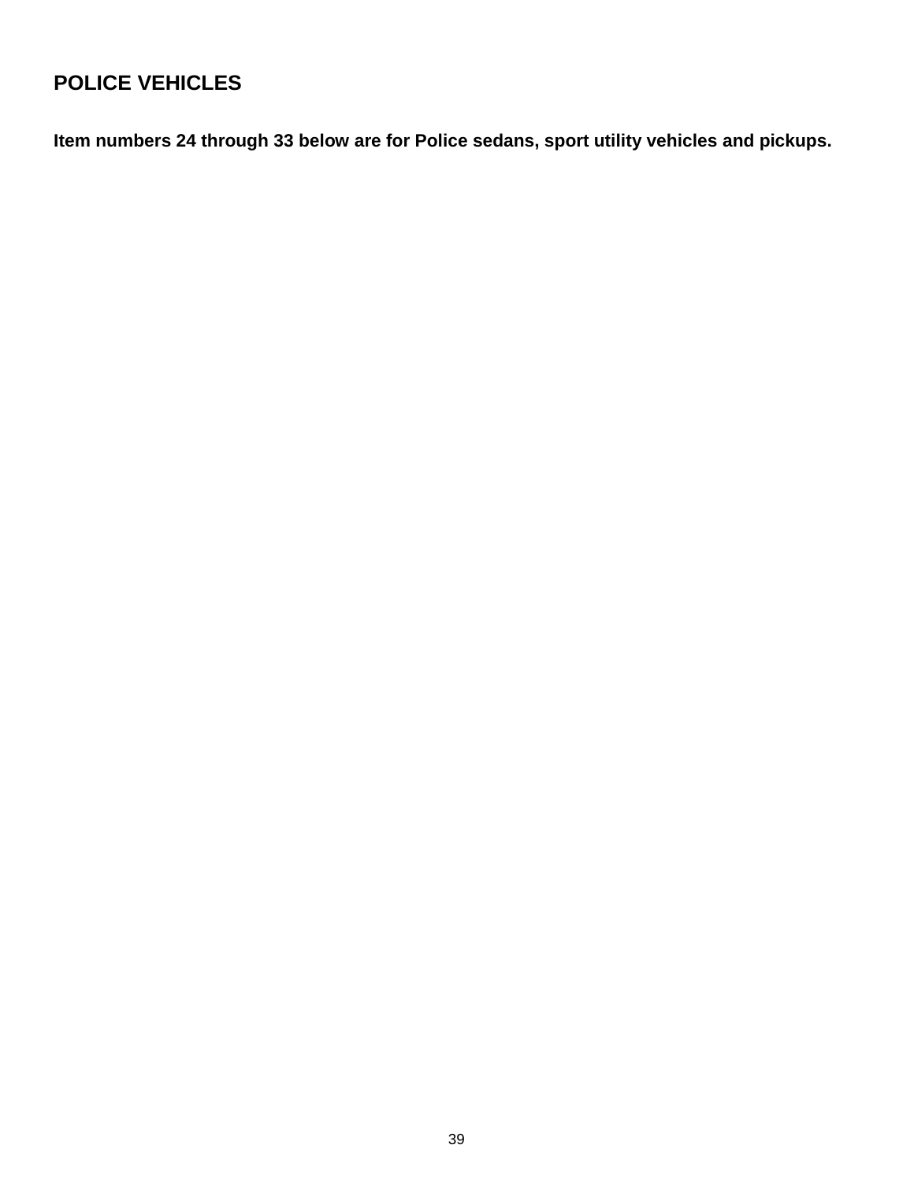## POLICE VEHICLES

**Item numbers 24 through 33 below are for Police sedans, sport utility vehicles and pickups.**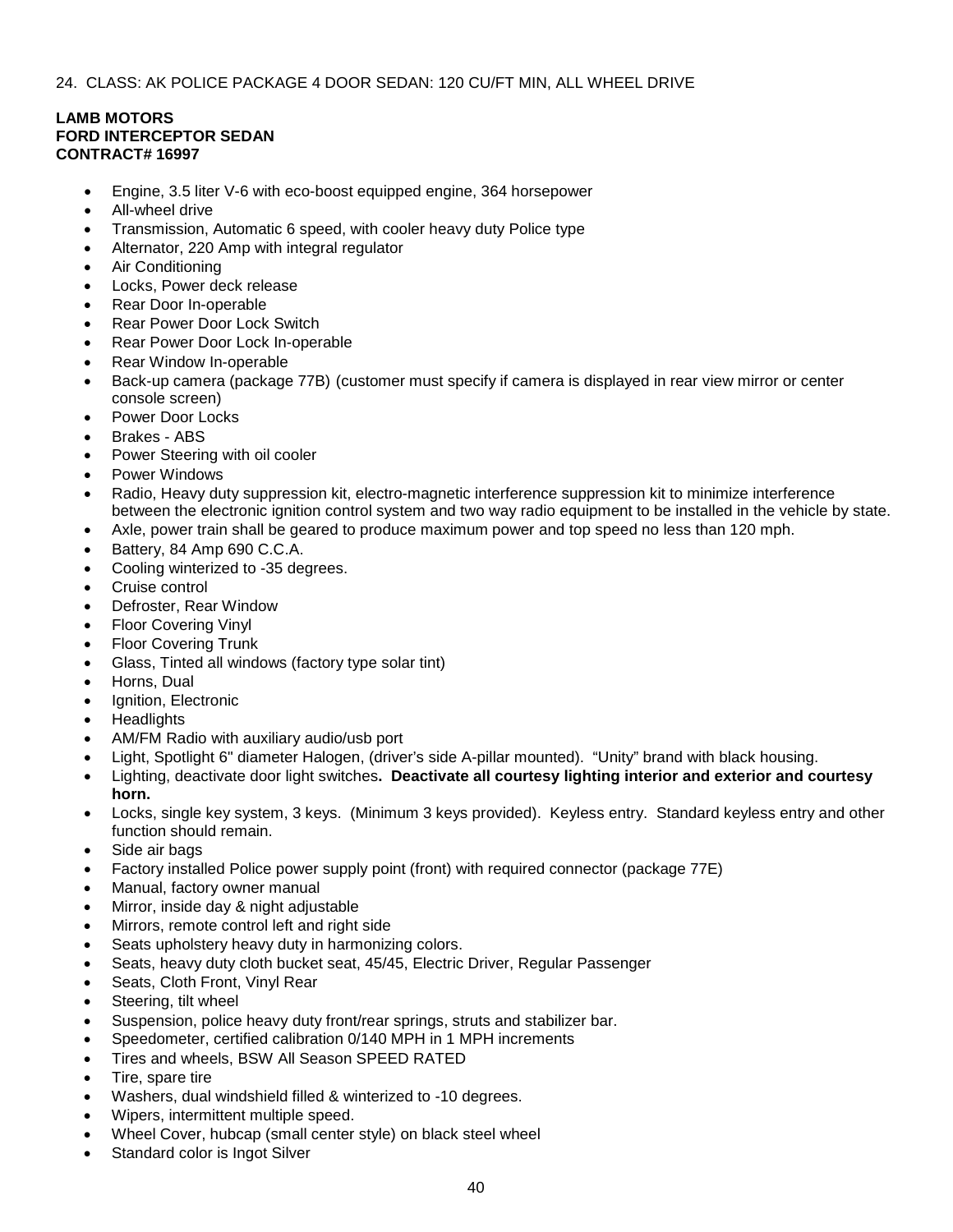24. CLASS: AK POLICE PACKAGE 4 DOOR SEDAN: 120 CU/FT MIN, ALL WHEEL DRIVE

**LAMB MOTORS**
**FORD INTERCEPTOR SEDAN**
**CONTRACT# 16997**

- Engine, 3.5 liter V-6 with eco-boost equipped engine, 364 horsepower
- All-wheel drive
- Transmission, Automatic 6 speed, with cooler heavy duty Police type
- Alternator, 220 Amp with integral regulator
- Air Conditioning
- Locks, Power deck release
- Rear Door In-operable
- Rear Power Door Lock Switch
- Rear Power Door Lock In-operable
- Rear Window In-operable
- Back-up camera (package 77B) (customer must specify if camera is displayed in rear view mirror or center console screen)
- Power Door Locks
- Brakes - ABS
- Power Steering with oil cooler
- Power Windows
- Radio, Heavy duty suppression kit, electro-magnetic interference suppression kit to minimize interference between the electronic ignition control system and two way radio equipment to be installed in the vehicle by state.
- Axle, power train shall be geared to produce maximum power and top speed no less than 120 mph.
- Battery, 84 Amp 690 C.C.A.
- Cooling winterized to -35 degrees.
- Cruise control
- Defroster, Rear Window
- Floor Covering Vinyl
- Floor Covering Trunk
- Glass, Tinted all windows (factory type solar tint)
- Horns, Dual
- Ignition, Electronic
- Headlights
- AM/FM Radio with auxiliary audio/usb port
- Light, Spotlight 6" diameter Halogen, (driver's side A-pillar mounted). "Unity" brand with black housing.
- Lighting, deactivate door light switches**. Deactivate all courtesy lighting interior and exterior and courtesy horn.**
- Locks, single key system, 3 keys. (Minimum 3 keys provided). Keyless entry. Standard keyless entry and other function should remain.
- Side air bags
- Factory installed Police power supply point (front) with required connector (package 77E)
- Manual, factory owner manual
- Mirror, inside day & night adjustable
- Mirrors, remote control left and right side
- Seats upholstery heavy duty in harmonizing colors.
- Seats, heavy duty cloth bucket seat, 45/45, Electric Driver, Regular Passenger
- Seats, Cloth Front, Vinyl Rear
- Steering, tilt wheel
- Suspension, police heavy duty front/rear springs, struts and stabilizer bar.
- Speedometer, certified calibration 0/140 MPH in 1 MPH increments
- Tires and wheels, BSW All Season SPEED RATED
- Tire, spare tire
- Washers, dual windshield filled & winterized to -10 degrees.
- Wipers, intermittent multiple speed.
- Wheel Cover, hubcap (small center style) on black steel wheel
- Standard color is Ingot Silver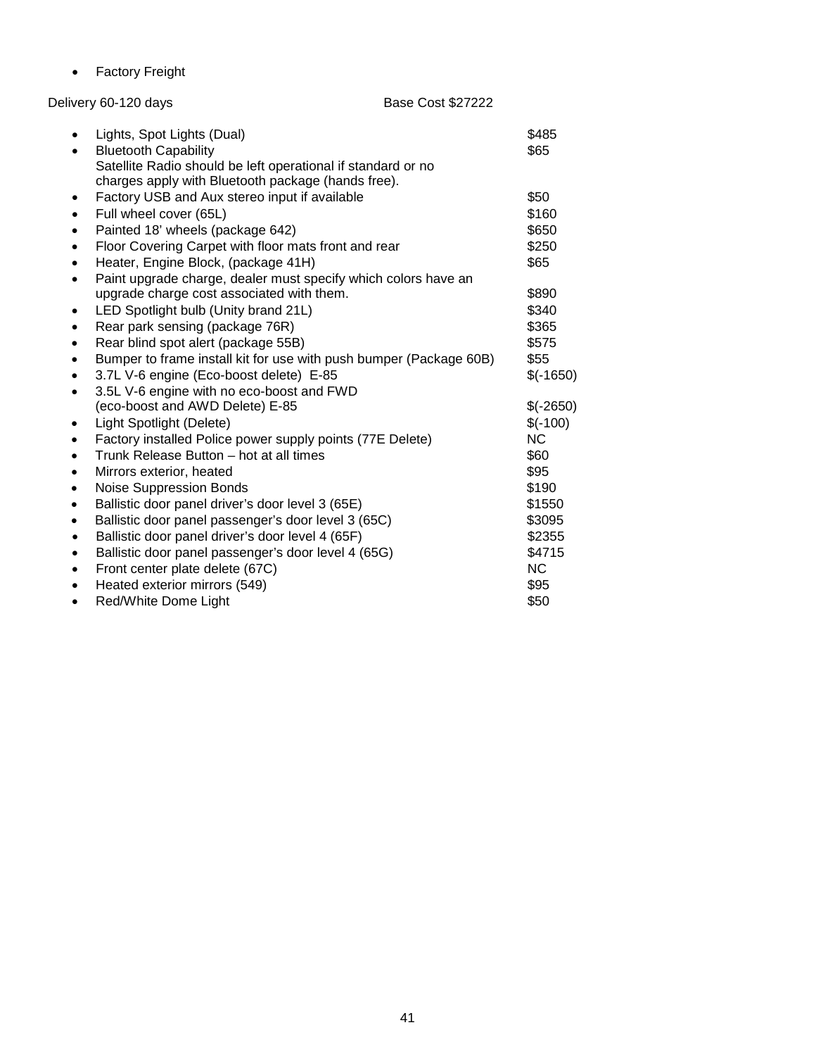- Factory Freight

Delivery 60-120 days Base Cost $27222

| Item | Cost |
| --- | --- |
| Lights, Spot Lights (Dual) | $485 |
| Bluetooth Capability<br>Satellite Radio should be left operational if standard or no charges apply with Bluetooth package (hands free). | $65 |
| Factory USB and Aux stereo input if available | $50 |
| Full wheel cover (65L) | $160 |
| Painted 18' wheels (package 642) | $650 |
| Floor Covering Carpet with floor mats front and rear | $250 |
| Heater, Engine Block, (package 41H) | $65 |
| Paint upgrade charge, dealer must specify which colors have an upgrade charge cost associated with them. | $890 |
| LED Spotlight bulb (Unity brand 21L) | $340 |
| Rear park sensing (package 76R) | $365 |
| Rear blind spot alert (package 55B) | $575 |
| Bumper to frame install kit for use with push bumper (Package 60B) | $55 |
| 3.7L V-6 engine (Eco-boost delete) E-85 | $(-1650) |
| 3.5L V-6 engine with no eco-boost and FWD (eco-boost and AWD Delete) E-85 | $(-2650) |
| Light Spotlight (Delete) | $(-100) |
| Factory installed Police power supply points (77E Delete) | NC |
| Trunk Release Button – hot at all times | $60 |
| Mirrors exterior, heated | $95 |
| Noise Suppression Bonds | $190 |
| Ballistic door panel driver's door level 3 (65E) | $1550 |
| Ballistic door panel passenger's door level 3 (65C) | $3095 |
| Ballistic door panel driver's door level 4 (65F) | $2355 |
| Ballistic door panel passenger's door level 4 (65G) | $4715 |
| Front center plate delete (67C) | NC |
| Heated exterior mirrors (549) | $95 |
| Red/White Dome Light | $50 |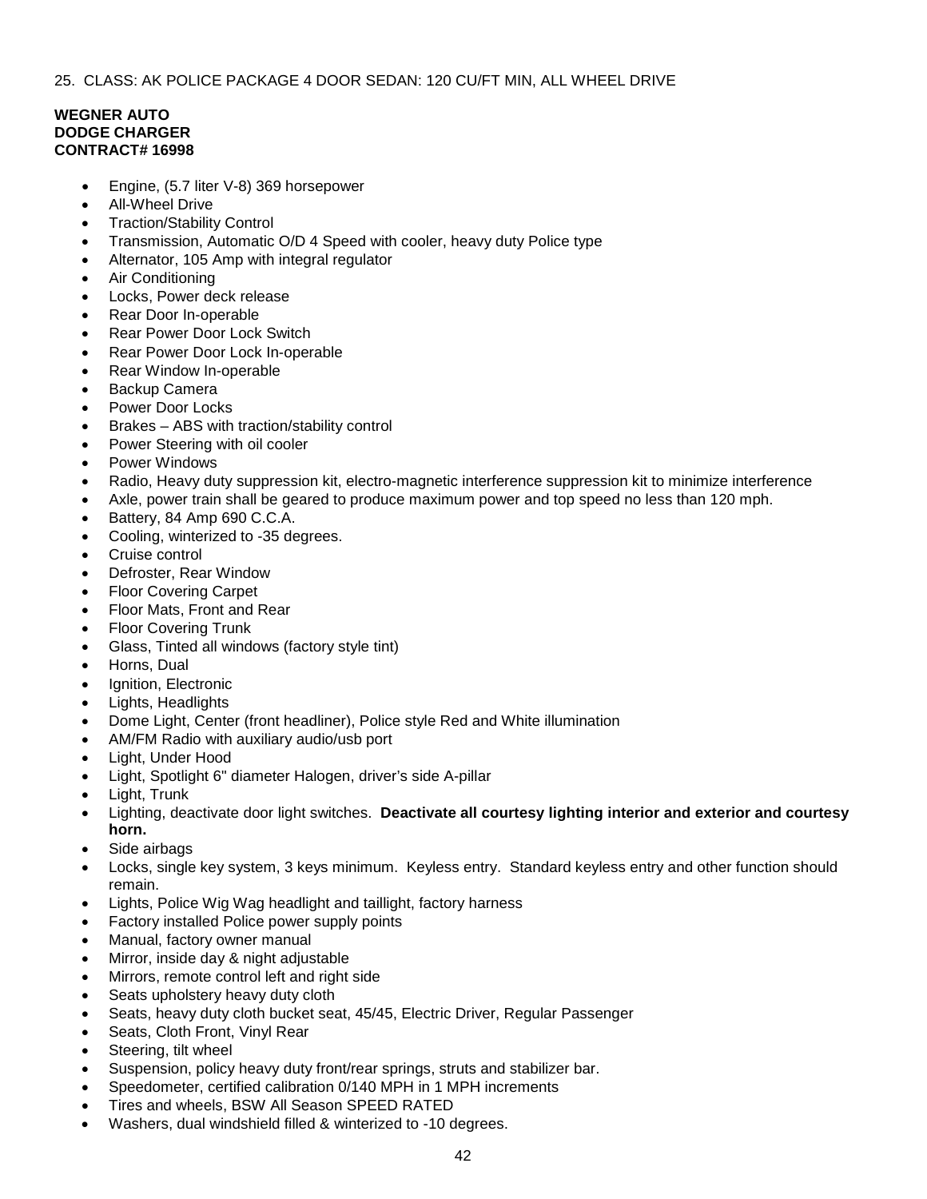25. CLASS: AK POLICE PACKAGE 4 DOOR SEDAN: 120 CU/FT MIN, ALL WHEEL DRIVE

**WEGNER AUTO**
**DODGE CHARGER**
**CONTRACT# 16998**

- Engine, (5.7 liter V-8) 369 horsepower
- All-Wheel Drive
- Traction/Stability Control
- Transmission, Automatic O/D 4 Speed with cooler, heavy duty Police type
- Alternator, 105 Amp with integral regulator
- Air Conditioning
- Locks, Power deck release
- Rear Door In-operable
- Rear Power Door Lock Switch
- Rear Power Door Lock In-operable
- Rear Window In-operable
- Backup Camera
- Power Door Locks
- Brakes – ABS with traction/stability control
- Power Steering with oil cooler
- Power Windows
- Radio, Heavy duty suppression kit, electro-magnetic interference suppression kit to minimize interference
- Axle, power train shall be geared to produce maximum power and top speed no less than 120 mph.
- Battery, 84 Amp 690 C.C.A.
- Cooling, winterized to -35 degrees.
- Cruise control
- Defroster, Rear Window
- Floor Covering Carpet
- Floor Mats, Front and Rear
- Floor Covering Trunk
- Glass, Tinted all windows (factory style tint)
- Horns, Dual
- Ignition, Electronic
- Lights, Headlights
- Dome Light, Center (front headliner), Police style Red and White illumination
- AM/FM Radio with auxiliary audio/usb port
- Light, Under Hood
- Light, Spotlight 6" diameter Halogen, driver's side A-pillar
- Light, Trunk
- Lighting, deactivate door light switches. **Deactivate all courtesy lighting interior and exterior and courtesy horn.**
- Side airbags
- Locks, single key system, 3 keys minimum. Keyless entry. Standard keyless entry and other function should remain.
- Lights, Police Wig Wag headlight and taillight, factory harness
- Factory installed Police power supply points
- Manual, factory owner manual
- Mirror, inside day & night adjustable
- Mirrors, remote control left and right side
- Seats upholstery heavy duty cloth
- Seats, heavy duty cloth bucket seat, 45/45, Electric Driver, Regular Passenger
- Seats, Cloth Front, Vinyl Rear
- Steering, tilt wheel
- Suspension, policy heavy duty front/rear springs, struts and stabilizer bar.
- Speedometer, certified calibration 0/140 MPH in 1 MPH increments
- Tires and wheels, BSW All Season SPEED RATED
- Washers, dual windshield filled & winterized to -10 degrees.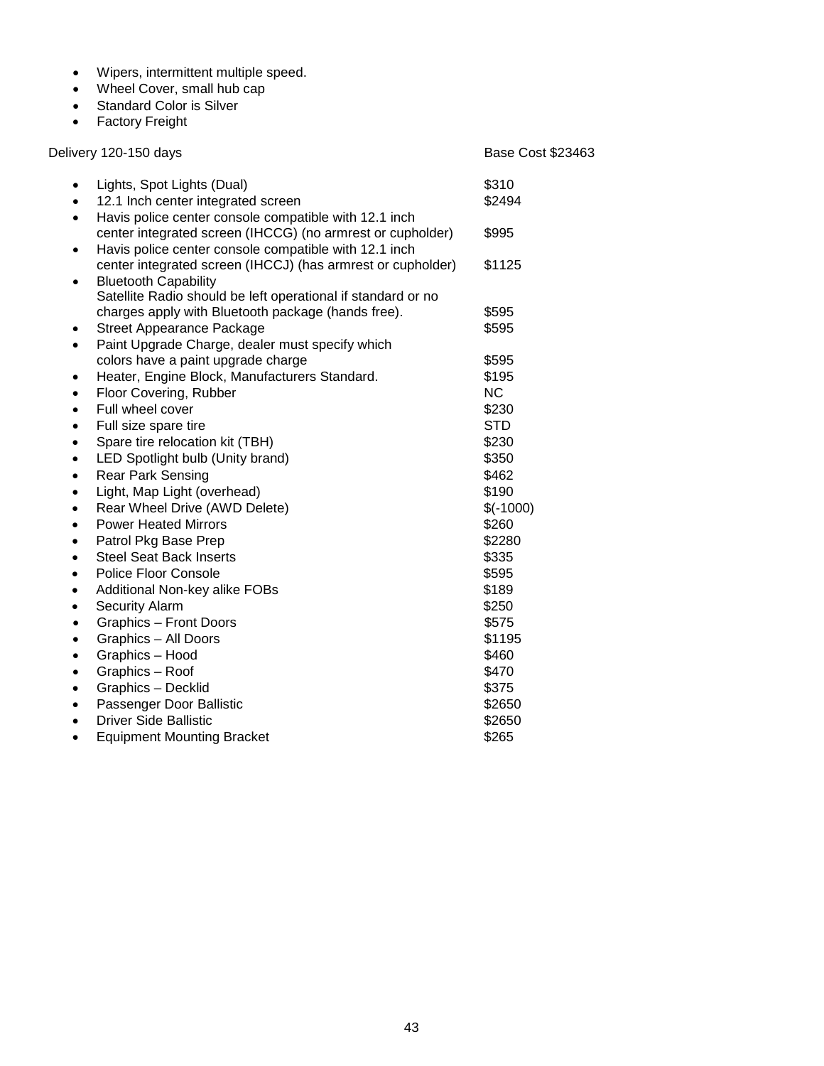- Wipers, intermittent multiple speed.
- Wheel Cover, small hub cap
- Standard Color is Silver
- Factory Freight

Delivery 120-150 days — Base Cost $23463

| Item | Cost |
|---|---|
| Lights, Spot Lights (Dual) | $310 |
| 12.1 Inch center integrated screen | $2494 |
| Havis police center console compatible with 12.1 inch center integrated screen (IHCCG) (no armrest or cupholder) | $995 |
| Havis police center console compatible with 12.1 inch center integrated screen (IHCCJ) (has armrest or cupholder) | $1125 |
| Bluetooth Capability Satellite Radio should be left operational if standard or no charges apply with Bluetooth package (hands free). | $595 |
| Street Appearance Package | $595 |
| Paint Upgrade Charge, dealer must specify which colors have a paint upgrade charge | $595 |
| Heater, Engine Block, Manufacturers Standard. | $195 |
| Floor Covering, Rubber | NC |
| Full wheel cover | $230 |
| Full size spare tire | STD |
| Spare tire relocation kit (TBH) | $230 |
| LED Spotlight bulb (Unity brand) | $350 |
| Rear Park Sensing | $462 |
| Light, Map Light (overhead) | $190 |
| Rear Wheel Drive (AWD Delete) | $(-1000) |
| Power Heated Mirrors | $260 |
| Patrol Pkg Base Prep | $2280 |
| Steel Seat Back Inserts | $335 |
| Police Floor Console | $595 |
| Additional Non-key alike FOBs | $189 |
| Security Alarm | $250 |
| Graphics – Front Doors | $575 |
| Graphics – All Doors | $1195 |
| Graphics – Hood | $460 |
| Graphics – Roof | $470 |
| Graphics – Decklid | $375 |
| Passenger Door Ballistic | $2650 |
| Driver Side Ballistic | $2650 |
| Equipment Mounting Bracket | $265 |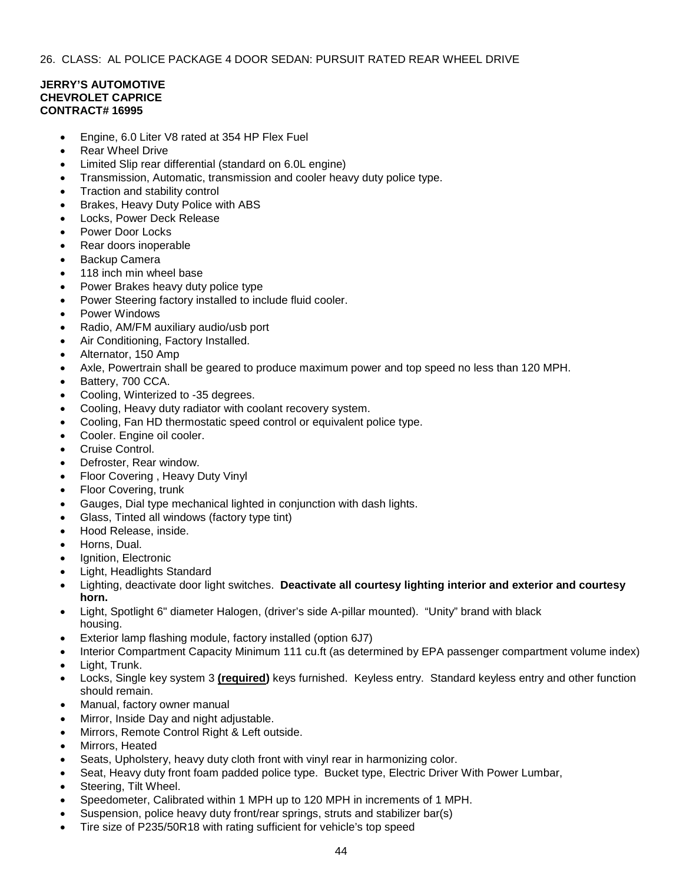26. CLASS: AL POLICE PACKAGE 4 DOOR SEDAN: PURSUIT RATED REAR WHEEL DRIVE

**JERRY'S AUTOMOTIVE**
**CHEVROLET CAPRICE**
**CONTRACT# 16995**

- Engine, 6.0 Liter V8 rated at 354 HP Flex Fuel
- Rear Wheel Drive
- Limited Slip rear differential (standard on 6.0L engine)
- Transmission, Automatic, transmission and cooler heavy duty police type.
- Traction and stability control
- Brakes, Heavy Duty Police with ABS
- Locks, Power Deck Release
- Power Door Locks
- Rear doors inoperable
- Backup Camera
- 118 inch min wheel base
- Power Brakes heavy duty police type
- Power Steering factory installed to include fluid cooler.
- Power Windows
- Radio, AM/FM auxiliary audio/usb port
- Air Conditioning, Factory Installed.
- Alternator, 150 Amp
- Axle, Powertrain shall be geared to produce maximum power and top speed no less than 120 MPH.
- Battery, 700 CCA.
- Cooling, Winterized to -35 degrees.
- Cooling, Heavy duty radiator with coolant recovery system.
- Cooling, Fan HD thermostatic speed control or equivalent police type.
- Cooler. Engine oil cooler.
- Cruise Control.
- Defroster, Rear window.
- Floor Covering , Heavy Duty Vinyl
- Floor Covering, trunk
- Gauges, Dial type mechanical lighted in conjunction with dash lights.
- Glass, Tinted all windows (factory type tint)
- Hood Release, inside.
- Horns, Dual.
- Ignition, Electronic
- Light, Headlights Standard
- Lighting, deactivate door light switches. **Deactivate all courtesy lighting interior and exterior and courtesy horn.**
- Light, Spotlight 6" diameter Halogen, (driver's side A-pillar mounted). "Unity" brand with black housing.
- Exterior lamp flashing module, factory installed (option 6J7)
- Interior Compartment Capacity Minimum 111 cu.ft (as determined by EPA passenger compartment volume index)
- Light, Trunk.
- Locks, Single key system 3 **(required)** keys furnished. Keyless entry. Standard keyless entry and other function should remain.
- Manual, factory owner manual
- Mirror, Inside Day and night adjustable.
- Mirrors, Remote Control Right & Left outside.
- Mirrors, Heated
- Seats, Upholstery, heavy duty cloth front with vinyl rear in harmonizing color.
- Seat, Heavy duty front foam padded police type. Bucket type, Electric Driver With Power Lumbar,
- Steering, Tilt Wheel.
- Speedometer, Calibrated within 1 MPH up to 120 MPH in increments of 1 MPH.
- Suspension, police heavy duty front/rear springs, struts and stabilizer bar(s)
- Tire size of P235/50R18 with rating sufficient for vehicle's top speed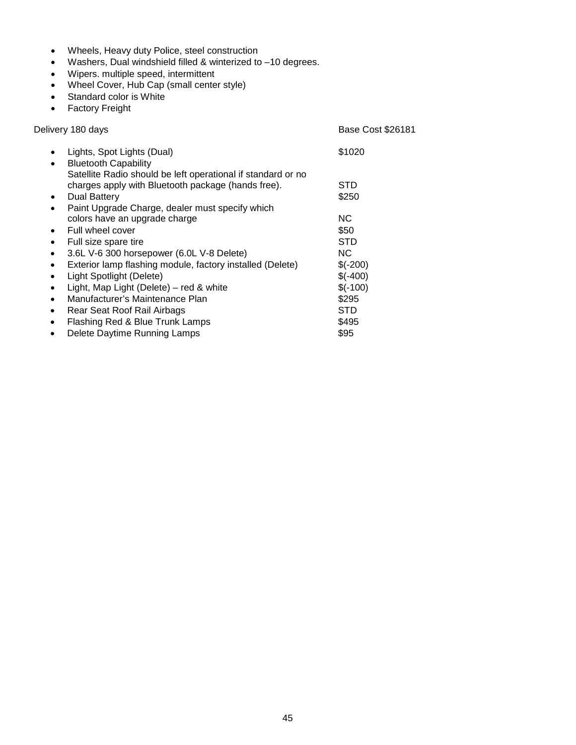- Wheels, Heavy duty Police, steel construction
- Washers, Dual windshield filled & winterized to –10 degrees.
- Wipers. multiple speed, intermittent
- Wheel Cover, Hub Cap (small center style)
- Standard color is White
- Factory Freight

| Delivery 180 days | Base Cost $26181 |
|---|---|
| • Lights, Spot Lights (Dual) | $1020 |
| • Bluetooth Capability Satellite Radio should be left operational if standard or no charges apply with Bluetooth package (hands free). | STD |
| • Dual Battery | $250 |
| • Paint Upgrade Charge, dealer must specify which colors have an upgrade charge | NC |
| • Full wheel cover | $50 |
| • Full size spare tire | STD |
| • 3.6L V-6 300 horsepower (6.0L V-8 Delete) | NC |
| • Exterior lamp flashing module, factory installed (Delete) | $(-200) |
| • Light Spotlight (Delete) | $(-400) |
| • Light, Map Light (Delete) – red & white | $(-100) |
| • Manufacturer's Maintenance Plan | $295 |
| • Rear Seat Roof Rail Airbags | STD |
| • Flashing Red & Blue Trunk Lamps | $495 |
| • Delete Daytime Running Lamps | $95 |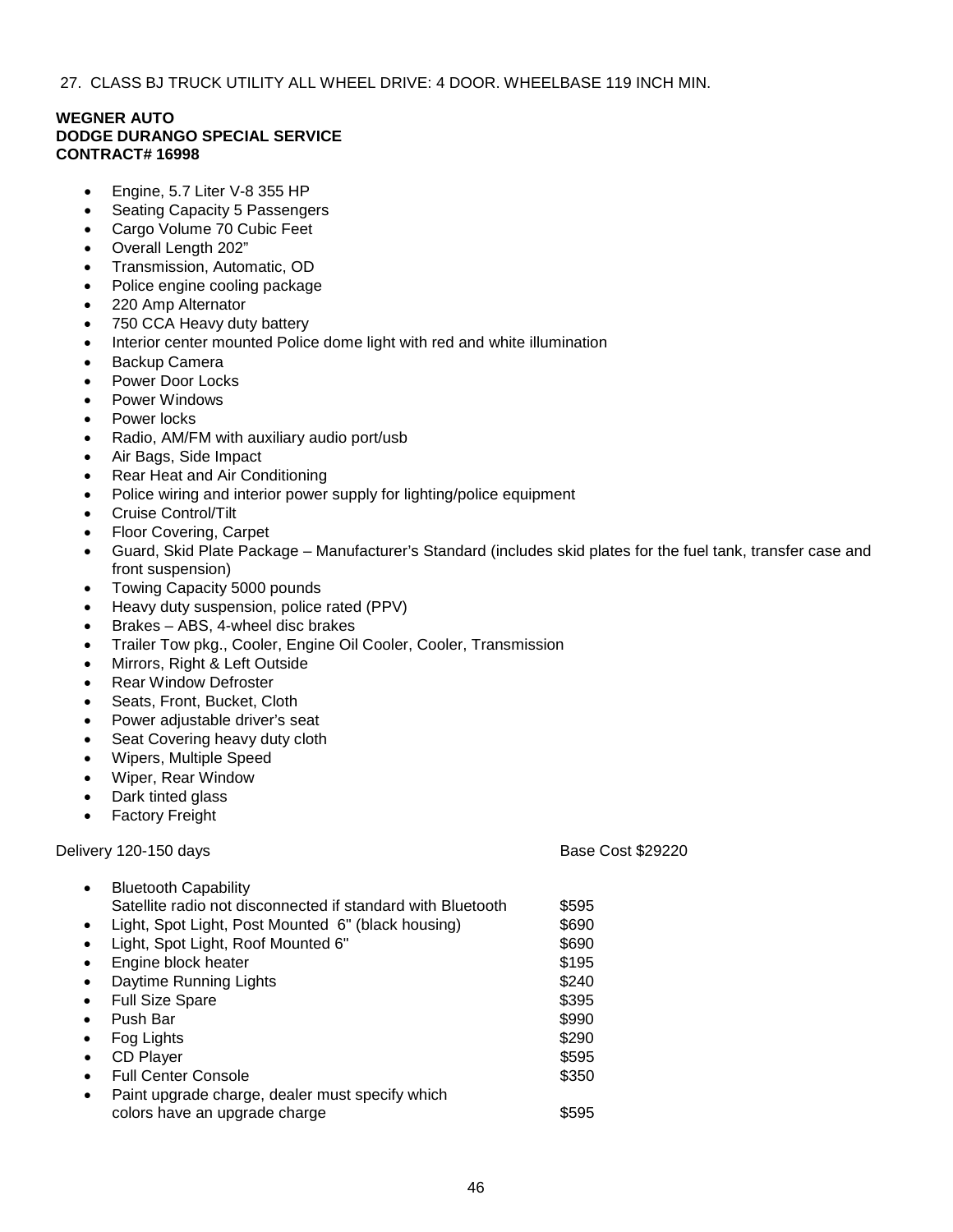27. CLASS BJ TRUCK UTILITY ALL WHEEL DRIVE: 4 DOOR. WHEELBASE 119 INCH MIN.

**WEGNER AUTO**
**DODGE DURANGO SPECIAL SERVICE**
**CONTRACT# 16998**

- Engine, 5.7 Liter V-8 355 HP
- Seating Capacity 5 Passengers
- Cargo Volume 70 Cubic Feet
- Overall Length 202"
- Transmission, Automatic, OD
- Police engine cooling package
- 220 Amp Alternator
- 750 CCA Heavy duty battery
- Interior center mounted Police dome light with red and white illumination
- Backup Camera
- Power Door Locks
- Power Windows
- Power locks
- Radio, AM/FM with auxiliary audio port/usb
- Air Bags, Side Impact
- Rear Heat and Air Conditioning
- Police wiring and interior power supply for lighting/police equipment
- Cruise Control/Tilt
- Floor Covering, Carpet
- Guard, Skid Plate Package – Manufacturer's Standard (includes skid plates for the fuel tank, transfer case and front suspension)
- Towing Capacity 5000 pounds
- Heavy duty suspension, police rated (PPV)
- Brakes – ABS, 4-wheel disc brakes
- Trailer Tow pkg., Cooler, Engine Oil Cooler, Cooler, Transmission
- Mirrors, Right & Left Outside
- Rear Window Defroster
- Seats, Front, Bucket, Cloth
- Power adjustable driver's seat
- Seat Covering heavy duty cloth
- Wipers, Multiple Speed
- Wiper, Rear Window
- Dark tinted glass
- Factory Freight

Delivery 120-150 days — Base Cost $29220

| Option | Cost |
|---|---|
| Bluetooth Capability<br>Satellite radio not disconnected if standard with Bluetooth | $595 |
| Light, Spot Light, Post Mounted 6" (black housing) | $690 |
| Light, Spot Light, Roof Mounted 6" | $690 |
| Engine block heater | $195 |
| Daytime Running Lights | $240 |
| Full Size Spare | $395 |
| Push Bar | $990 |
| Fog Lights | $290 |
| CD Player | $595 |
| Full Center Console | $350 |
| Paint upgrade charge, dealer must specify which colors have an upgrade charge | $595 |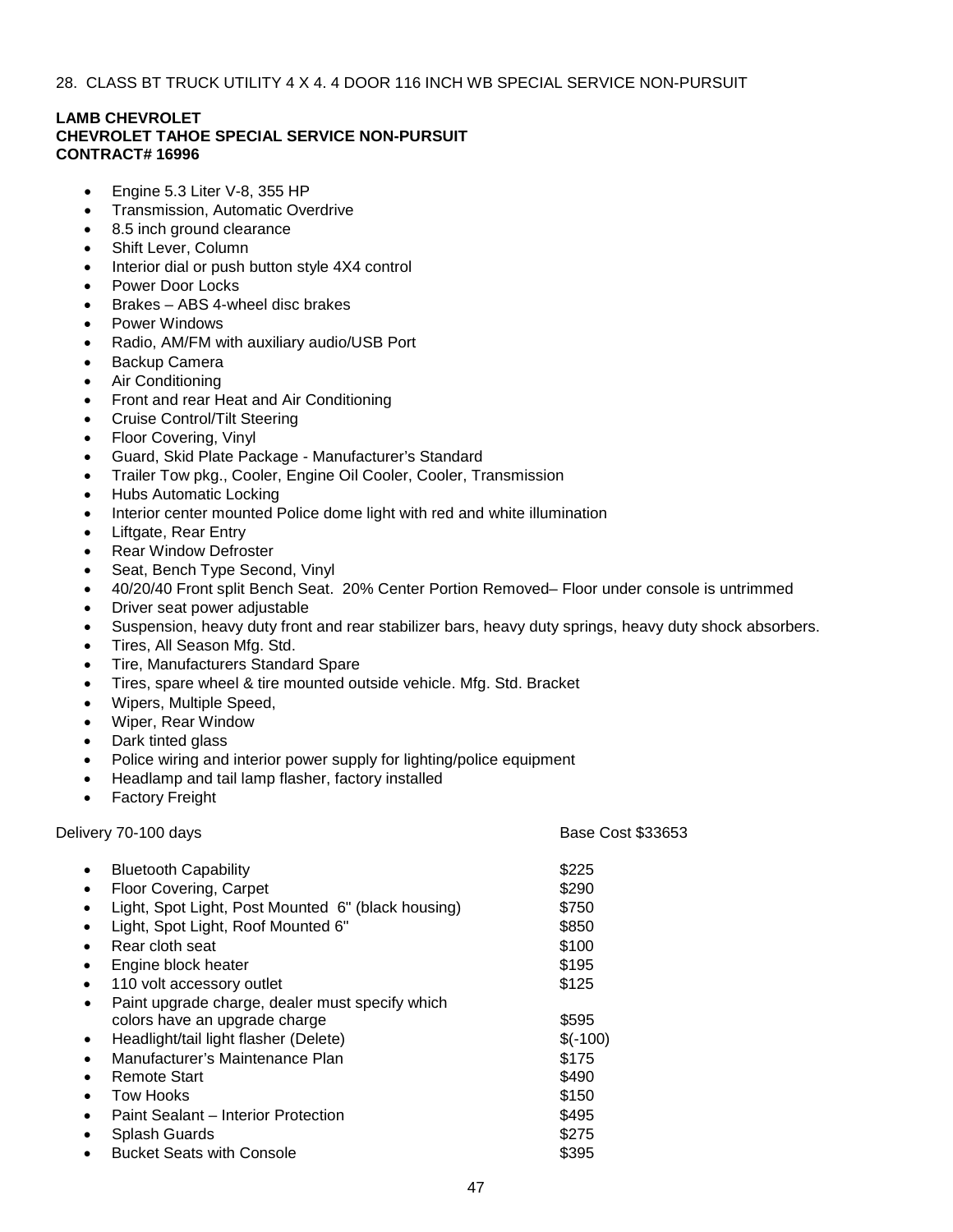28. CLASS BT TRUCK UTILITY 4 X 4. 4 DOOR 116 INCH WB SPECIAL SERVICE NON-PURSUIT

**LAMB CHEVROLET**
**CHEVROLET TAHOE SPECIAL SERVICE NON-PURSUIT**
**CONTRACT# 16996**

- Engine 5.3 Liter V-8, 355 HP
- Transmission, Automatic Overdrive
- 8.5 inch ground clearance
- Shift Lever, Column
- Interior dial or push button style 4X4 control
- Power Door Locks
- Brakes – ABS 4-wheel disc brakes
- Power Windows
- Radio, AM/FM with auxiliary audio/USB Port
- Backup Camera
- Air Conditioning
- Front and rear Heat and Air Conditioning
- Cruise Control/Tilt Steering
- Floor Covering, Vinyl
- Guard, Skid Plate Package - Manufacturer's Standard
- Trailer Tow pkg., Cooler, Engine Oil Cooler, Cooler, Transmission
- Hubs Automatic Locking
- Interior center mounted Police dome light with red and white illumination
- Liftgate, Rear Entry
- Rear Window Defroster
- Seat, Bench Type Second, Vinyl
- 40/20/40 Front split Bench Seat. 20% Center Portion Removed– Floor under console is untrimmed
- Driver seat power adjustable
- Suspension, heavy duty front and rear stabilizer bars, heavy duty springs, heavy duty shock absorbers.
- Tires, All Season Mfg. Std.
- Tire, Manufacturers Standard Spare
- Tires, spare wheel & tire mounted outside vehicle. Mfg. Std. Bracket
- Wipers, Multiple Speed,
- Wiper, Rear Window
- Dark tinted glass
- Police wiring and interior power supply for lighting/police equipment
- Headlamp and tail lamp flasher, factory installed
- Factory Freight

Delivery 70-100 days Base Cost $33653

| Option | Cost |
|---|---|
| Bluetooth Capability | $225 |
| Floor Covering, Carpet | $290 |
| Light, Spot Light, Post Mounted 6" (black housing) | $750 |
| Light, Spot Light, Roof Mounted 6" | $850 |
| Rear cloth seat | $100 |
| Engine block heater | $195 |
| 110 volt accessory outlet | $125 |
| Paint upgrade charge, dealer must specify which colors have an upgrade charge | $595 |
| Headlight/tail light flasher (Delete) | $(-100) |
| Manufacturer's Maintenance Plan | $175 |
| Remote Start | $490 |
| Tow Hooks | $150 |
| Paint Sealant – Interior Protection | $495 |
| Splash Guards | $275 |
| Bucket Seats with Console | $395 |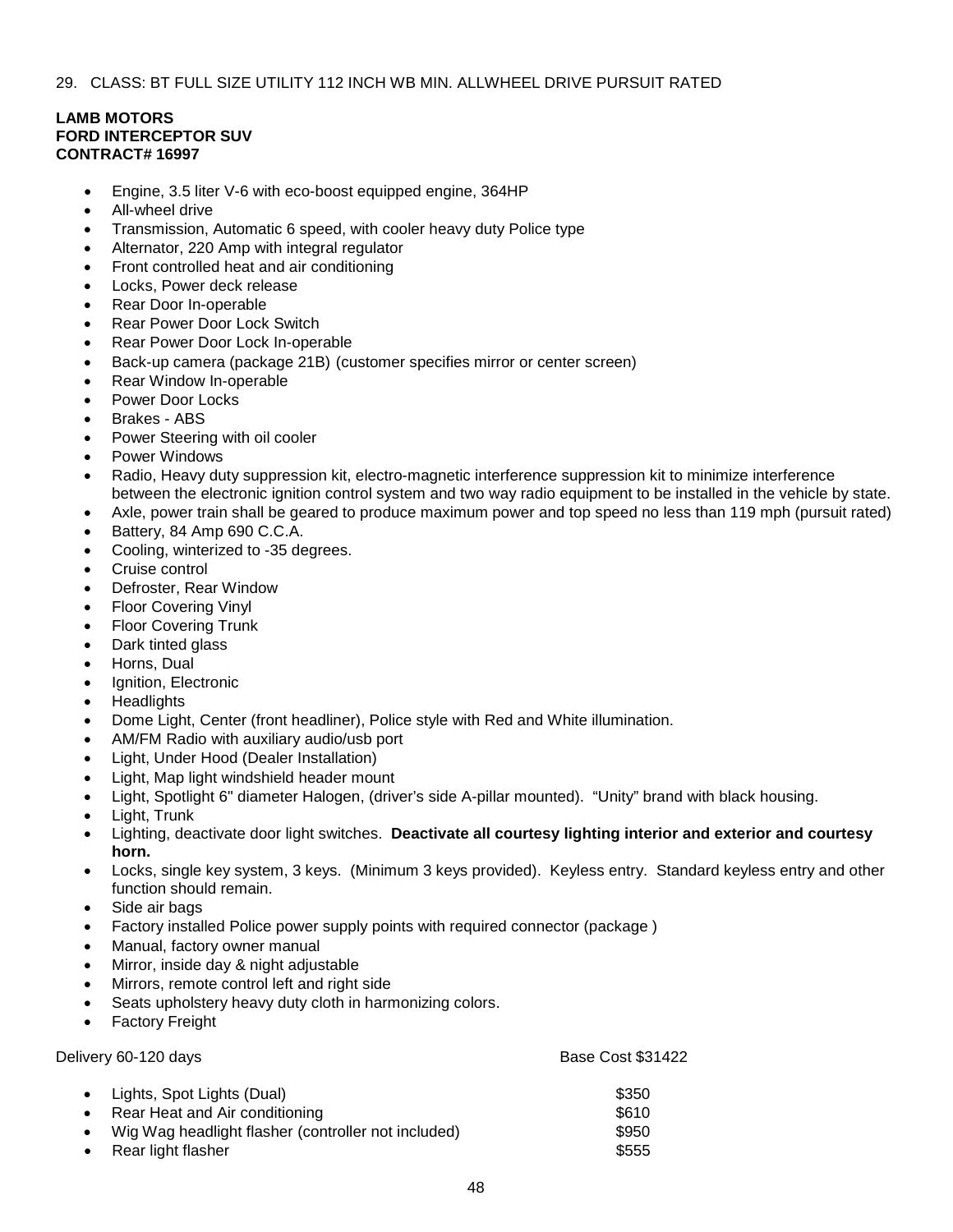29. CLASS: BT FULL SIZE UTILITY 112 INCH WB MIN. ALLWHEEL DRIVE PURSUIT RATED

**LAMB MOTORS**
**FORD INTERCEPTOR SUV**
**CONTRACT# 16997**

- Engine, 3.5 liter V-6 with eco-boost equipped engine, 364HP
- All-wheel drive
- Transmission, Automatic 6 speed, with cooler heavy duty Police type
- Alternator, 220 Amp with integral regulator
- Front controlled heat and air conditioning
- Locks, Power deck release
- Rear Door In-operable
- Rear Power Door Lock Switch
- Rear Power Door Lock In-operable
- Back-up camera (package 21B) (customer specifies mirror or center screen)
- Rear Window In-operable
- Power Door Locks
- Brakes - ABS
- Power Steering with oil cooler
- Power Windows
- Radio, Heavy duty suppression kit, electro-magnetic interference suppression kit to minimize interference between the electronic ignition control system and two way radio equipment to be installed in the vehicle by state.
- Axle, power train shall be geared to produce maximum power and top speed no less than 119 mph (pursuit rated)
- Battery, 84 Amp 690 C.C.A.
- Cooling, winterized to -35 degrees.
- Cruise control
- Defroster, Rear Window
- Floor Covering Vinyl
- Floor Covering Trunk
- Dark tinted glass
- Horns, Dual
- Ignition, Electronic
- Headlights
- Dome Light, Center (front headliner), Police style with Red and White illumination.
- AM/FM Radio with auxiliary audio/usb port
- Light, Under Hood (Dealer Installation)
- Light, Map light windshield header mount
- Light, Spotlight 6" diameter Halogen, (driver's side A-pillar mounted). "Unity" brand with black housing.
- Light, Trunk
- Lighting, deactivate door light switches. **Deactivate all courtesy lighting interior and exterior and courtesy horn.**
- Locks, single key system, 3 keys. (Minimum 3 keys provided). Keyless entry. Standard keyless entry and other function should remain.
- Side air bags
- Factory installed Police power supply points with required connector (package )
- Manual, factory owner manual
- Mirror, inside day & night adjustable
- Mirrors, remote control left and right side
- Seats upholstery heavy duty cloth in harmonizing colors.
- Factory Freight

Delivery 60-120 days — Base Cost $31422

- Lights, Spot Lights (Dual) — $350
- Rear Heat and Air conditioning — $610
- Wig Wag headlight flasher (controller not included) — $950
- Rear light flasher — $555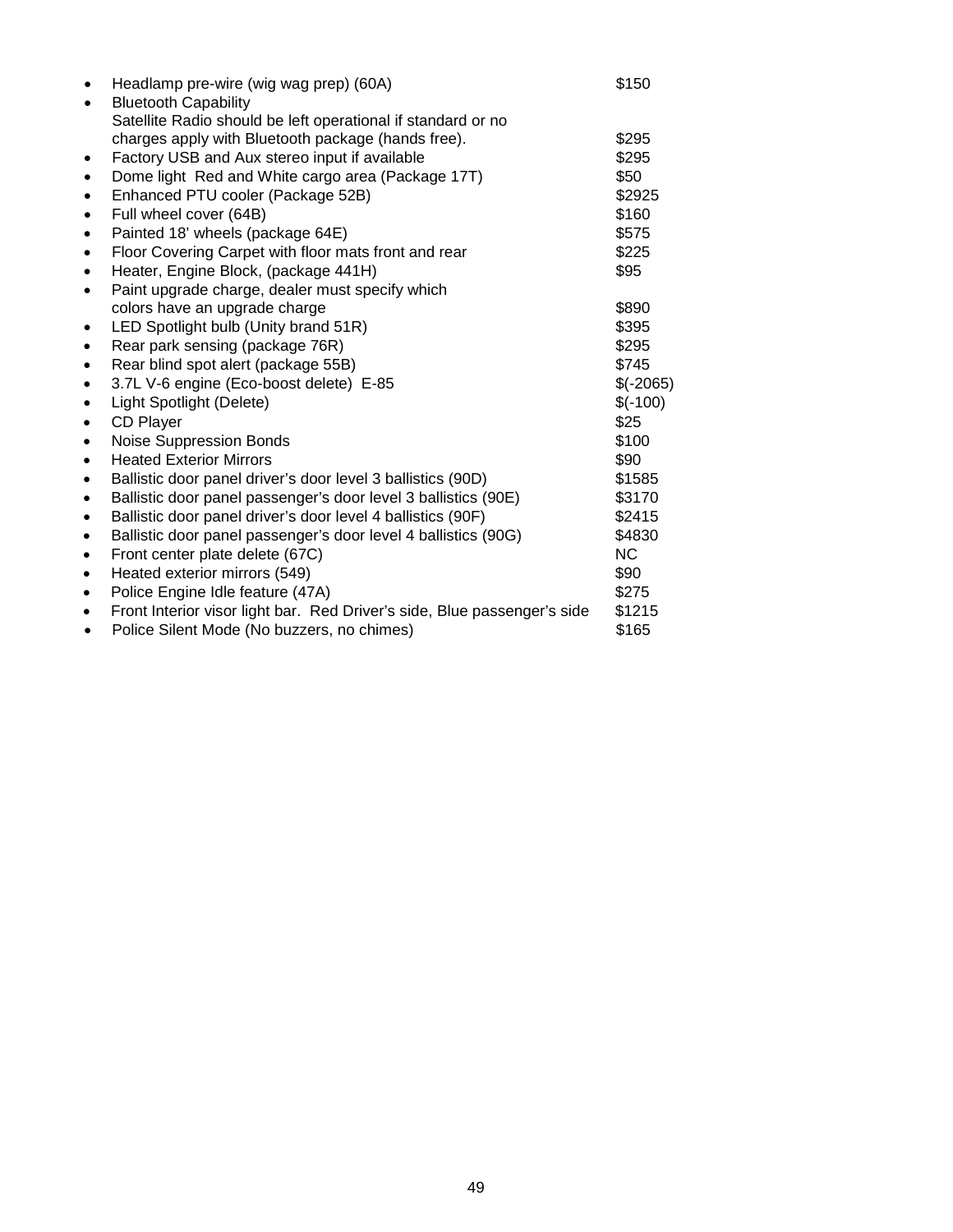- Headlamp pre-wire (wig wag prep) (60A) $150
- Bluetooth Capability
  Satellite Radio should be left operational if standard or no charges apply with Bluetooth package (hands free). $295
- Factory USB and Aux stereo input if available $295
- Dome light Red and White cargo area (Package 17T) $50
- Enhanced PTU cooler (Package 52B) $2925
- Full wheel cover (64B) $160
- Painted 18' wheels (package 64E) $575
- Floor Covering Carpet with floor mats front and rear $225
- Heater, Engine Block, (package 441H) $95
- Paint upgrade charge, dealer must specify which colors have an upgrade charge $890
- LED Spotlight bulb (Unity brand 51R) $395
- Rear park sensing (package 76R) $295
- Rear blind spot alert (package 55B) $745
- 3.7L V-6 engine (Eco-boost delete) E-85 $(-2065)
- Light Spotlight (Delete) $(-100)
- CD Player $25
- Noise Suppression Bonds $100
- Heated Exterior Mirrors $90
- Ballistic door panel driver's door level 3 ballistics (90D) $1585
- Ballistic door panel passenger's door level 3 ballistics (90E) $3170
- Ballistic door panel driver's door level 4 ballistics (90F) $2415
- Ballistic door panel passenger's door level 4 ballistics (90G) $4830
- Front center plate delete (67C) NC
- Heated exterior mirrors (549) $90
- Police Engine Idle feature (47A) $275
- Front Interior visor light bar. Red Driver's side, Blue passenger's side $1215
- Police Silent Mode (No buzzers, no chimes) $165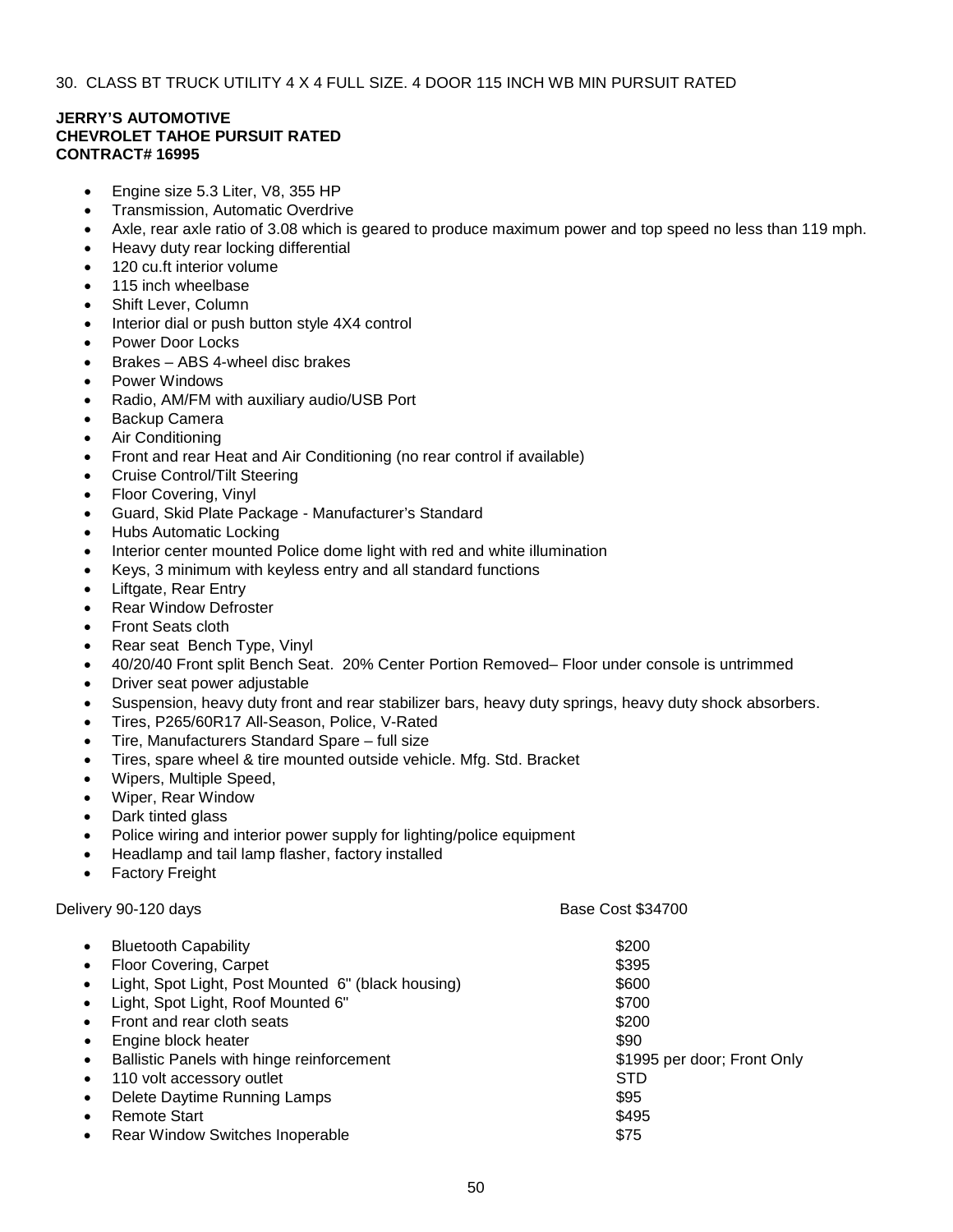30. CLASS BT TRUCK UTILITY 4 X 4 FULL SIZE. 4 DOOR 115 INCH WB MIN PURSUIT RATED

**JERRY'S AUTOMOTIVE**
**CHEVROLET TAHOE PURSUIT RATED**
**CONTRACT# 16995**

- Engine size 5.3 Liter, V8, 355 HP
- Transmission, Automatic Overdrive
- Axle, rear axle ratio of 3.08 which is geared to produce maximum power and top speed no less than 119 mph.
- Heavy duty rear locking differential
- 120 cu.ft interior volume
- 115 inch wheelbase
- Shift Lever, Column
- Interior dial or push button style 4X4 control
- Power Door Locks
- Brakes – ABS 4-wheel disc brakes
- Power Windows
- Radio, AM/FM with auxiliary audio/USB Port
- Backup Camera
- Air Conditioning
- Front and rear Heat and Air Conditioning (no rear control if available)
- Cruise Control/Tilt Steering
- Floor Covering, Vinyl
- Guard, Skid Plate Package - Manufacturer's Standard
- Hubs Automatic Locking
- Interior center mounted Police dome light with red and white illumination
- Keys, 3 minimum with keyless entry and all standard functions
- Liftgate, Rear Entry
- Rear Window Defroster
- Front Seats cloth
- Rear seat Bench Type, Vinyl
- 40/20/40 Front split Bench Seat. 20% Center Portion Removed– Floor under console is untrimmed
- Driver seat power adjustable
- Suspension, heavy duty front and rear stabilizer bars, heavy duty springs, heavy duty shock absorbers.
- Tires, P265/60R17 All-Season, Police, V-Rated
- Tire, Manufacturers Standard Spare – full size
- Tires, spare wheel & tire mounted outside vehicle. Mfg. Std. Bracket
- Wipers, Multiple Speed,
- Wiper, Rear Window
- Dark tinted glass
- Police wiring and interior power supply for lighting/police equipment
- Headlamp and tail lamp flasher, factory installed
- Factory Freight

Delivery 90-120 days — Base Cost $34700

| Option | Cost |
|---|---|
| Bluetooth Capability | $200 |
| Floor Covering, Carpet | $395 |
| Light, Spot Light, Post Mounted 6" (black housing) | $600 |
| Light, Spot Light, Roof Mounted 6" | $700 |
| Front and rear cloth seats | $200 |
| Engine block heater | $90 |
| Ballistic Panels with hinge reinforcement | $1995 per door; Front Only |
| 110 volt accessory outlet | STD |
| Delete Daytime Running Lamps | $95 |
| Remote Start | $495 |
| Rear Window Switches Inoperable | $75 |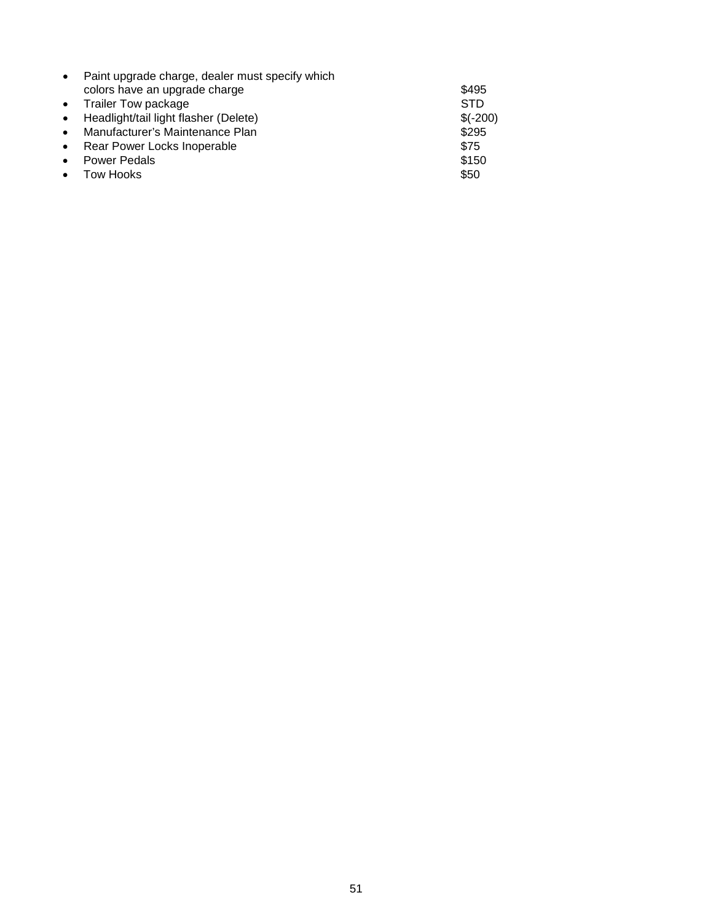- Paint upgrade charge, dealer must specify which colors have an upgrade charge — $495
- Trailer Tow package — STD
- Headlight/tail light flasher (Delete) — $(-200)
- Manufacturer's Maintenance Plan — $295
- Rear Power Locks Inoperable — $75
- Power Pedals — $150
- Tow Hooks — $50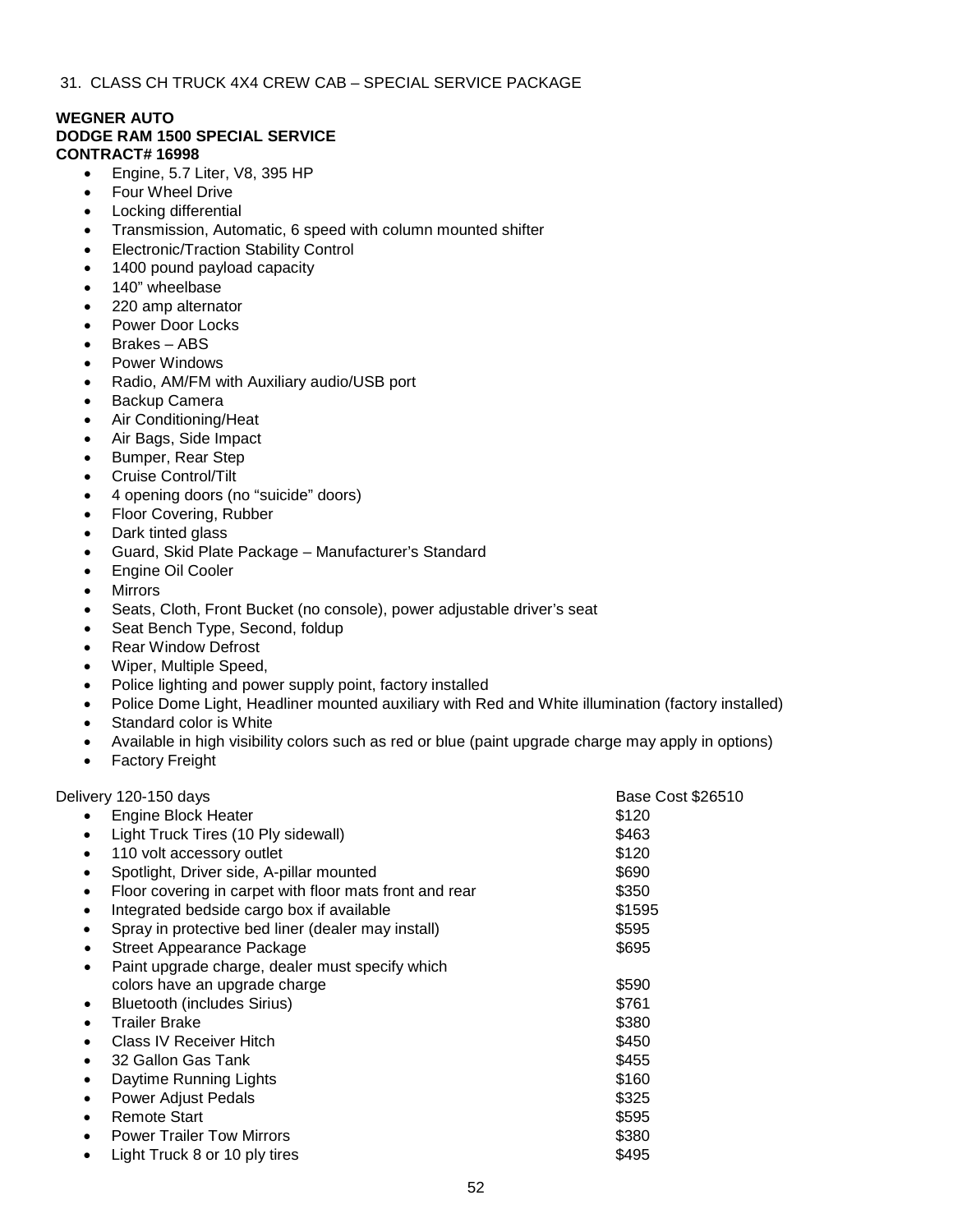31. CLASS CH TRUCK 4X4 CREW CAB – SPECIAL SERVICE PACKAGE

**WEGNER AUTO**
**DODGE RAM 1500 SPECIAL SERVICE**
**CONTRACT# 16998**

- Engine, 5.7 Liter, V8, 395 HP
- Four Wheel Drive
- Locking differential
- Transmission, Automatic, 6 speed with column mounted shifter
- Electronic/Traction Stability Control
- 1400 pound payload capacity
- 140" wheelbase
- 220 amp alternator
- Power Door Locks
- Brakes – ABS
- Power Windows
- Radio, AM/FM with Auxiliary audio/USB port
- Backup Camera
- Air Conditioning/Heat
- Air Bags, Side Impact
- Bumper, Rear Step
- Cruise Control/Tilt
- 4 opening doors (no "suicide" doors)
- Floor Covering, Rubber
- Dark tinted glass
- Guard, Skid Plate Package – Manufacturer's Standard
- Engine Oil Cooler
- Mirrors
- Seats, Cloth, Front Bucket (no console), power adjustable driver's seat
- Seat Bench Type, Second, foldup
- Rear Window Defrost
- Wiper, Multiple Speed,
- Police lighting and power supply point, factory installed
- Police Dome Light, Headliner mounted auxiliary with Red and White illumination (factory installed)
- Standard color is White
- Available in high visibility colors such as red or blue (paint upgrade charge may apply in options)
- Factory Freight

Delivery 120-150 days — Base Cost $26510

| Option | Cost |
|---|---|
| Engine Block Heater | $120 |
| Light Truck Tires (10 Ply sidewall) | $463 |
| 110 volt accessory outlet | $120 |
| Spotlight, Driver side, A-pillar mounted | $690 |
| Floor covering in carpet with floor mats front and rear | $350 |
| Integrated bedside cargo box if available | $1595 |
| Spray in protective bed liner (dealer may install) | $595 |
| Street Appearance Package | $695 |
| Paint upgrade charge, dealer must specify which colors have an upgrade charge | $590 |
| Bluetooth (includes Sirius) | $761 |
| Trailer Brake | $380 |
| Class IV Receiver Hitch | $450 |
| 32 Gallon Gas Tank | $455 |
| Daytime Running Lights | $160 |
| Power Adjust Pedals | $325 |
| Remote Start | $595 |
| Power Trailer Tow Mirrors | $380 |
| Light Truck 8 or 10 ply tires | $495 |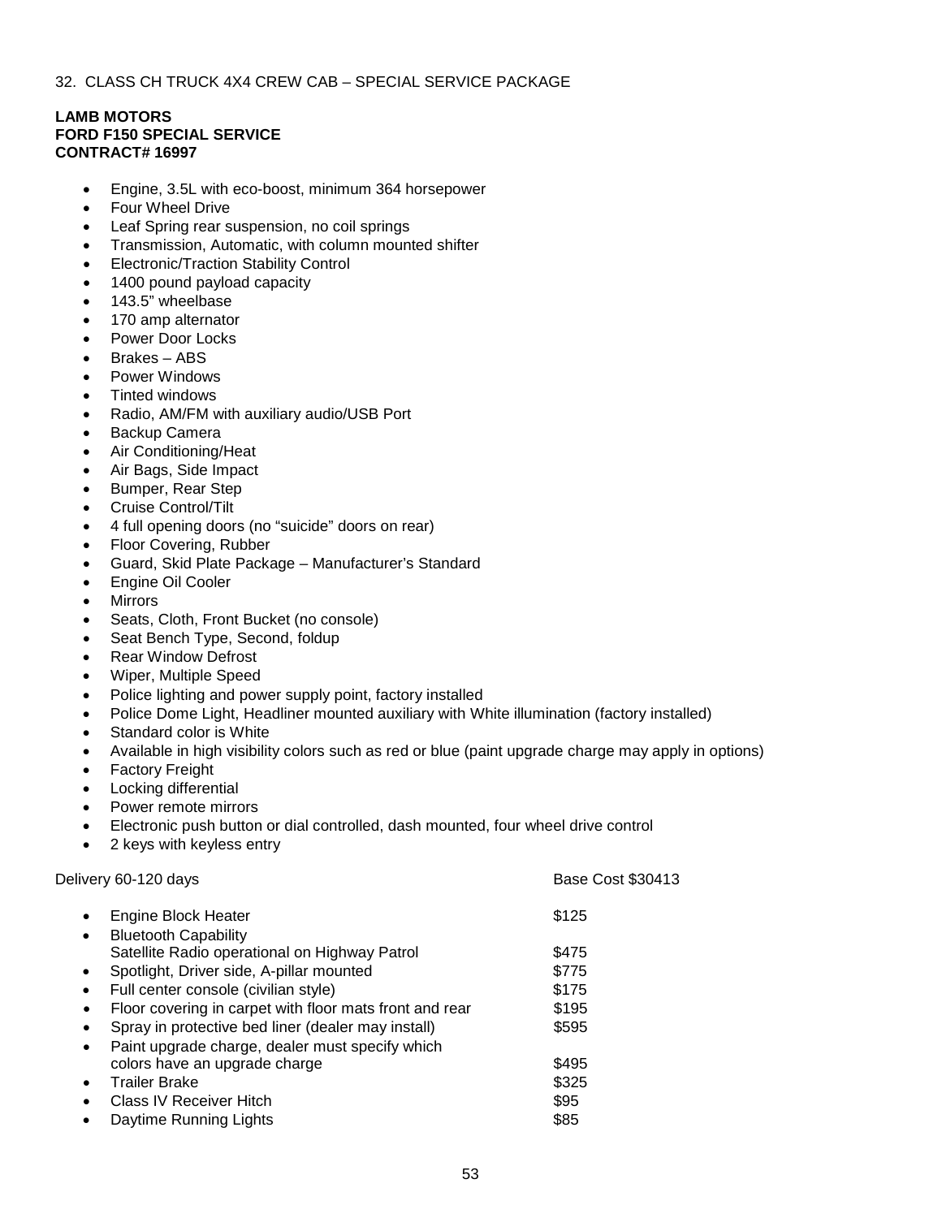32. CLASS CH TRUCK 4X4 CREW CAB – SPECIAL SERVICE PACKAGE

**LAMB MOTORS**
**FORD F150 SPECIAL SERVICE**
**CONTRACT# 16997**

- Engine, 3.5L with eco-boost, minimum 364 horsepower
- Four Wheel Drive
- Leaf Spring rear suspension, no coil springs
- Transmission, Automatic, with column mounted shifter
- Electronic/Traction Stability Control
- 1400 pound payload capacity
- 143.5" wheelbase
- 170 amp alternator
- Power Door Locks
- Brakes – ABS
- Power Windows
- Tinted windows
- Radio, AM/FM with auxiliary audio/USB Port
- Backup Camera
- Air Conditioning/Heat
- Air Bags, Side Impact
- Bumper, Rear Step
- Cruise Control/Tilt
- 4 full opening doors (no "suicide" doors on rear)
- Floor Covering, Rubber
- Guard, Skid Plate Package – Manufacturer's Standard
- Engine Oil Cooler
- Mirrors
- Seats, Cloth, Front Bucket (no console)
- Seat Bench Type, Second, foldup
- Rear Window Defrost
- Wiper, Multiple Speed
- Police lighting and power supply point, factory installed
- Police Dome Light, Headliner mounted auxiliary with White illumination (factory installed)
- Standard color is White
- Available in high visibility colors such as red or blue (paint upgrade charge may apply in options)
- Factory Freight
- Locking differential
- Power remote mirrors
- Electronic push button or dial controlled, dash mounted, four wheel drive control
- 2 keys with keyless entry

Delivery 60-120 days — Base Cost $30413

| Option | Cost |
|---|---|
| Engine Block Heater | $125 |
| Bluetooth Capability Satellite Radio operational on Highway Patrol | $475 |
| Spotlight, Driver side, A-pillar mounted | $775 |
| Full center console (civilian style) | $175 |
| Floor covering in carpet with floor mats front and rear | $195 |
| Spray in protective bed liner (dealer may install) | $595 |
| Paint upgrade charge, dealer must specify which colors have an upgrade charge | $495 |
| Trailer Brake | $325 |
| Class IV Receiver Hitch | $95 |
| Daytime Running Lights | $85 |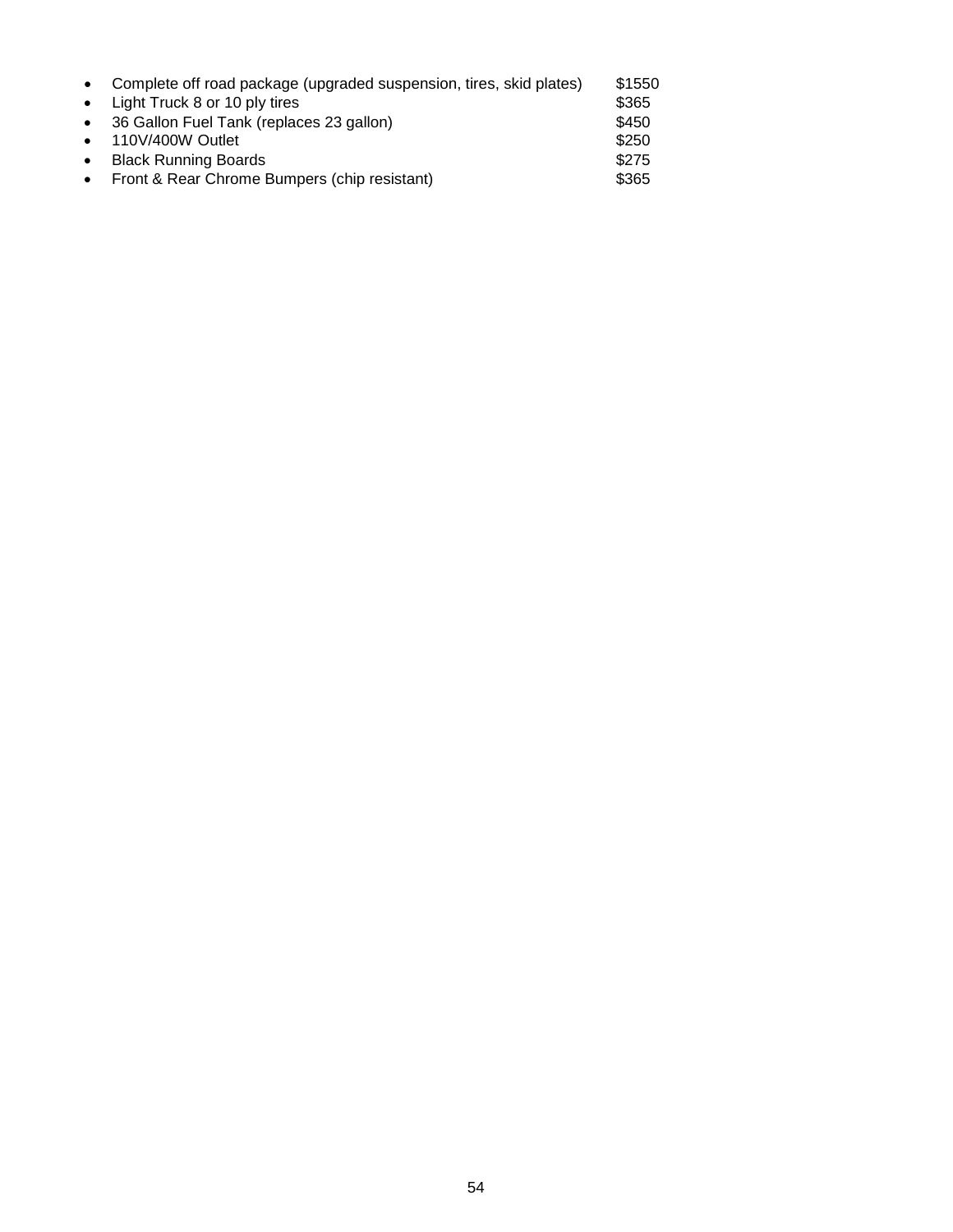- Complete off road package (upgraded suspension, tires, skid plates) $1550
- Light Truck 8 or 10 ply tires $365
- 36 Gallon Fuel Tank (replaces 23 gallon) $450
- 110V/400W Outlet $250
- Black Running Boards $275
- Front & Rear Chrome Bumpers (chip resistant) $365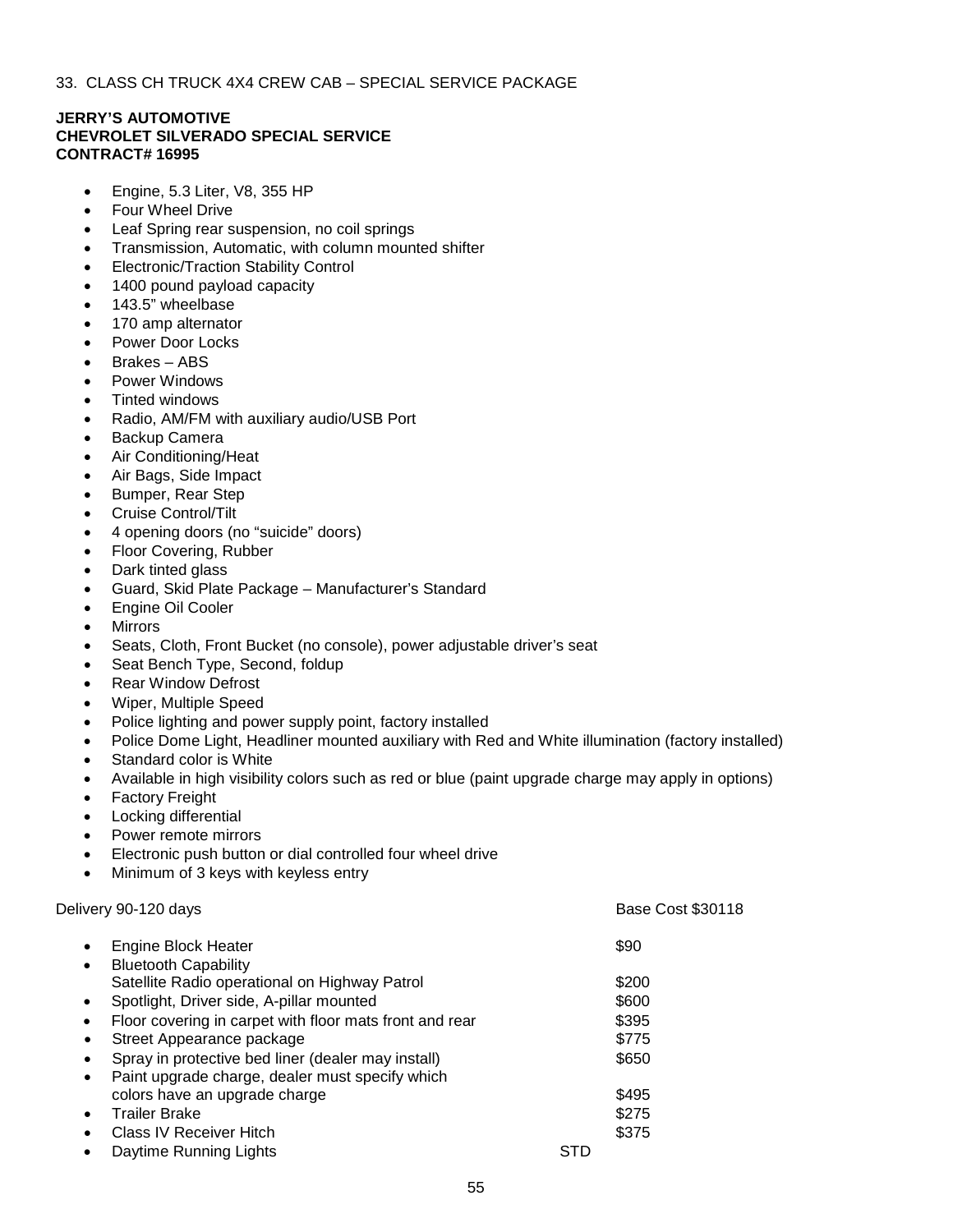33. CLASS CH TRUCK 4X4 CREW CAB – SPECIAL SERVICE PACKAGE

**JERRY'S AUTOMOTIVE**
**CHEVROLET SILVERADO SPECIAL SERVICE**
**CONTRACT# 16995**

- Engine, 5.3 Liter, V8, 355 HP
- Four Wheel Drive
- Leaf Spring rear suspension, no coil springs
- Transmission, Automatic, with column mounted shifter
- Electronic/Traction Stability Control
- 1400 pound payload capacity
- 143.5" wheelbase
- 170 amp alternator
- Power Door Locks
- Brakes – ABS
- Power Windows
- Tinted windows
- Radio, AM/FM with auxiliary audio/USB Port
- Backup Camera
- Air Conditioning/Heat
- Air Bags, Side Impact
- Bumper, Rear Step
- Cruise Control/Tilt
- 4 opening doors (no "suicide" doors)
- Floor Covering, Rubber
- Dark tinted glass
- Guard, Skid Plate Package – Manufacturer's Standard
- Engine Oil Cooler
- Mirrors
- Seats, Cloth, Front Bucket (no console), power adjustable driver's seat
- Seat Bench Type, Second, foldup
- Rear Window Defrost
- Wiper, Multiple Speed
- Police lighting and power supply point, factory installed
- Police Dome Light, Headliner mounted auxiliary with Red and White illumination (factory installed)
- Standard color is White
- Available in high visibility colors such as red or blue (paint upgrade charge may apply in options)
- Factory Freight
- Locking differential
- Power remote mirrors
- Electronic push button or dial controlled four wheel drive
- Minimum of 3 keys with keyless entry

Delivery 90-120 days — Base Cost $30118

| Option | Cost |
|---|---|
| Engine Block Heater | $90 |
| Bluetooth Capability Satellite Radio operational on Highway Patrol | $200 |
| Spotlight, Driver side, A-pillar mounted | $600 |
| Floor covering in carpet with floor mats front and rear | $395 |
| Street Appearance package | $775 |
| Spray in protective bed liner (dealer may install) | $650 |
| Paint upgrade charge, dealer must specify which colors have an upgrade charge | $495 |
| Trailer Brake | $275 |
| Class IV Receiver Hitch | $375 |
| Daytime Running Lights | STD |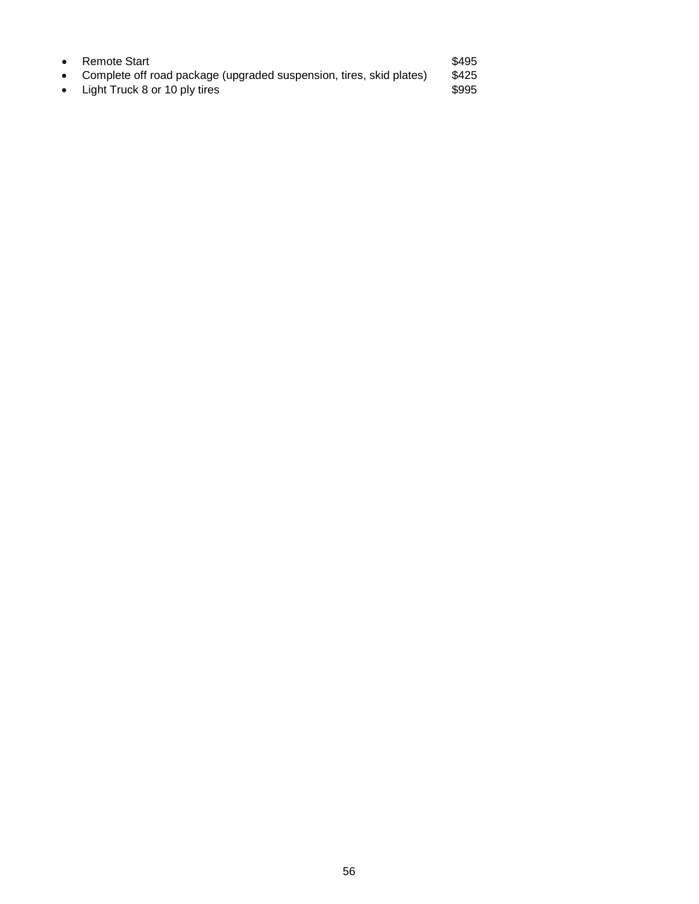- Remote Start $495
- Complete off road package (upgraded suspension, tires, skid plates) $425
- Light Truck 8 or 10 ply tires $995